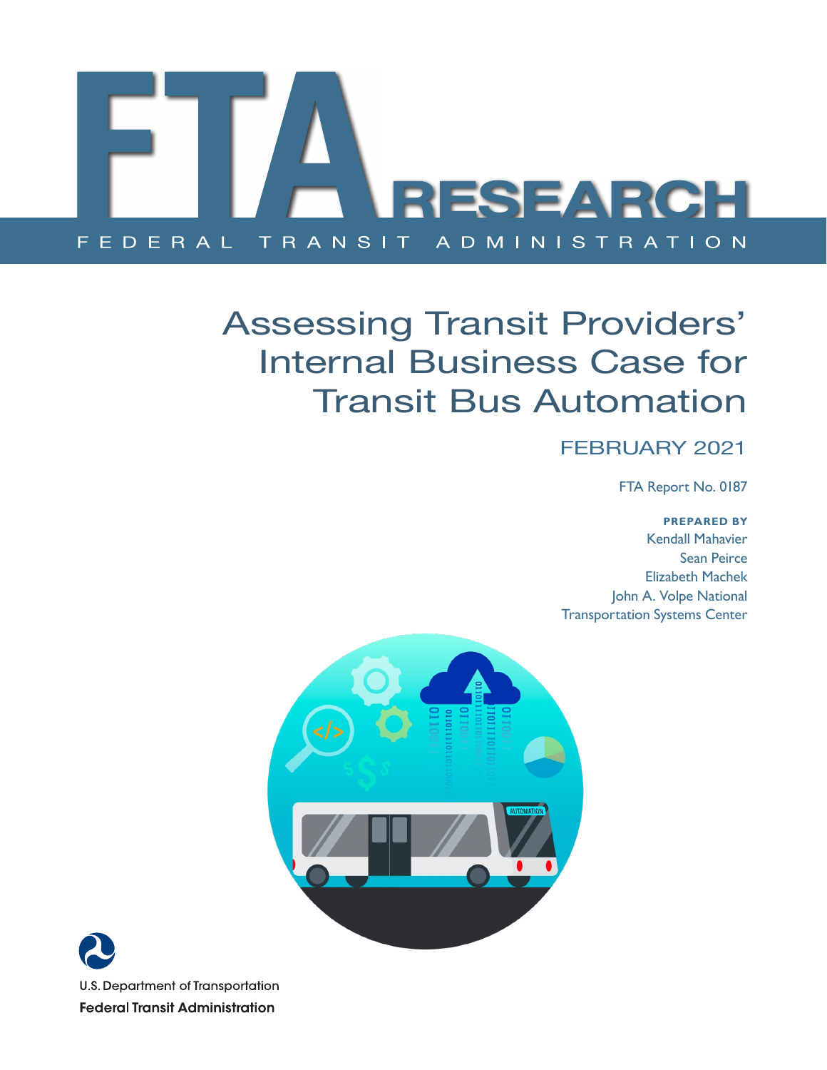# FTA RESEARCH

FEDERAL TRANSIT ADMINISTRATION

# Assessing Transit Providers' Internal Business Case for Transit Bus Automation

FEBRUARY 2021

FTA Report No. 0187

**PREPARED BY**

Kendall Mahavier
Sean Peirce
Elizabeth Machek
John A. Volpe National Transportation Systems Center

U.S. Department of Transportation
**Federal Transit Administration**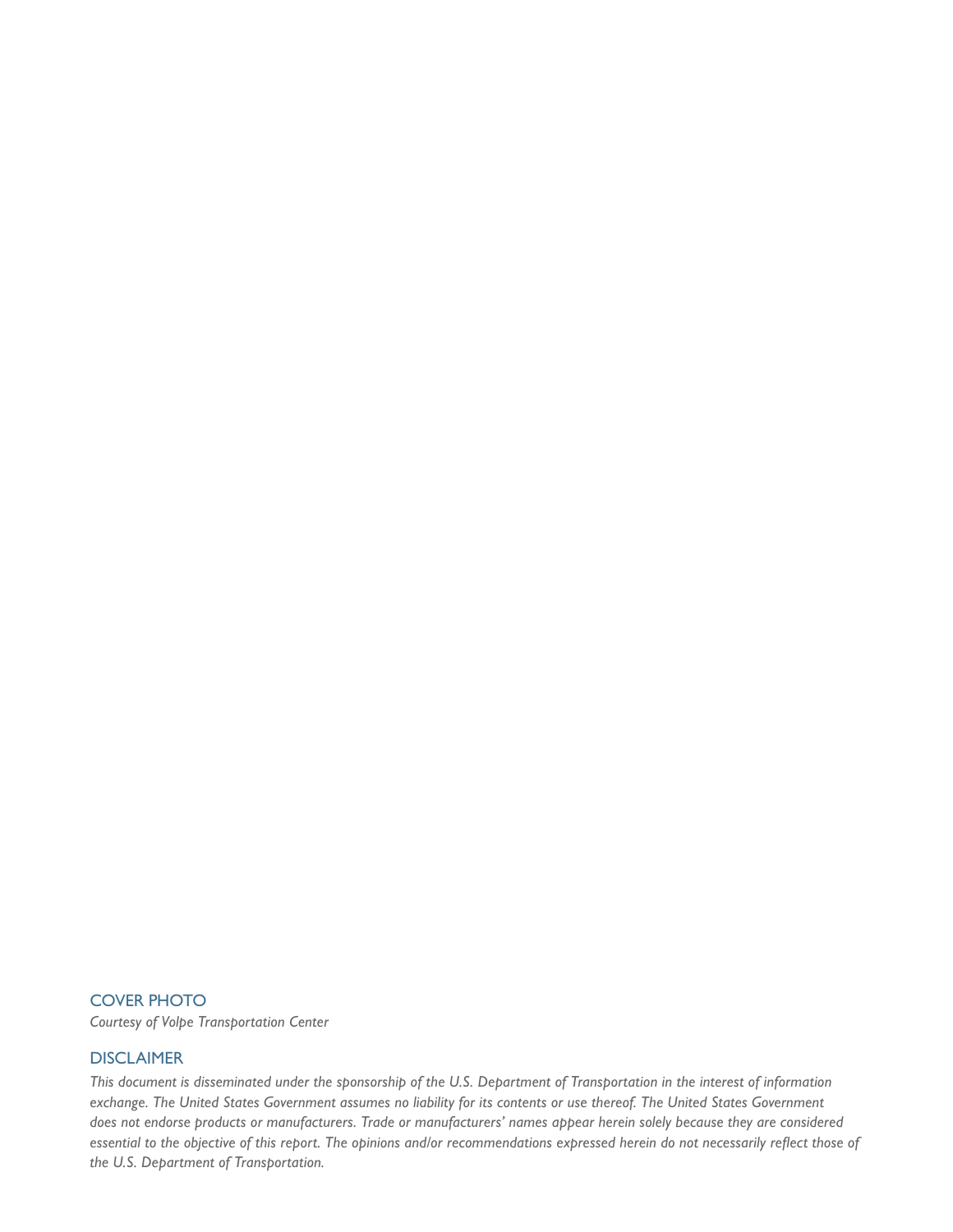## COVER PHOTO

*Courtesy of Volpe Transportation Center*

## DISCLAIMER

*This document is disseminated under the sponsorship of the U.S. Department of Transportation in the interest of information exchange. The United States Government assumes no liability for its contents or use thereof. The United States Government does not endorse products or manufacturers. Trade or manufacturers' names appear herein solely because they are considered essential to the objective of this report. The opinions and/or recommendations expressed herein do not necessarily reflect those of the U.S. Department of Transportation.*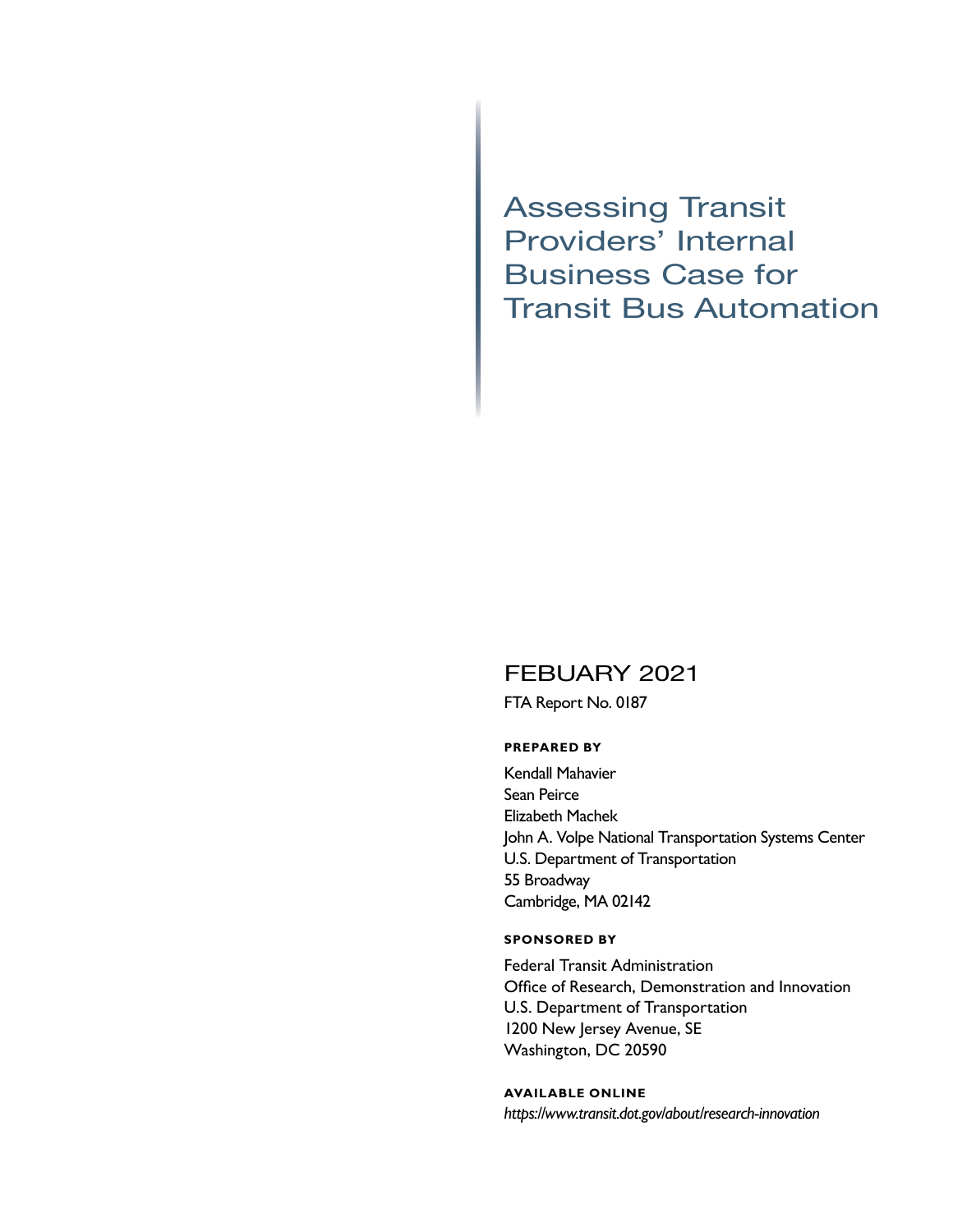# Assessing Transit Providers' Internal Business Case for Transit Bus Automation

FEBUARY 2021

FTA Report No. 0187

**PREPARED BY**

Kendall Mahavier
Sean Peirce
Elizabeth Machek
John A. Volpe National Transportation Systems Center
U.S. Department of Transportation
55 Broadway
Cambridge, MA 02142

**SPONSORED BY**

Federal Transit Administration
Office of Research, Demonstration and Innovation
U.S. Department of Transportation
1200 New Jersey Avenue, SE
Washington, DC 20590

**AVAILABLE ONLINE**

*https://www.transit.dot.gov/about/research-innovation*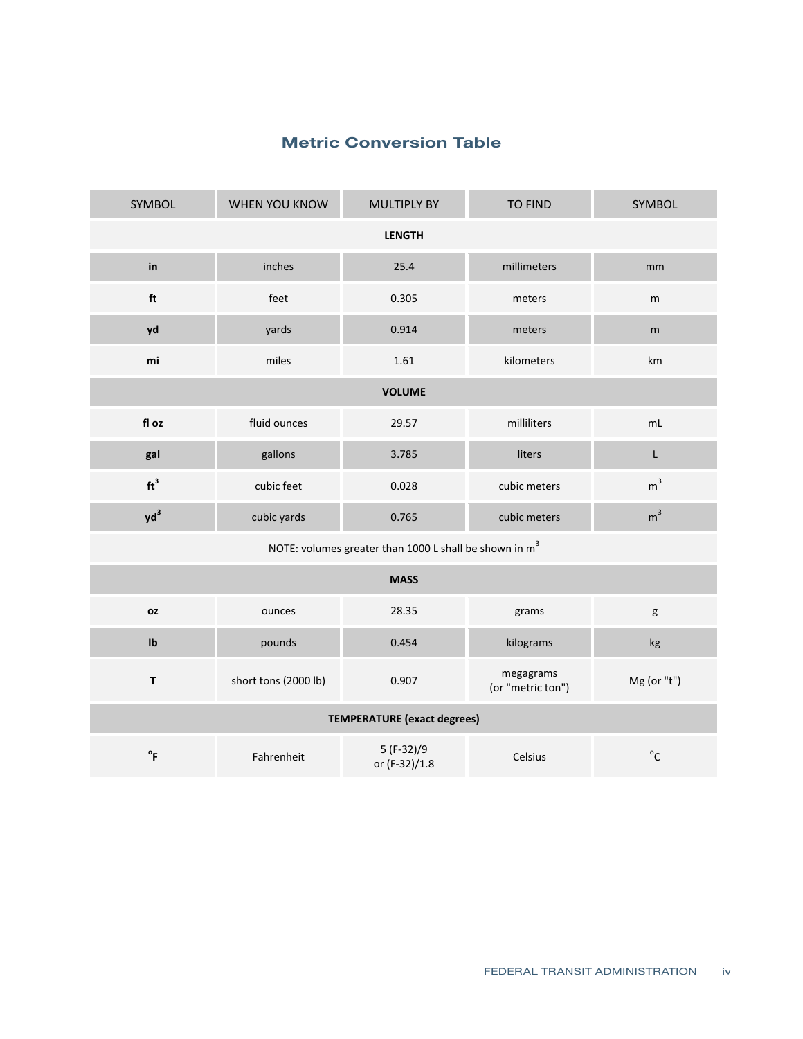## Metric Conversion Table

| SYMBOL | WHEN YOU KNOW | MULTIPLY BY | TO FIND | SYMBOL |
|---|---|---|---|---|
| **LENGTH** | | | | |
| **in** | inches | 25.4 | millimeters | mm |
| **ft** | feet | 0.305 | meters | m |
| **yd** | yards | 0.914 | meters | m |
| **mi** | miles | 1.61 | kilometers | km |
| **VOLUME** | | | | |
| **fl oz** | fluid ounces | 29.57 | milliliters | mL |
| **gal** | gallons | 3.785 | liters | L |
| **$ft^3$** | cubic feet | 0.028 | cubic meters | $m^3$ |
| **$yd^3$** | cubic yards | 0.765 | cubic meters | $m^3$ |
| NOTE: volumes greater than 1000 L shall be shown in $m^3$ | | | | |
| **MASS** | | | | |
| **oz** | ounces | 28.35 | grams | g |
| **lb** | pounds | 0.454 | kilograms | kg |
| **T** | short tons (2000 lb) | 0.907 | megagrams (or "metric ton") | Mg (or "t") |
| **TEMPERATURE (exact degrees)** | | | | |
| **°F** | Fahrenheit | 5 (F-32)/9 or (F-32)/1.8 | Celsius | °C |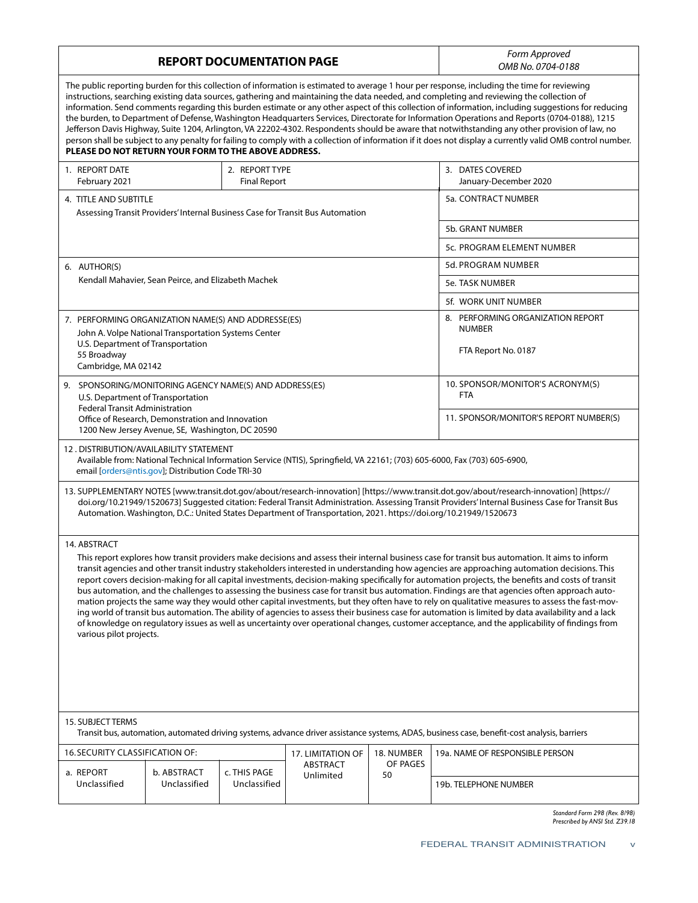# REPORT DOCUMENTATION PAGE

*Form Approved*
*OMB No. 0704-0188*

The public reporting burden for this collection of information is estimated to average 1 hour per response, including the time for reviewing instructions, searching existing data sources, gathering and maintaining the data needed, and completing and reviewing the collection of information. Send comments regarding this burden estimate or any other aspect of this collection of information, including suggestions for reducing the burden, to Department of Defense, Washington Headquarters Services, Directorate for Information Operations and Reports (0704-0188), 1215 Jefferson Davis Highway, Suite 1204, Arlington, VA 22202-4302. Respondents should be aware that notwithstanding any other provision of law, no person shall be subject to any penalty for failing to comply with a collection of information if it does not display a currently valid OMB control number.
**PLEASE DO NOT RETURN YOUR FORM TO THE ABOVE ADDRESS.**

1. REPORT DATE
   February 2021

2. REPORT TYPE
   Final Report

3. DATES COVERED
   January-December 2020

4. TITLE AND SUBTITLE
   Assessing Transit Providers' Internal Business Case for Transit Bus Automation

5a. CONTRACT NUMBER

5b. GRANT NUMBER

5c. PROGRAM ELEMENT NUMBER

5d. PROGRAM NUMBER

5e. TASK NUMBER

5f. WORK UNIT NUMBER

6. AUTHOR(S)
   Kendall Mahavier, Sean Peirce, and Elizabeth Machek

7. PERFORMING ORGANIZATION NAME(S) AND ADDRESSE(ES)
   John A. Volpe National Transportation Systems Center
   U.S. Department of Transportation
   55 Broadway
   Cambridge, MA 02142

8. PERFORMING ORGANIZATION REPORT NUMBER

   FTA Report No. 0187

9. SPONSORING/MONITORING AGENCY NAME(S) AND ADDRESS(ES)
   U.S. Department of Transportation
   Federal Transit Administration
   Office of Research, Demonstration and Innovation
   1200 New Jersey Avenue, SE, Washington, DC 20590

10. SPONSOR/MONITOR'S ACRONYM(S)
    FTA

11. SPONSOR/MONITOR'S REPORT NUMBER(S)

12 . DISTRIBUTION/AVAILABILITY STATEMENT
Available from: National Technical Information Service (NTIS), Springfield, VA 22161; (703) 605-6000, Fax (703) 605-6900, email [orders@ntis.gov]; Distribution Code TRI-30

13. SUPPLEMENTARY NOTES [www.transit.dot.gov/about/research-innovation] [https://www.transit.dot.gov/about/research-innovation] [https://doi.org/10.21949/1520673] Suggested citation: Federal Transit Administration. Assessing Transit Providers' Internal Business Case for Transit Bus Automation. Washington, D.C.: United States Department of Transportation, 2021. https://doi.org/10.21949/1520673

14. ABSTRACT
This report explores how transit providers make decisions and assess their internal business case for transit bus automation. It aims to inform transit agencies and other transit industry stakeholders interested in understanding how agencies are approaching automation decisions. This report covers decision-making for all capital investments, decision-making specifically for automation projects, the benefits and costs of transit bus automation, and the challenges to assessing the business case for transit bus automation. Findings are that agencies often approach automation projects the same way they would other capital investments, but they often have to rely on qualitative measures to assess the fast-moving world of transit bus automation. The ability of agencies to assess their business case for automation is limited by data availability and a lack of knowledge on regulatory issues as well as uncertainty over operational changes, customer acceptance, and the applicability of findings from various pilot projects.

15. SUBJECT TERMS
Transit bus, automation, automated driving systems, advance driver assistance systems, ADAS, business case, benefit-cost analysis, barriers

| 16. SECURITY CLASSIFICATION OF: | | | 17. LIMITATION OF ABSTRACT | 18. NUMBER OF PAGES | 19a. NAME OF RESPONSIBLE PERSON |
|---|---|---|---|---|---|
| a. REPORT | b. ABSTRACT | c. THIS PAGE | | | |
| Unclassified | Unclassified | Unclassified | Unlimited | 50 | 19b. TELEPHONE NUMBER |

*Standard Form 298 (Rev. 8/98)*
*Prescribed by ANSI Std. Z39.18*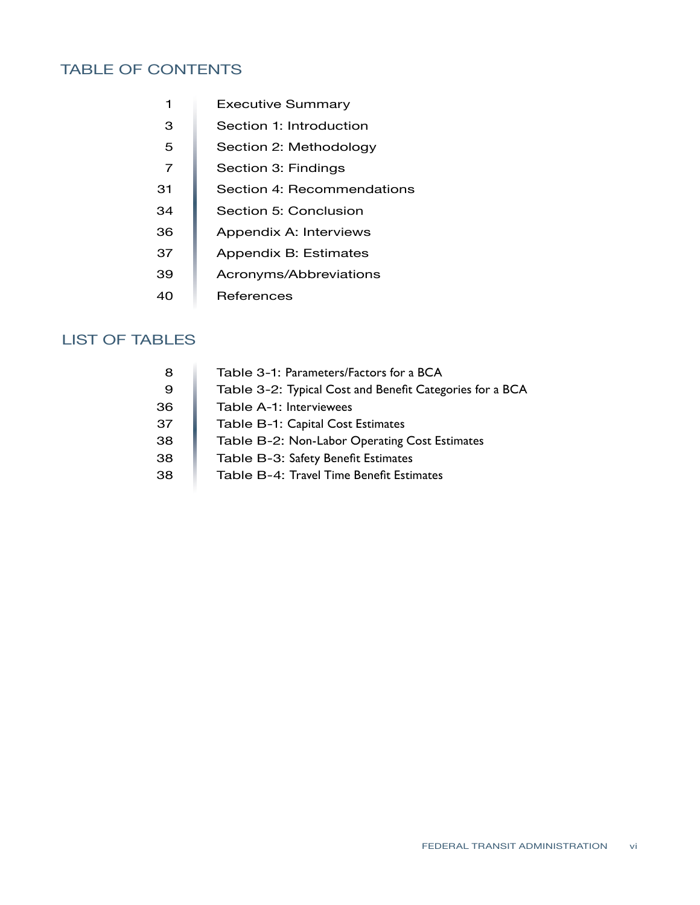## TABLE OF CONTENTS

| | |
|---|---|
| 1 | Executive Summary |
| 3 | Section 1: Introduction |
| 5 | Section 2: Methodology |
| 7 | Section 3: Findings |
| 31 | Section 4: Recommendations |
| 34 | Section 5: Conclusion |
| 36 | Appendix A: Interviews |
| 37 | Appendix B: Estimates |
| 39 | Acronyms/Abbreviations |
| 40 | References |

## LIST OF TABLES

| | |
|---|---|
| 8 | Table 3-1: Parameters/Factors for a BCA |
| 9 | Table 3-2: Typical Cost and Benefit Categories for a BCA |
| 36 | Table A-1: Interviewees |
| 37 | Table B-1: Capital Cost Estimates |
| 38 | Table B-2: Non-Labor Operating Cost Estimates |
| 38 | Table B-3: Safety Benefit Estimates |
| 38 | Table B-4: Travel Time Benefit Estimates |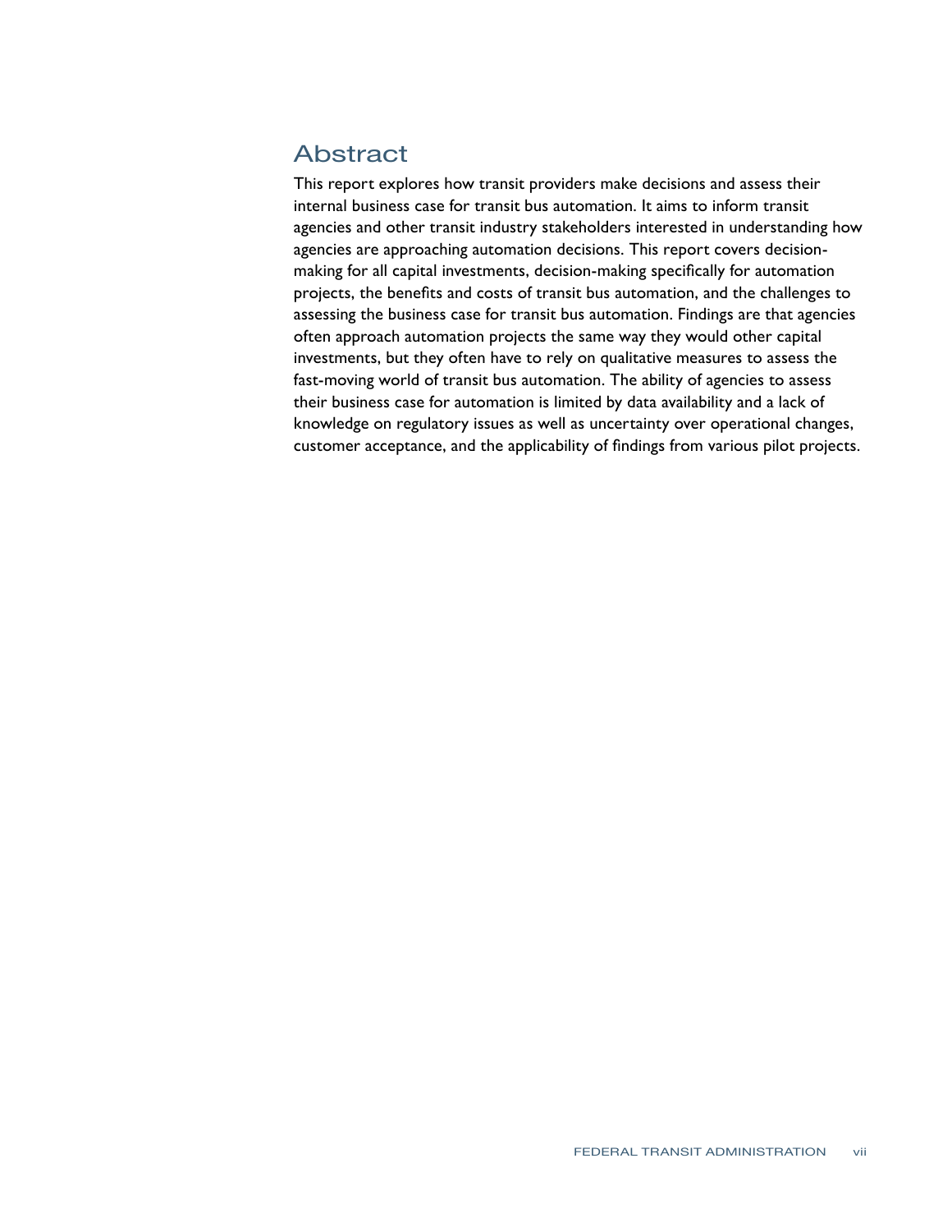# Abstract

This report explores how transit providers make decisions and assess their internal business case for transit bus automation. It aims to inform transit agencies and other transit industry stakeholders interested in understanding how agencies are approaching automation decisions. This report covers decision-making for all capital investments, decision-making specifically for automation projects, the benefits and costs of transit bus automation, and the challenges to assessing the business case for transit bus automation. Findings are that agencies often approach automation projects the same way they would other capital investments, but they often have to rely on qualitative measures to assess the fast-moving world of transit bus automation. The ability of agencies to assess their business case for automation is limited by data availability and a lack of knowledge on regulatory issues as well as uncertainty over operational changes, customer acceptance, and the applicability of findings from various pilot projects.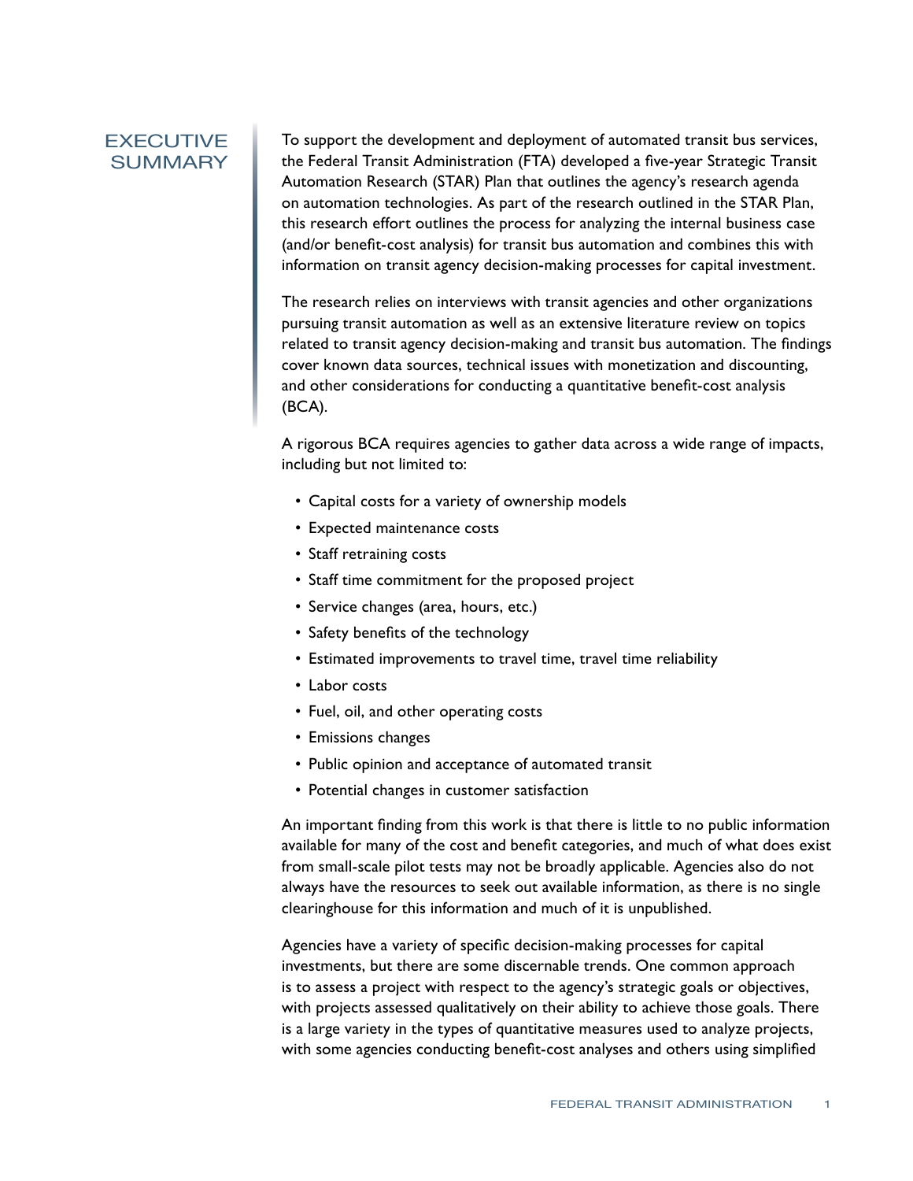# EXECUTIVE SUMMARY

To support the development and deployment of automated transit bus services, the Federal Transit Administration (FTA) developed a five-year Strategic Transit Automation Research (STAR) Plan that outlines the agency's research agenda on automation technologies. As part of the research outlined in the STAR Plan, this research effort outlines the process for analyzing the internal business case (and/or benefit-cost analysis) for transit bus automation and combines this with information on transit agency decision-making processes for capital investment.

The research relies on interviews with transit agencies and other organizations pursuing transit automation as well as an extensive literature review on topics related to transit agency decision-making and transit bus automation. The findings cover known data sources, technical issues with monetization and discounting, and other considerations for conducting a quantitative benefit-cost analysis (BCA).

A rigorous BCA requires agencies to gather data across a wide range of impacts, including but not limited to:

- Capital costs for a variety of ownership models
- Expected maintenance costs
- Staff retraining costs
- Staff time commitment for the proposed project
- Service changes (area, hours, etc.)
- Safety benefits of the technology
- Estimated improvements to travel time, travel time reliability
- Labor costs
- Fuel, oil, and other operating costs
- Emissions changes
- Public opinion and acceptance of automated transit
- Potential changes in customer satisfaction

An important finding from this work is that there is little to no public information available for many of the cost and benefit categories, and much of what does exist from small-scale pilot tests may not be broadly applicable. Agencies also do not always have the resources to seek out available information, as there is no single clearinghouse for this information and much of it is unpublished.

Agencies have a variety of specific decision-making processes for capital investments, but there are some discernable trends. One common approach is to assess a project with respect to the agency's strategic goals or objectives, with projects assessed qualitatively on their ability to achieve those goals. There is a large variety in the types of quantitative measures used to analyze projects, with some agencies conducting benefit-cost analyses and others using simplified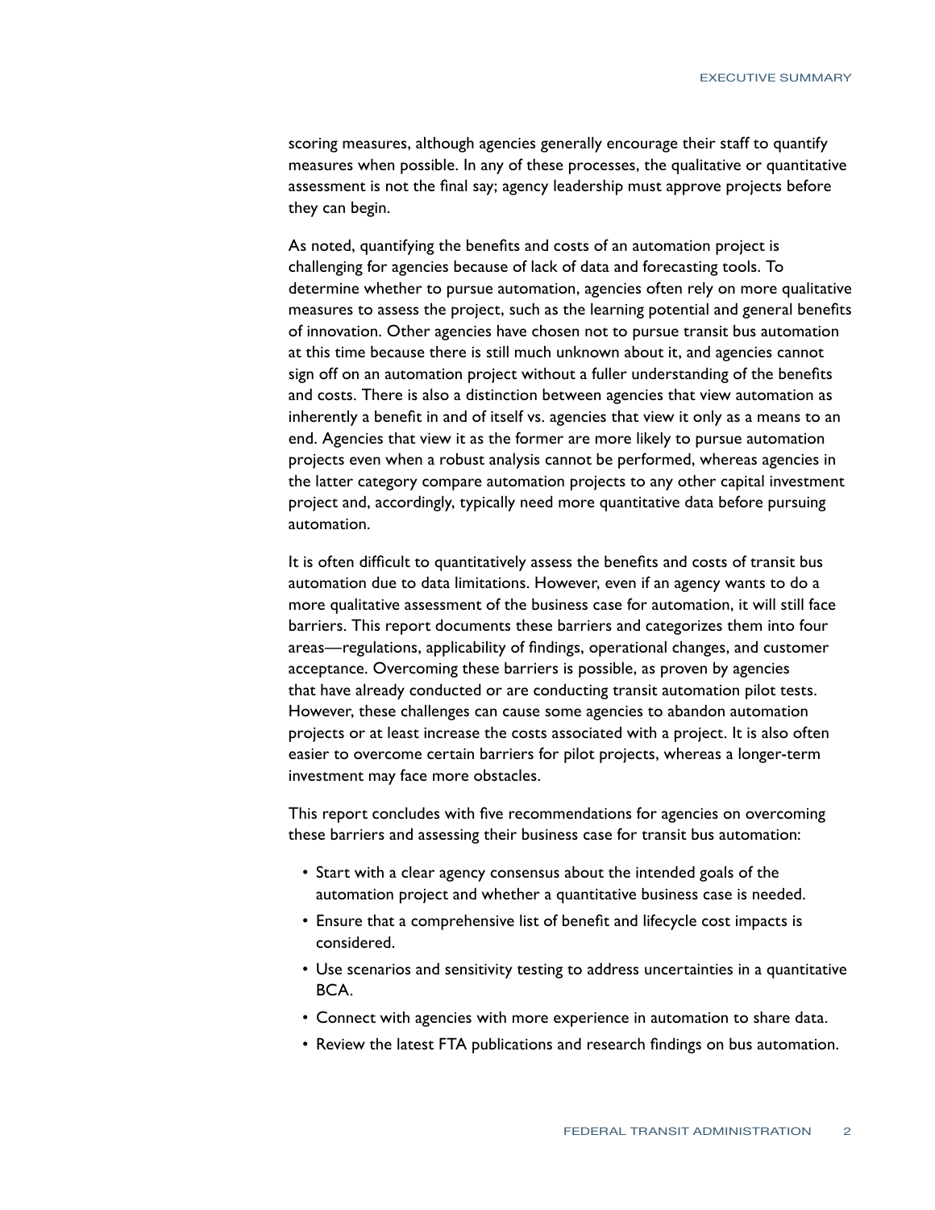scoring measures, although agencies generally encourage their staff to quantify measures when possible. In any of these processes, the qualitative or quantitative assessment is not the final say; agency leadership must approve projects before they can begin.

As noted, quantifying the benefits and costs of an automation project is challenging for agencies because of lack of data and forecasting tools. To determine whether to pursue automation, agencies often rely on more qualitative measures to assess the project, such as the learning potential and general benefits of innovation. Other agencies have chosen not to pursue transit bus automation at this time because there is still much unknown about it, and agencies cannot sign off on an automation project without a fuller understanding of the benefits and costs. There is also a distinction between agencies that view automation as inherently a benefit in and of itself vs. agencies that view it only as a means to an end. Agencies that view it as the former are more likely to pursue automation projects even when a robust analysis cannot be performed, whereas agencies in the latter category compare automation projects to any other capital investment project and, accordingly, typically need more quantitative data before pursuing automation.

It is often difficult to quantitatively assess the benefits and costs of transit bus automation due to data limitations. However, even if an agency wants to do a more qualitative assessment of the business case for automation, it will still face barriers. This report documents these barriers and categorizes them into four areas—regulations, applicability of findings, operational changes, and customer acceptance. Overcoming these barriers is possible, as proven by agencies that have already conducted or are conducting transit automation pilot tests. However, these challenges can cause some agencies to abandon automation projects or at least increase the costs associated with a project. It is also often easier to overcome certain barriers for pilot projects, whereas a longer-term investment may face more obstacles.

This report concludes with five recommendations for agencies on overcoming these barriers and assessing their business case for transit bus automation:

- Start with a clear agency consensus about the intended goals of the automation project and whether a quantitative business case is needed.
- Ensure that a comprehensive list of benefit and lifecycle cost impacts is considered.
- Use scenarios and sensitivity testing to address uncertainties in a quantitative BCA.
- Connect with agencies with more experience in automation to share data.
- Review the latest FTA publications and research findings on bus automation.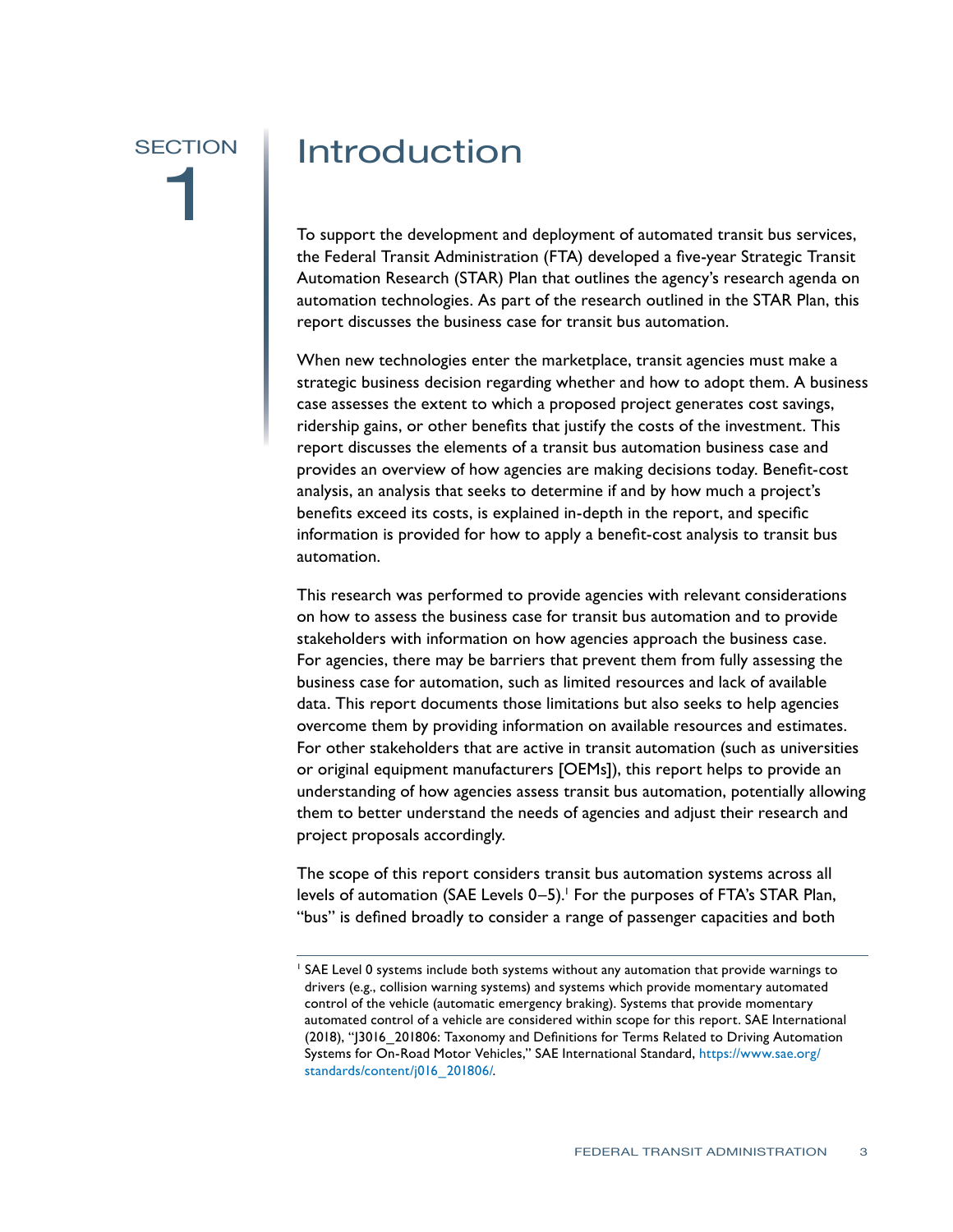# SECTION 1 Introduction

To support the development and deployment of automated transit bus services, the Federal Transit Administration (FTA) developed a five-year Strategic Transit Automation Research (STAR) Plan that outlines the agency's research agenda on automation technologies. As part of the research outlined in the STAR Plan, this report discusses the business case for transit bus automation.

When new technologies enter the marketplace, transit agencies must make a strategic business decision regarding whether and how to adopt them. A business case assesses the extent to which a proposed project generates cost savings, ridership gains, or other benefits that justify the costs of the investment. This report discusses the elements of a transit bus automation business case and provides an overview of how agencies are making decisions today. Benefit-cost analysis, an analysis that seeks to determine if and by how much a project's benefits exceed its costs, is explained in-depth in the report, and specific information is provided for how to apply a benefit-cost analysis to transit bus automation.

This research was performed to provide agencies with relevant considerations on how to assess the business case for transit bus automation and to provide stakeholders with information on how agencies approach the business case. For agencies, there may be barriers that prevent them from fully assessing the business case for automation, such as limited resources and lack of available data. This report documents those limitations but also seeks to help agencies overcome them by providing information on available resources and estimates. For other stakeholders that are active in transit automation (such as universities or original equipment manufacturers [OEMs]), this report helps to provide an understanding of how agencies assess transit bus automation, potentially allowing them to better understand the needs of agencies and adjust their research and project proposals accordingly.

The scope of this report considers transit bus automation systems across all levels of automation (SAE Levels 0–5).[1] For the purposes of FTA's STAR Plan, "bus" is defined broadly to consider a range of passenger capacities and both

[1] SAE Level 0 systems include both systems without any automation that provide warnings to drivers (e.g., collision warning systems) and systems which provide momentary automated control of the vehicle (automatic emergency braking). Systems that provide momentary automated control of a vehicle are considered within scope for this report. SAE International (2018), "J3016_201806: Taxonomy and Definitions for Terms Related to Driving Automation Systems for On-Road Motor Vehicles," SAE International Standard, https://www.sae.org/standards/content/j016_201806/.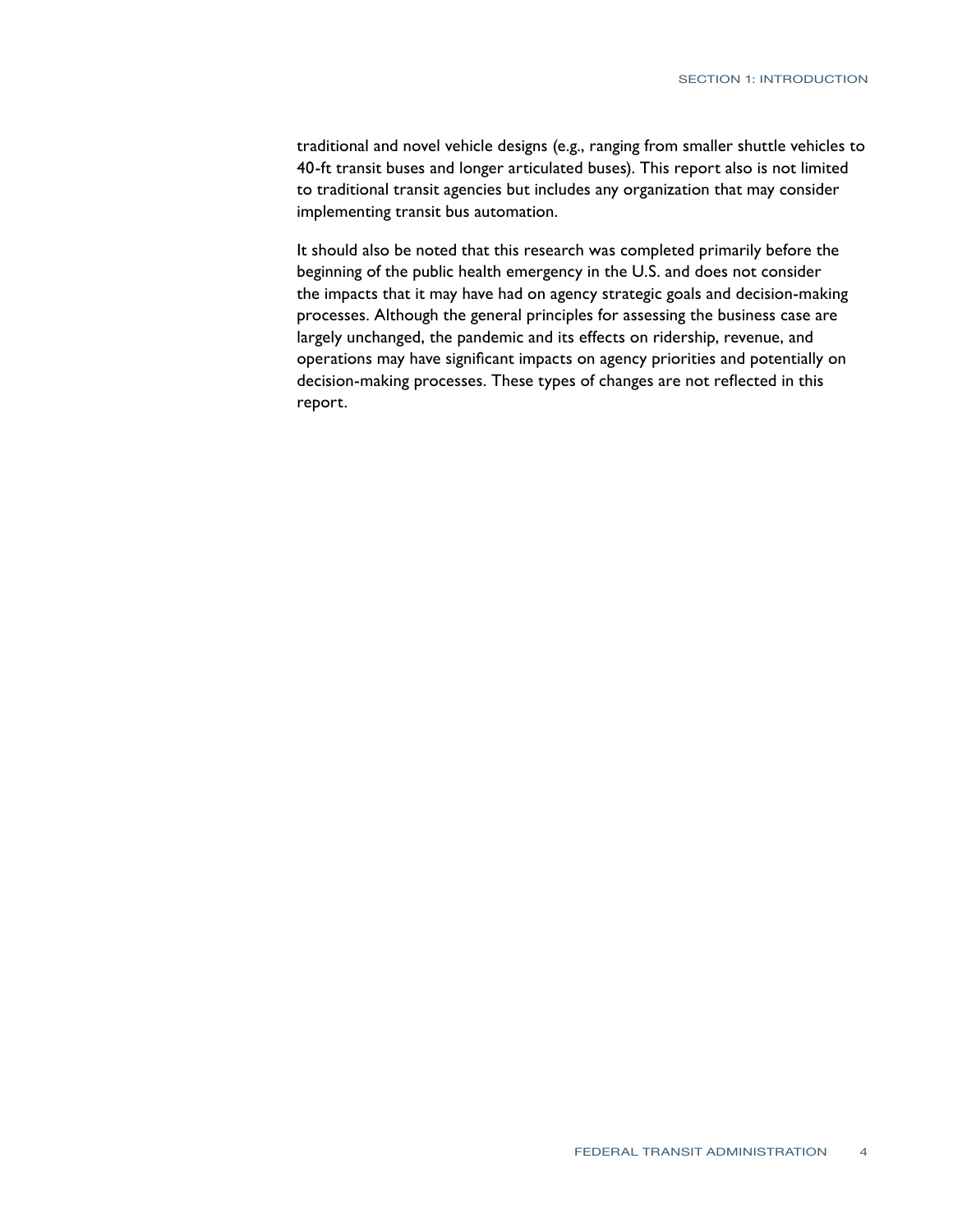traditional and novel vehicle designs (e.g., ranging from smaller shuttle vehicles to 40-ft transit buses and longer articulated buses). This report also is not limited to traditional transit agencies but includes any organization that may consider implementing transit bus automation.

It should also be noted that this research was completed primarily before the beginning of the public health emergency in the U.S. and does not consider the impacts that it may have had on agency strategic goals and decision-making processes. Although the general principles for assessing the business case are largely unchanged, the pandemic and its effects on ridership, revenue, and operations may have significant impacts on agency priorities and potentially on decision-making processes. These types of changes are not reflected in this report.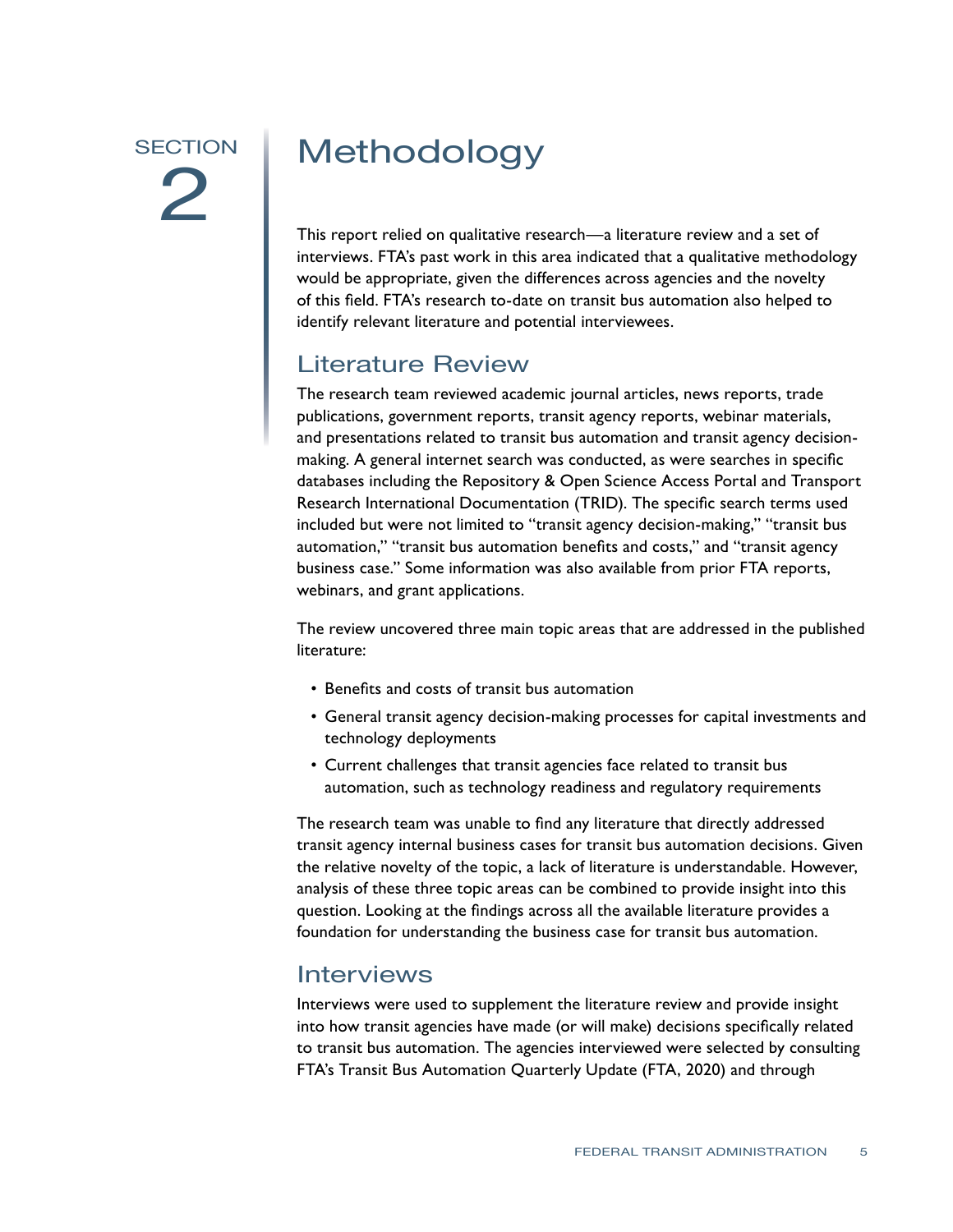# SECTION 2 Methodology

This report relied on qualitative research—a literature review and a set of interviews. FTA's past work in this area indicated that a qualitative methodology would be appropriate, given the differences across agencies and the novelty of this field. FTA's research to-date on transit bus automation also helped to identify relevant literature and potential interviewees.

## Literature Review

The research team reviewed academic journal articles, news reports, trade publications, government reports, transit agency reports, webinar materials, and presentations related to transit bus automation and transit agency decision-making. A general internet search was conducted, as were searches in specific databases including the Repository & Open Science Access Portal and Transport Research International Documentation (TRID). The specific search terms used included but were not limited to "transit agency decision-making," "transit bus automation," "transit bus automation benefits and costs," and "transit agency business case." Some information was also available from prior FTA reports, webinars, and grant applications.

The review uncovered three main topic areas that are addressed in the published literature:

- Benefits and costs of transit bus automation
- General transit agency decision-making processes for capital investments and technology deployments
- Current challenges that transit agencies face related to transit bus automation, such as technology readiness and regulatory requirements

The research team was unable to find any literature that directly addressed transit agency internal business cases for transit bus automation decisions. Given the relative novelty of the topic, a lack of literature is understandable. However, analysis of these three topic areas can be combined to provide insight into this question. Looking at the findings across all the available literature provides a foundation for understanding the business case for transit bus automation.

## Interviews

Interviews were used to supplement the literature review and provide insight into how transit agencies have made (or will make) decisions specifically related to transit bus automation. The agencies interviewed were selected by consulting FTA's Transit Bus Automation Quarterly Update (FTA, 2020) and through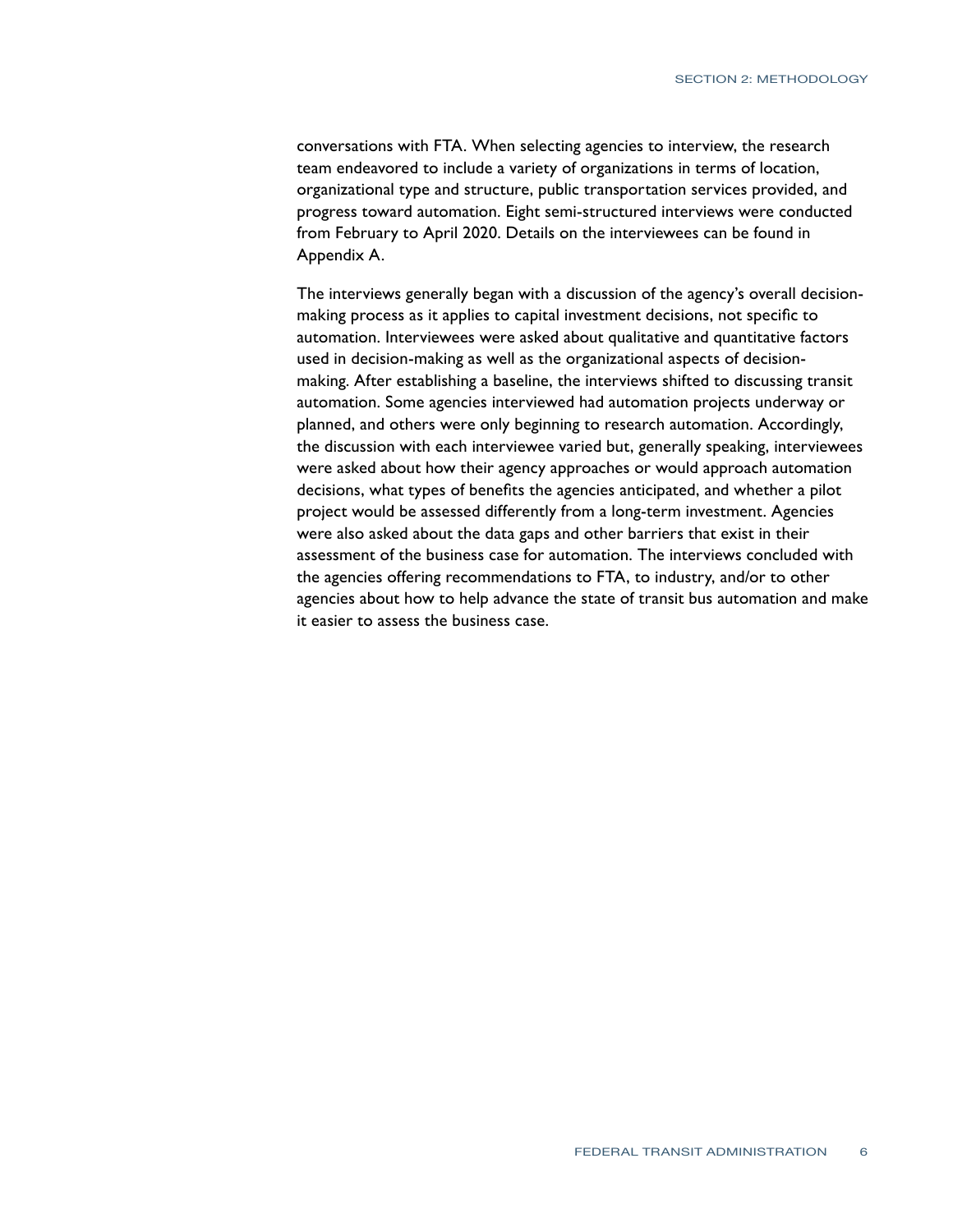conversations with FTA. When selecting agencies to interview, the research team endeavored to include a variety of organizations in terms of location, organizational type and structure, public transportation services provided, and progress toward automation. Eight semi-structured interviews were conducted from February to April 2020. Details on the interviewees can be found in Appendix A.

The interviews generally began with a discussion of the agency's overall decision-making process as it applies to capital investment decisions, not specific to automation. Interviewees were asked about qualitative and quantitative factors used in decision-making as well as the organizational aspects of decision-making. After establishing a baseline, the interviews shifted to discussing transit automation. Some agencies interviewed had automation projects underway or planned, and others were only beginning to research automation. Accordingly, the discussion with each interviewee varied but, generally speaking, interviewees were asked about how their agency approaches or would approach automation decisions, what types of benefits the agencies anticipated, and whether a pilot project would be assessed differently from a long-term investment. Agencies were also asked about the data gaps and other barriers that exist in their assessment of the business case for automation. The interviews concluded with the agencies offering recommendations to FTA, to industry, and/or to other agencies about how to help advance the state of transit bus automation and make it easier to assess the business case.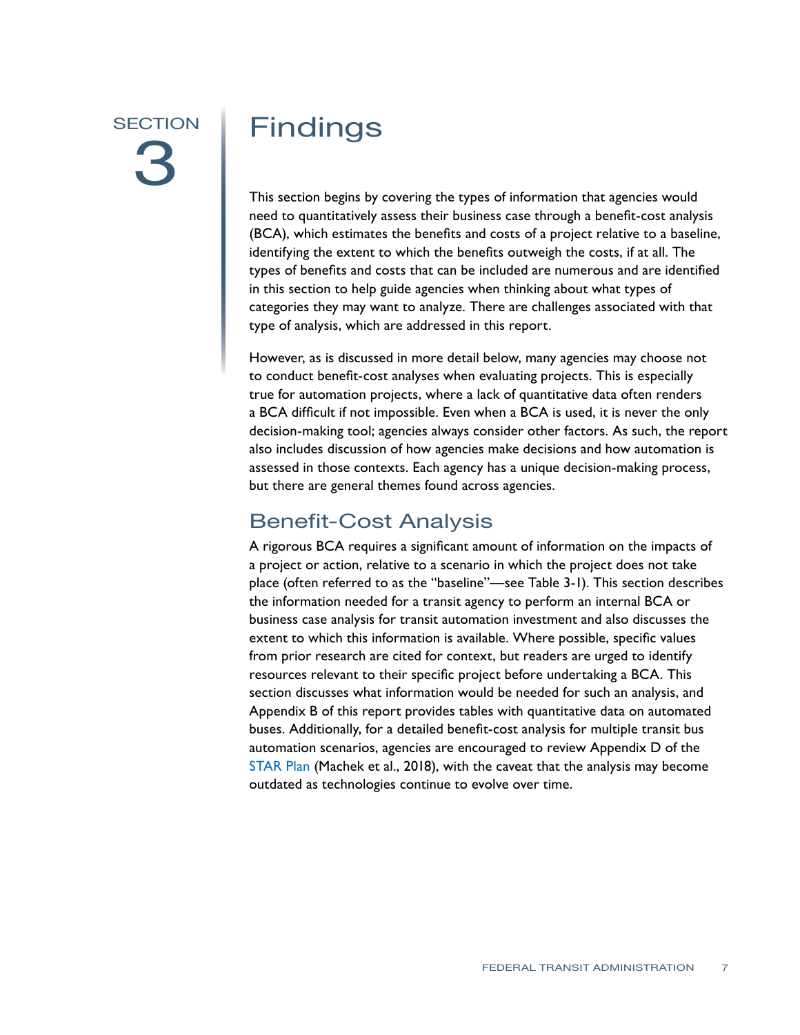# SECTION 3 Findings

This section begins by covering the types of information that agencies would need to quantitatively assess their business case through a benefit-cost analysis (BCA), which estimates the benefits and costs of a project relative to a baseline, identifying the extent to which the benefits outweigh the costs, if at all. The types of benefits and costs that can be included are numerous and are identified in this section to help guide agencies when thinking about what types of categories they may want to analyze. There are challenges associated with that type of analysis, which are addressed in this report.

However, as is discussed in more detail below, many agencies may choose not to conduct benefit-cost analyses when evaluating projects. This is especially true for automation projects, where a lack of quantitative data often renders a BCA difficult if not impossible. Even when a BCA is used, it is never the only decision-making tool; agencies always consider other factors. As such, the report also includes discussion of how agencies make decisions and how automation is assessed in those contexts. Each agency has a unique decision-making process, but there are general themes found across agencies.

## Benefit-Cost Analysis

A rigorous BCA requires a significant amount of information on the impacts of a project or action, relative to a scenario in which the project does not take place (often referred to as the "baseline"—see Table 3-1). This section describes the information needed for a transit agency to perform an internal BCA or business case analysis for transit automation investment and also discusses the extent to which this information is available. Where possible, specific values from prior research are cited for context, but readers are urged to identify resources relevant to their specific project before undertaking a BCA. This section discusses what information would be needed for such an analysis, and Appendix B of this report provides tables with quantitative data on automated buses. Additionally, for a detailed benefit-cost analysis for multiple transit bus automation scenarios, agencies are encouraged to review Appendix D of the STAR Plan (Machek et al., 2018), with the caveat that the analysis may become outdated as technologies continue to evolve over time.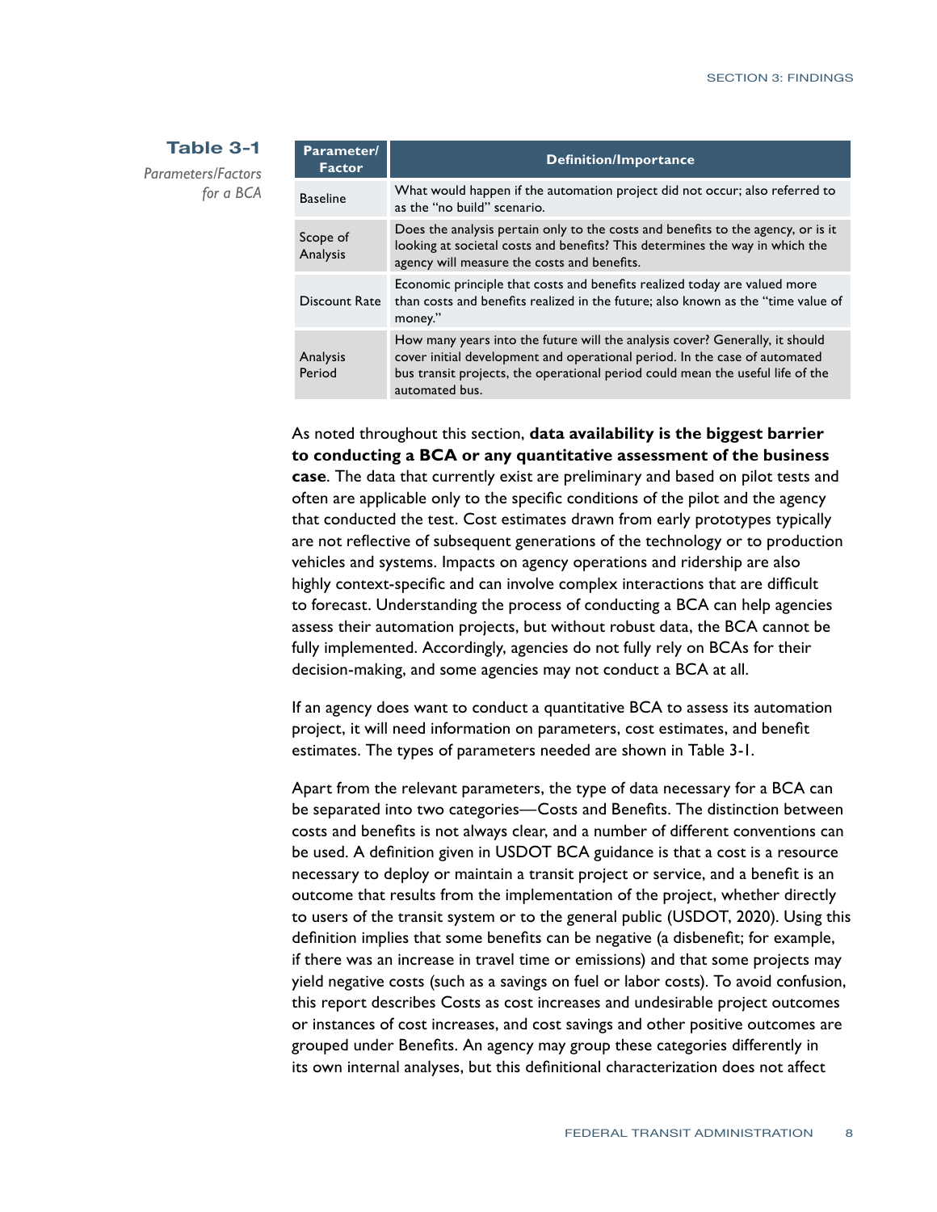**Table 3-1**

*Parameters/Factors for a BCA*

| Parameter/ Factor | Definition/Importance |
| --- | --- |
| Baseline | What would happen if the automation project did not occur; also referred to as the "no build" scenario. |
| Scope of Analysis | Does the analysis pertain only to the costs and benefits to the agency, or is it looking at societal costs and benefits? This determines the way in which the agency will measure the costs and benefits. |
| Discount Rate | Economic principle that costs and benefits realized today are valued more than costs and benefits realized in the future; also known as the "time value of money." |
| Analysis Period | How many years into the future will the analysis cover? Generally, it should cover initial development and operational period. In the case of automated bus transit projects, the operational period could mean the useful life of the automated bus. |

As noted throughout this section, **data availability is the biggest barrier to conducting a BCA or any quantitative assessment of the business case**. The data that currently exist are preliminary and based on pilot tests and often are applicable only to the specific conditions of the pilot and the agency that conducted the test. Cost estimates drawn from early prototypes typically are not reflective of subsequent generations of the technology or to production vehicles and systems. Impacts on agency operations and ridership are also highly context-specific and can involve complex interactions that are difficult to forecast. Understanding the process of conducting a BCA can help agencies assess their automation projects, but without robust data, the BCA cannot be fully implemented. Accordingly, agencies do not fully rely on BCAs for their decision-making, and some agencies may not conduct a BCA at all.

If an agency does want to conduct a quantitative BCA to assess its automation project, it will need information on parameters, cost estimates, and benefit estimates. The types of parameters needed are shown in Table 3-1.

Apart from the relevant parameters, the type of data necessary for a BCA can be separated into two categories—Costs and Benefits. The distinction between costs and benefits is not always clear, and a number of different conventions can be used. A definition given in USDOT BCA guidance is that a cost is a resource necessary to deploy or maintain a transit project or service, and a benefit is an outcome that results from the implementation of the project, whether directly to users of the transit system or to the general public (USDOT, 2020). Using this definition implies that some benefits can be negative (a disbenefit; for example, if there was an increase in travel time or emissions) and that some projects may yield negative costs (such as a savings on fuel or labor costs). To avoid confusion, this report describes Costs as cost increases and undesirable project outcomes or instances of cost increases, and cost savings and other positive outcomes are grouped under Benefits. An agency may group these categories differently in its own internal analyses, but this definitional characterization does not affect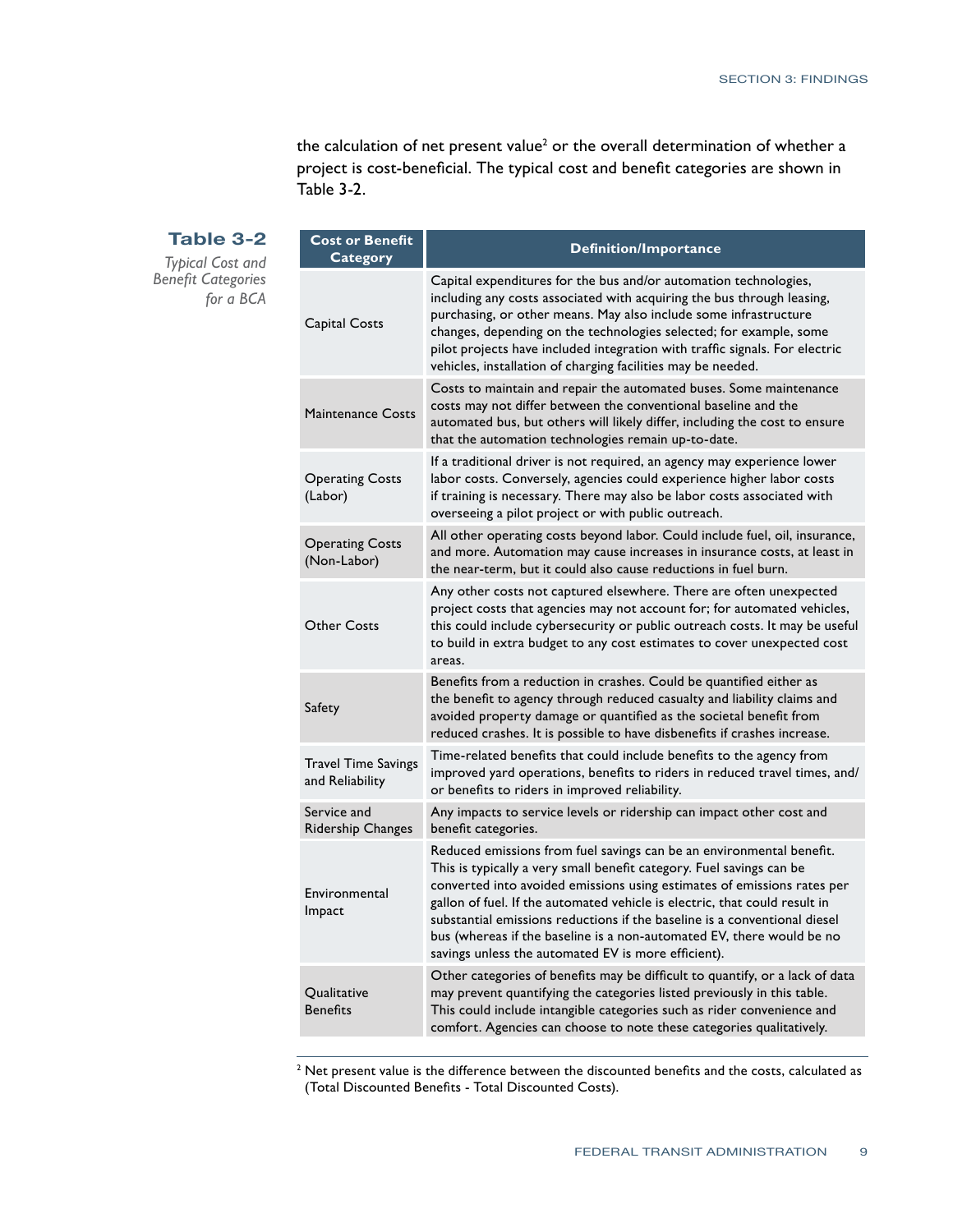the calculation of net present value[2] or the overall determination of whether a project is cost-beneficial. The typical cost and benefit categories are shown in Table 3-2.

**Table 3-2**
*Typical Cost and Benefit Categories for a BCA*

| Cost or Benefit Category | Definition/Importance |
|---|---|
| Capital Costs | Capital expenditures for the bus and/or automation technologies, including any costs associated with acquiring the bus through leasing, purchasing, or other means. May also include some infrastructure changes, depending on the technologies selected; for example, some pilot projects have included integration with traffic signals. For electric vehicles, installation of charging facilities may be needed. |
| Maintenance Costs | Costs to maintain and repair the automated buses. Some maintenance costs may not differ between the conventional baseline and the automated bus, but others will likely differ, including the cost to ensure that the automation technologies remain up-to-date. |
| Operating Costs (Labor) | If a traditional driver is not required, an agency may experience lower labor costs. Conversely, agencies could experience higher labor costs if training is necessary. There may also be labor costs associated with overseeing a pilot project or with public outreach. |
| Operating Costs (Non-Labor) | All other operating costs beyond labor. Could include fuel, oil, insurance, and more. Automation may cause increases in insurance costs, at least in the near-term, but it could also cause reductions in fuel burn. |
| Other Costs | Any other costs not captured elsewhere. There are often unexpected project costs that agencies may not account for; for automated vehicles, this could include cybersecurity or public outreach costs. It may be useful to build in extra budget to any cost estimates to cover unexpected cost areas. |
| Safety | Benefits from a reduction in crashes. Could be quantified either as the benefit to agency through reduced casualty and liability claims and avoided property damage or quantified as the societal benefit from reduced crashes. It is possible to have disbenefits if crashes increase. |
| Travel Time Savings and Reliability | Time-related benefits that could include benefits to the agency from improved yard operations, benefits to riders in reduced travel times, and/or benefits to riders in improved reliability. |
| Service and Ridership Changes | Any impacts to service levels or ridership can impact other cost and benefit categories. |
| Environmental Impact | Reduced emissions from fuel savings can be an environmental benefit. This is typically a very small benefit category. Fuel savings can be converted into avoided emissions using estimates of emissions rates per gallon of fuel. If the automated vehicle is electric, that could result in substantial emissions reductions if the baseline is a conventional diesel bus (whereas if the baseline is a non-automated EV, there would be no savings unless the automated EV is more efficient). |
| Qualitative Benefits | Other categories of benefits may be difficult to quantify, or a lack of data may prevent quantifying the categories listed previously in this table. This could include intangible categories such as rider convenience and comfort. Agencies can choose to note these categories qualitatively. |

[2] Net present value is the difference between the discounted benefits and the costs, calculated as (Total Discounted Benefits - Total Discounted Costs).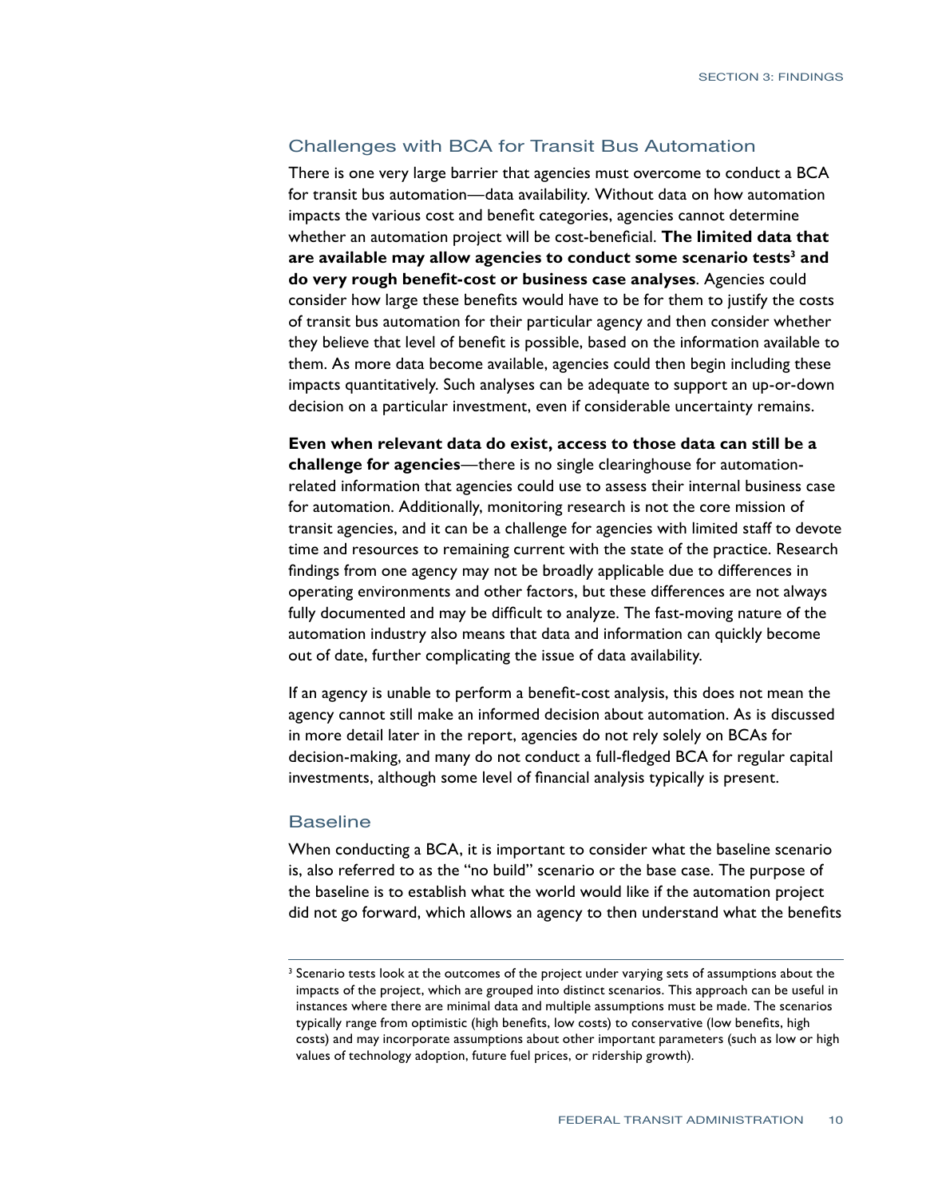## Challenges with BCA for Transit Bus Automation

There is one very large barrier that agencies must overcome to conduct a BCA for transit bus automation—data availability. Without data on how automation impacts the various cost and benefit categories, agencies cannot determine whether an automation project will be cost-beneficial. **The limited data that are available may allow agencies to conduct some scenario tests[3] and do very rough benefit-cost or business case analyses**. Agencies could consider how large these benefits would have to be for them to justify the costs of transit bus automation for their particular agency and then consider whether they believe that level of benefit is possible, based on the information available to them. As more data become available, agencies could then begin including these impacts quantitatively. Such analyses can be adequate to support an up-or-down decision on a particular investment, even if considerable uncertainty remains.

**Even when relevant data do exist, access to those data can still be a challenge for agencies**—there is no single clearinghouse for automation-related information that agencies could use to assess their internal business case for automation. Additionally, monitoring research is not the core mission of transit agencies, and it can be a challenge for agencies with limited staff to devote time and resources to remaining current with the state of the practice. Research findings from one agency may not be broadly applicable due to differences in operating environments and other factors, but these differences are not always fully documented and may be difficult to analyze. The fast-moving nature of the automation industry also means that data and information can quickly become out of date, further complicating the issue of data availability.

If an agency is unable to perform a benefit-cost analysis, this does not mean the agency cannot still make an informed decision about automation. As is discussed in more detail later in the report, agencies do not rely solely on BCAs for decision-making, and many do not conduct a full-fledged BCA for regular capital investments, although some level of financial analysis typically is present.

## Baseline

When conducting a BCA, it is important to consider what the baseline scenario is, also referred to as the "no build" scenario or the base case. The purpose of the baseline is to establish what the world would like if the automation project did not go forward, which allows an agency to then understand what the benefits

[3] Scenario tests look at the outcomes of the project under varying sets of assumptions about the impacts of the project, which are grouped into distinct scenarios. This approach can be useful in instances where there are minimal data and multiple assumptions must be made. The scenarios typically range from optimistic (high benefits, low costs) to conservative (low benefits, high costs) and may incorporate assumptions about other important parameters (such as low or high values of technology adoption, future fuel prices, or ridership growth).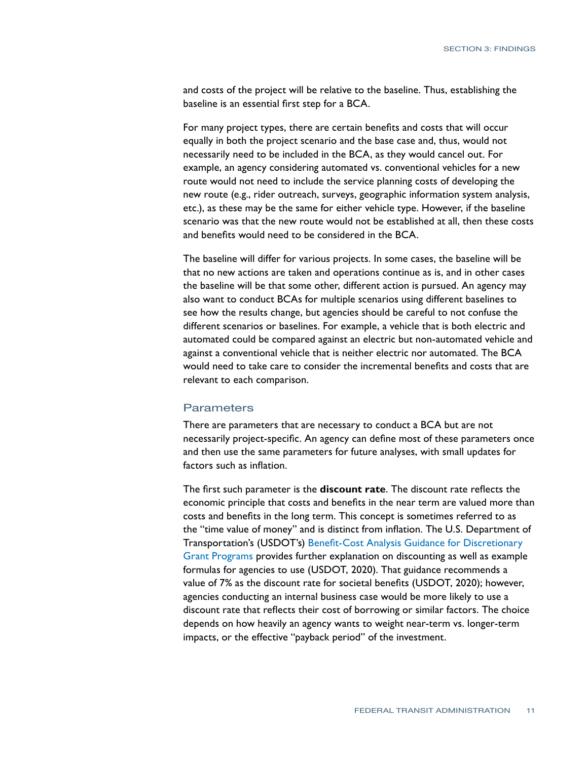and costs of the project will be relative to the baseline. Thus, establishing the baseline is an essential first step for a BCA.

For many project types, there are certain benefits and costs that will occur equally in both the project scenario and the base case and, thus, would not necessarily need to be included in the BCA, as they would cancel out. For example, an agency considering automated vs. conventional vehicles for a new route would not need to include the service planning costs of developing the new route (e.g., rider outreach, surveys, geographic information system analysis, etc.), as these may be the same for either vehicle type. However, if the baseline scenario was that the new route would not be established at all, then these costs and benefits would need to be considered in the BCA.

The baseline will differ for various projects. In some cases, the baseline will be that no new actions are taken and operations continue as is, and in other cases the baseline will be that some other, different action is pursued. An agency may also want to conduct BCAs for multiple scenarios using different baselines to see how the results change, but agencies should be careful to not confuse the different scenarios or baselines. For example, a vehicle that is both electric and automated could be compared against an electric but non-automated vehicle and against a conventional vehicle that is neither electric nor automated. The BCA would need to take care to consider the incremental benefits and costs that are relevant to each comparison.

### Parameters

There are parameters that are necessary to conduct a BCA but are not necessarily project-specific. An agency can define most of these parameters once and then use the same parameters for future analyses, with small updates for factors such as inflation.

The first such parameter is the **discount rate**. The discount rate reflects the economic principle that costs and benefits in the near term are valued more than costs and benefits in the long term. This concept is sometimes referred to as the "time value of money" and is distinct from inflation. The U.S. Department of Transportation's (USDOT's) Benefit-Cost Analysis Guidance for Discretionary Grant Programs provides further explanation on discounting as well as example formulas for agencies to use (USDOT, 2020). That guidance recommends a value of 7% as the discount rate for societal benefits (USDOT, 2020); however, agencies conducting an internal business case would be more likely to use a discount rate that reflects their cost of borrowing or similar factors. The choice depends on how heavily an agency wants to weight near-term vs. longer-term impacts, or the effective "payback period" of the investment.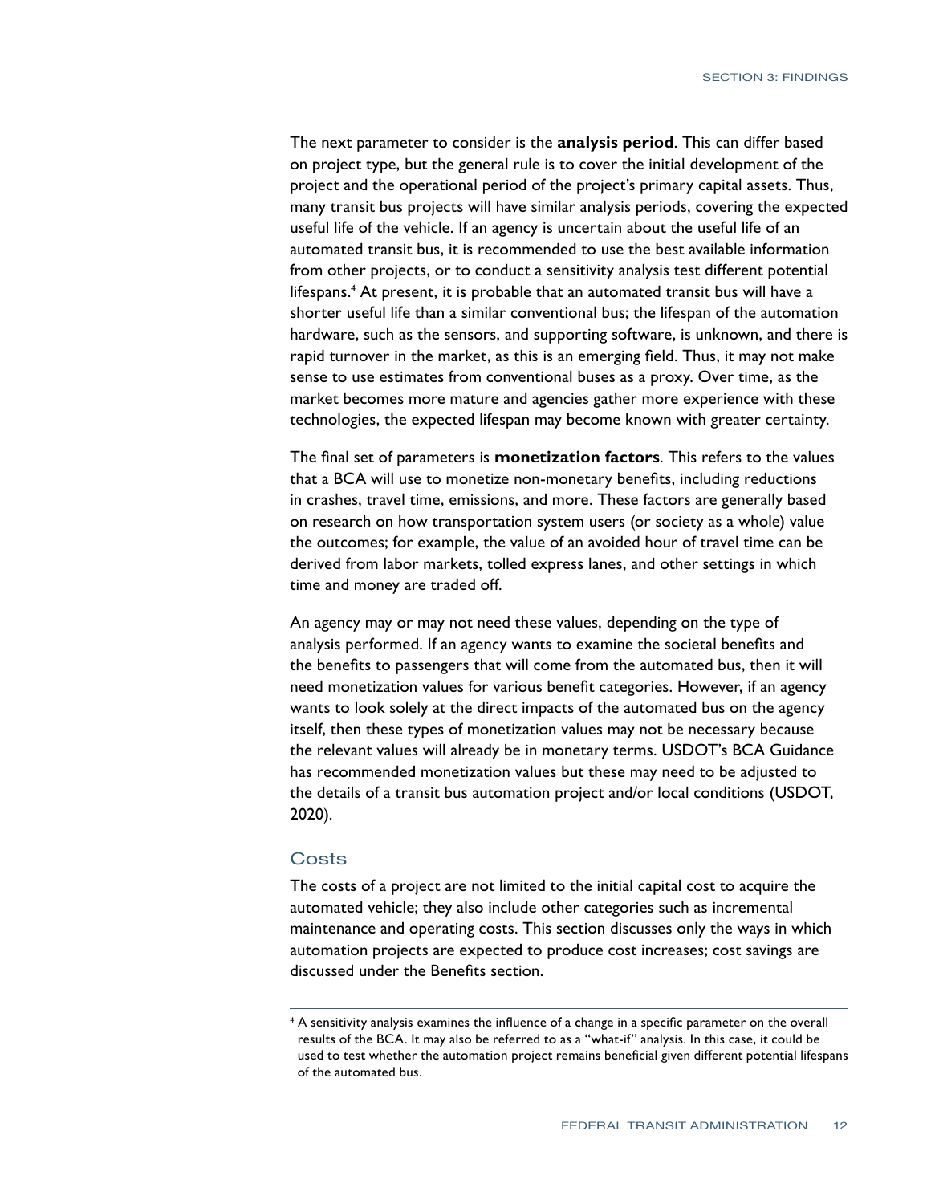The next parameter to consider is the **analysis period**. This can differ based on project type, but the general rule is to cover the initial development of the project and the operational period of the project's primary capital assets. Thus, many transit bus projects will have similar analysis periods, covering the expected useful life of the vehicle. If an agency is uncertain about the useful life of an automated transit bus, it is recommended to use the best available information from other projects, or to conduct a sensitivity analysis test different potential lifespans.[4] At present, it is probable that an automated transit bus will have a shorter useful life than a similar conventional bus; the lifespan of the automation hardware, such as the sensors, and supporting software, is unknown, and there is rapid turnover in the market, as this is an emerging field. Thus, it may not make sense to use estimates from conventional buses as a proxy. Over time, as the market becomes more mature and agencies gather more experience with these technologies, the expected lifespan may become known with greater certainty.

The final set of parameters is **monetization factors**. This refers to the values that a BCA will use to monetize non-monetary benefits, including reductions in crashes, travel time, emissions, and more. These factors are generally based on research on how transportation system users (or society as a whole) value the outcomes; for example, the value of an avoided hour of travel time can be derived from labor markets, tolled express lanes, and other settings in which time and money are traded off.

An agency may or may not need these values, depending on the type of analysis performed. If an agency wants to examine the societal benefits and the benefits to passengers that will come from the automated bus, then it will need monetization values for various benefit categories. However, if an agency wants to look solely at the direct impacts of the automated bus on the agency itself, then these types of monetization values may not be necessary because the relevant values will already be in monetary terms. USDOT's BCA Guidance has recommended monetization values but these may need to be adjusted to the details of a transit bus automation project and/or local conditions (USDOT, 2020).

### Costs

The costs of a project are not limited to the initial capital cost to acquire the automated vehicle; they also include other categories such as incremental maintenance and operating costs. This section discusses only the ways in which automation projects are expected to produce cost increases; cost savings are discussed under the Benefits section.

---

[4] A sensitivity analysis examines the influence of a change in a specific parameter on the overall results of the BCA. It may also be referred to as a "what-if" analysis. In this case, it could be used to test whether the automation project remains beneficial given different potential lifespans of the automated bus.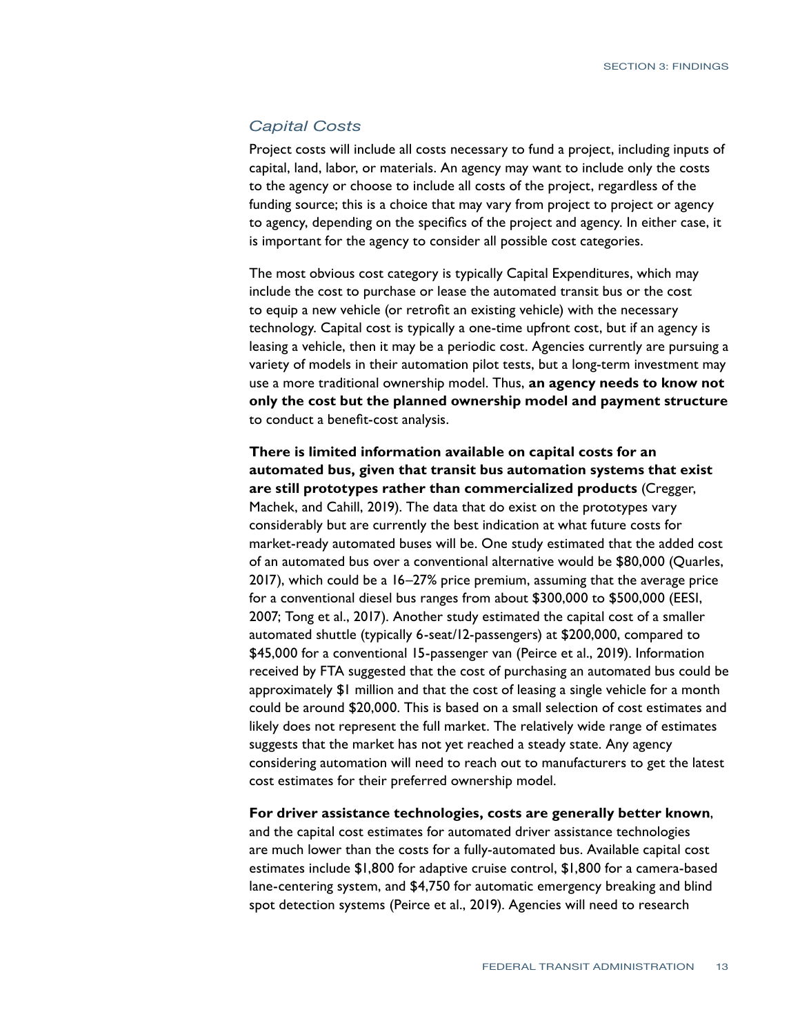### *Capital Costs*

Project costs will include all costs necessary to fund a project, including inputs of capital, land, labor, or materials. An agency may want to include only the costs to the agency or choose to include all costs of the project, regardless of the funding source; this is a choice that may vary from project to project or agency to agency, depending on the specifics of the project and agency. In either case, it is important for the agency to consider all possible cost categories.

The most obvious cost category is typically Capital Expenditures, which may include the cost to purchase or lease the automated transit bus or the cost to equip a new vehicle (or retrofit an existing vehicle) with the necessary technology. Capital cost is typically a one-time upfront cost, but if an agency is leasing a vehicle, then it may be a periodic cost. Agencies currently are pursuing a variety of models in their automation pilot tests, but a long-term investment may use a more traditional ownership model. Thus, **an agency needs to know not only the cost but the planned ownership model and payment structure** to conduct a benefit-cost analysis.

**There is limited information available on capital costs for an automated bus, given that transit bus automation systems that exist are still prototypes rather than commercialized products** (Cregger, Machek, and Cahill, 2019). The data that do exist on the prototypes vary considerably but are currently the best indication at what future costs for market-ready automated buses will be. One study estimated that the added cost of an automated bus over a conventional alternative would be $80,000 (Quarles, 2017), which could be a 16–27% price premium, assuming that the average price for a conventional diesel bus ranges from about $300,000 to $500,000 (EESI, 2007; Tong et al., 2017). Another study estimated the capital cost of a smaller automated shuttle (typically 6-seat/12-passengers) at $200,000, compared to $45,000 for a conventional 15-passenger van (Peirce et al., 2019). Information received by FTA suggested that the cost of purchasing an automated bus could be approximately $1 million and that the cost of leasing a single vehicle for a month could be around $20,000. This is based on a small selection of cost estimates and likely does not represent the full market. The relatively wide range of estimates suggests that the market has not yet reached a steady state. Any agency considering automation will need to reach out to manufacturers to get the latest cost estimates for their preferred ownership model.

**For driver assistance technologies, costs are generally better known**, and the capital cost estimates for automated driver assistance technologies are much lower than the costs for a fully-automated bus. Available capital cost estimates include $1,800 for adaptive cruise control, $1,800 for a camera-based lane-centering system, and $4,750 for automatic emergency breaking and blind spot detection systems (Peirce et al., 2019). Agencies will need to research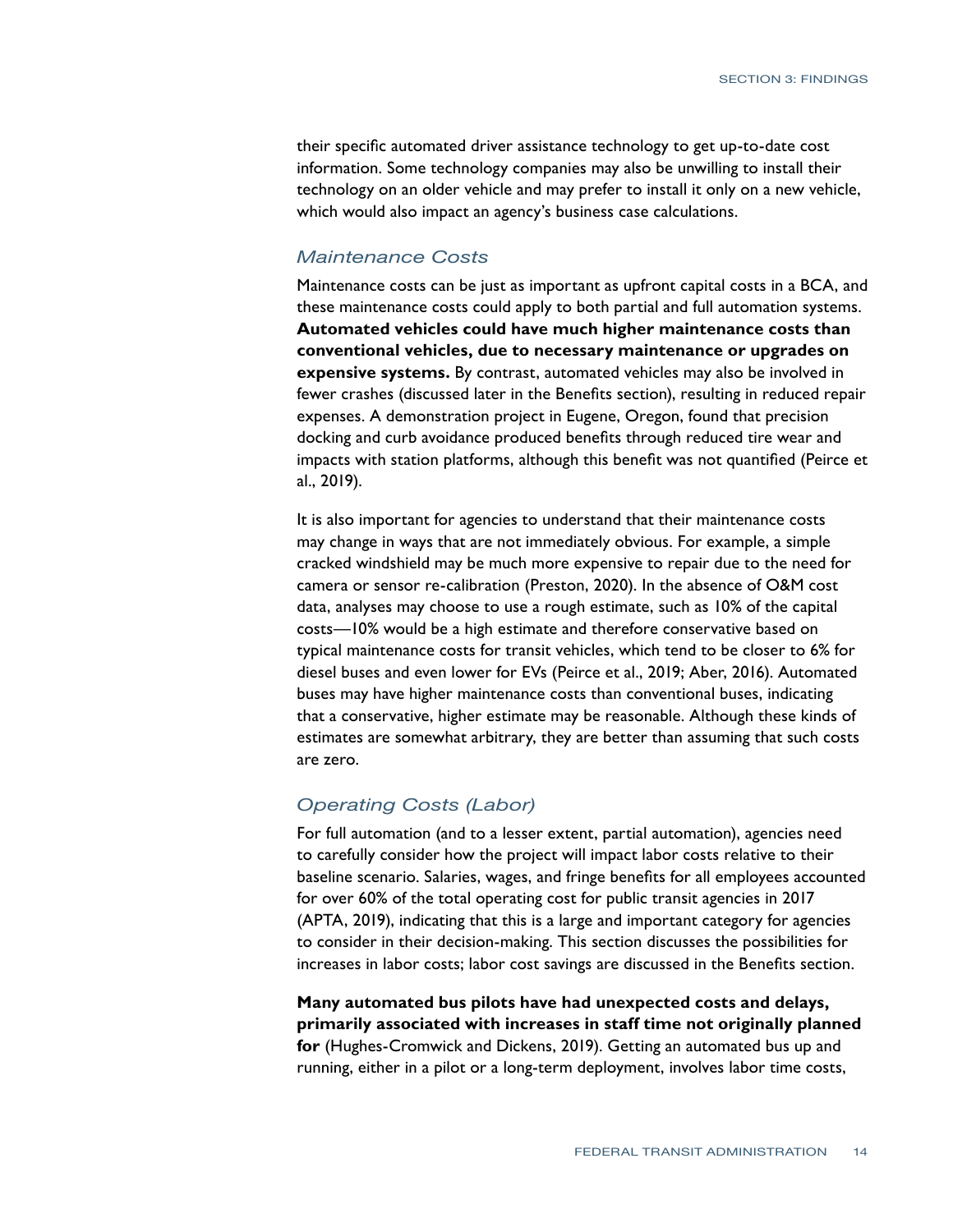their specific automated driver assistance technology to get up-to-date cost information. Some technology companies may also be unwilling to install their technology on an older vehicle and may prefer to install it only on a new vehicle, which would also impact an agency's business case calculations.

### *Maintenance Costs*

Maintenance costs can be just as important as upfront capital costs in a BCA, and these maintenance costs could apply to both partial and full automation systems. **Automated vehicles could have much higher maintenance costs than conventional vehicles, due to necessary maintenance or upgrades on expensive systems.** By contrast, automated vehicles may also be involved in fewer crashes (discussed later in the Benefits section), resulting in reduced repair expenses. A demonstration project in Eugene, Oregon, found that precision docking and curb avoidance produced benefits through reduced tire wear and impacts with station platforms, although this benefit was not quantified (Peirce et al., 2019).

It is also important for agencies to understand that their maintenance costs may change in ways that are not immediately obvious. For example, a simple cracked windshield may be much more expensive to repair due to the need for camera or sensor re-calibration (Preston, 2020). In the absence of O&M cost data, analyses may choose to use a rough estimate, such as 10% of the capital costs—10% would be a high estimate and therefore conservative based on typical maintenance costs for transit vehicles, which tend to be closer to 6% for diesel buses and even lower for EVs (Peirce et al., 2019; Aber, 2016). Automated buses may have higher maintenance costs than conventional buses, indicating that a conservative, higher estimate may be reasonable. Although these kinds of estimates are somewhat arbitrary, they are better than assuming that such costs are zero.

### *Operating Costs (Labor)*

For full automation (and to a lesser extent, partial automation), agencies need to carefully consider how the project will impact labor costs relative to their baseline scenario. Salaries, wages, and fringe benefits for all employees accounted for over 60% of the total operating cost for public transit agencies in 2017 (APTA, 2019), indicating that this is a large and important category for agencies to consider in their decision-making. This section discusses the possibilities for increases in labor costs; labor cost savings are discussed in the Benefits section.

**Many automated bus pilots have had unexpected costs and delays, primarily associated with increases in staff time not originally planned for** (Hughes-Cromwick and Dickens, 2019). Getting an automated bus up and running, either in a pilot or a long-term deployment, involves labor time costs,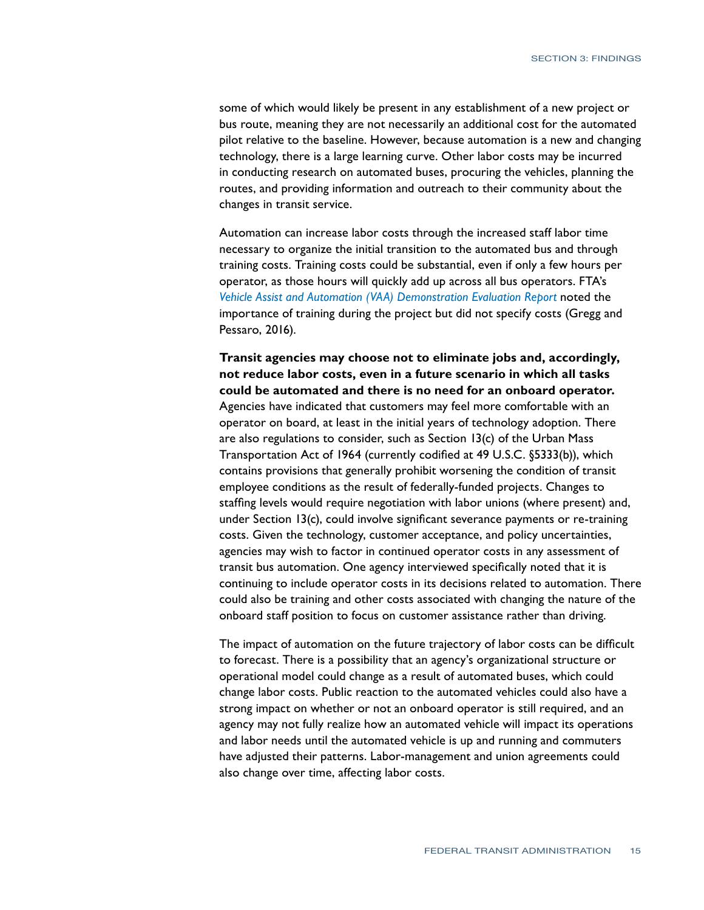some of which would likely be present in any establishment of a new project or bus route, meaning they are not necessarily an additional cost for the automated pilot relative to the baseline. However, because automation is a new and changing technology, there is a large learning curve. Other labor costs may be incurred in conducting research on automated buses, procuring the vehicles, planning the routes, and providing information and outreach to their community about the changes in transit service.

Automation can increase labor costs through the increased staff labor time necessary to organize the initial transition to the automated bus and through training costs. Training costs could be substantial, even if only a few hours per operator, as those hours will quickly add up across all bus operators. FTA's *Vehicle Assist and Automation (VAA) Demonstration Evaluation Report* noted the importance of training during the project but did not specify costs (Gregg and Pessaro, 2016).

**Transit agencies may choose not to eliminate jobs and, accordingly, not reduce labor costs, even in a future scenario in which all tasks could be automated and there is no need for an onboard operator.** Agencies have indicated that customers may feel more comfortable with an operator on board, at least in the initial years of technology adoption. There are also regulations to consider, such as Section 13(c) of the Urban Mass Transportation Act of 1964 (currently codified at 49 U.S.C. §5333(b)), which contains provisions that generally prohibit worsening the condition of transit employee conditions as the result of federally-funded projects. Changes to staffing levels would require negotiation with labor unions (where present) and, under Section 13(c), could involve significant severance payments or re-training costs. Given the technology, customer acceptance, and policy uncertainties, agencies may wish to factor in continued operator costs in any assessment of transit bus automation. One agency interviewed specifically noted that it is continuing to include operator costs in its decisions related to automation. There could also be training and other costs associated with changing the nature of the onboard staff position to focus on customer assistance rather than driving.

The impact of automation on the future trajectory of labor costs can be difficult to forecast. There is a possibility that an agency's organizational structure or operational model could change as a result of automated buses, which could change labor costs. Public reaction to the automated vehicles could also have a strong impact on whether or not an onboard operator is still required, and an agency may not fully realize how an automated vehicle will impact its operations and labor needs until the automated vehicle is up and running and commuters have adjusted their patterns. Labor-management and union agreements could also change over time, affecting labor costs.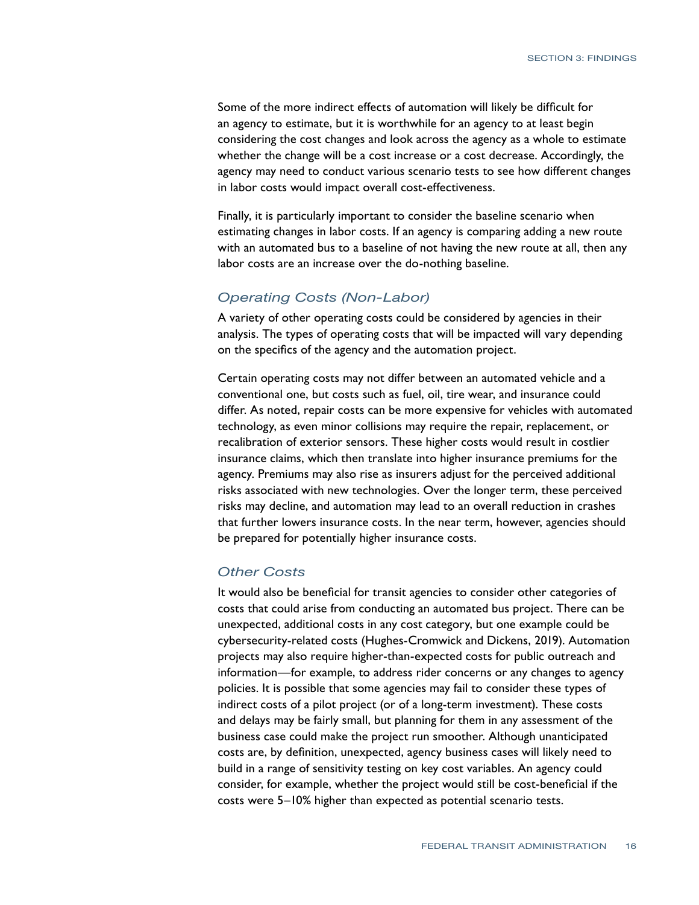Some of the more indirect effects of automation will likely be difficult for an agency to estimate, but it is worthwhile for an agency to at least begin considering the cost changes and look across the agency as a whole to estimate whether the change will be a cost increase or a cost decrease. Accordingly, the agency may need to conduct various scenario tests to see how different changes in labor costs would impact overall cost-effectiveness.

Finally, it is particularly important to consider the baseline scenario when estimating changes in labor costs. If an agency is comparing adding a new route with an automated bus to a baseline of not having the new route at all, then any labor costs are an increase over the do-nothing baseline.

### *Operating Costs (Non-Labor)*

A variety of other operating costs could be considered by agencies in their analysis. The types of operating costs that will be impacted will vary depending on the specifics of the agency and the automation project.

Certain operating costs may not differ between an automated vehicle and a conventional one, but costs such as fuel, oil, tire wear, and insurance could differ. As noted, repair costs can be more expensive for vehicles with automated technology, as even minor collisions may require the repair, replacement, or recalibration of exterior sensors. These higher costs would result in costlier insurance claims, which then translate into higher insurance premiums for the agency. Premiums may also rise as insurers adjust for the perceived additional risks associated with new technologies. Over the longer term, these perceived risks may decline, and automation may lead to an overall reduction in crashes that further lowers insurance costs. In the near term, however, agencies should be prepared for potentially higher insurance costs.

### *Other Costs*

It would also be beneficial for transit agencies to consider other categories of costs that could arise from conducting an automated bus project. There can be unexpected, additional costs in any cost category, but one example could be cybersecurity-related costs (Hughes-Cromwick and Dickens, 2019). Automation projects may also require higher-than-expected costs for public outreach and information—for example, to address rider concerns or any changes to agency policies. It is possible that some agencies may fail to consider these types of indirect costs of a pilot project (or of a long-term investment). These costs and delays may be fairly small, but planning for them in any assessment of the business case could make the project run smoother. Although unanticipated costs are, by definition, unexpected, agency business cases will likely need to build in a range of sensitivity testing on key cost variables. An agency could consider, for example, whether the project would still be cost-beneficial if the costs were 5–10% higher than expected as potential scenario tests.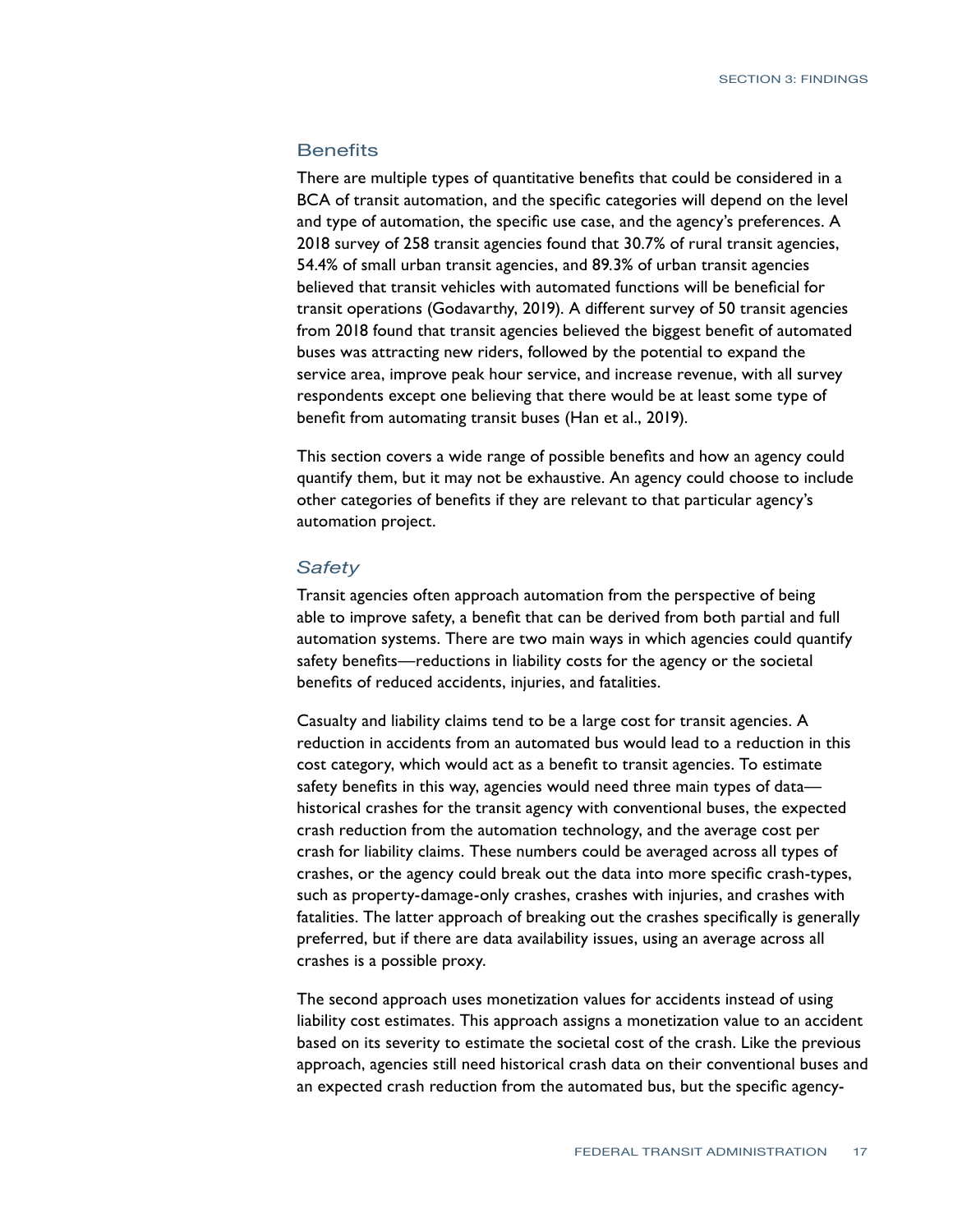## Benefits

There are multiple types of quantitative benefits that could be considered in a BCA of transit automation, and the specific categories will depend on the level and type of automation, the specific use case, and the agency's preferences. A 2018 survey of 258 transit agencies found that 30.7% of rural transit agencies, 54.4% of small urban transit agencies, and 89.3% of urban transit agencies believed that transit vehicles with automated functions will be beneficial for transit operations (Godavarthy, 2019). A different survey of 50 transit agencies from 2018 found that transit agencies believed the biggest benefit of automated buses was attracting new riders, followed by the potential to expand the service area, improve peak hour service, and increase revenue, with all survey respondents except one believing that there would be at least some type of benefit from automating transit buses (Han et al., 2019).

This section covers a wide range of possible benefits and how an agency could quantify them, but it may not be exhaustive. An agency could choose to include other categories of benefits if they are relevant to that particular agency's automation project.

### *Safety*

Transit agencies often approach automation from the perspective of being able to improve safety, a benefit that can be derived from both partial and full automation systems. There are two main ways in which agencies could quantify safety benefits—reductions in liability costs for the agency or the societal benefits of reduced accidents, injuries, and fatalities.

Casualty and liability claims tend to be a large cost for transit agencies. A reduction in accidents from an automated bus would lead to a reduction in this cost category, which would act as a benefit to transit agencies. To estimate safety benefits in this way, agencies would need three main types of data—historical crashes for the transit agency with conventional buses, the expected crash reduction from the automation technology, and the average cost per crash for liability claims. These numbers could be averaged across all types of crashes, or the agency could break out the data into more specific crash-types, such as property-damage-only crashes, crashes with injuries, and crashes with fatalities. The latter approach of breaking out the crashes specifically is generally preferred, but if there are data availability issues, using an average across all crashes is a possible proxy.

The second approach uses monetization values for accidents instead of using liability cost estimates. This approach assigns a monetization value to an accident based on its severity to estimate the societal cost of the crash. Like the previous approach, agencies still need historical crash data on their conventional buses and an expected crash reduction from the automated bus, but the specific agency-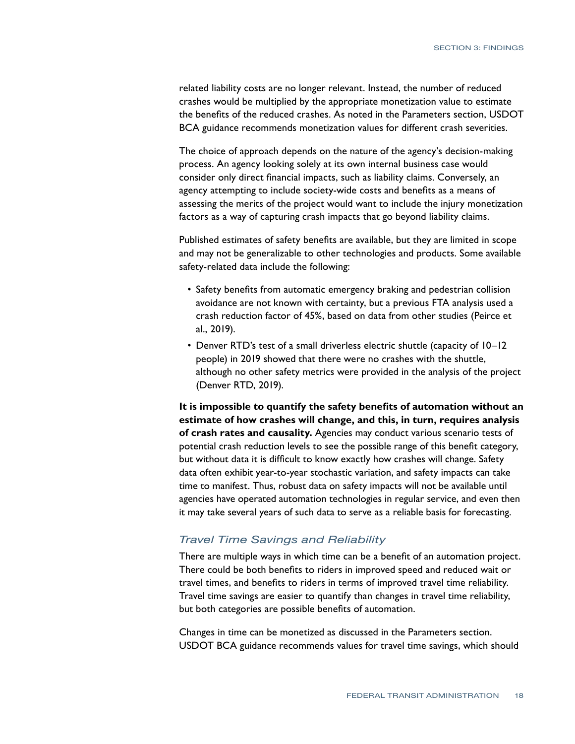related liability costs are no longer relevant. Instead, the number of reduced crashes would be multiplied by the appropriate monetization value to estimate the benefits of the reduced crashes. As noted in the Parameters section, USDOT BCA guidance recommends monetization values for different crash severities.

The choice of approach depends on the nature of the agency's decision-making process. An agency looking solely at its own internal business case would consider only direct financial impacts, such as liability claims. Conversely, an agency attempting to include society-wide costs and benefits as a means of assessing the merits of the project would want to include the injury monetization factors as a way of capturing crash impacts that go beyond liability claims.

Published estimates of safety benefits are available, but they are limited in scope and may not be generalizable to other technologies and products. Some available safety-related data include the following:

- Safety benefits from automatic emergency braking and pedestrian collision avoidance are not known with certainty, but a previous FTA analysis used a crash reduction factor of 45%, based on data from other studies (Peirce et al., 2019).
- Denver RTD's test of a small driverless electric shuttle (capacity of 10–12 people) in 2019 showed that there were no crashes with the shuttle, although no other safety metrics were provided in the analysis of the project (Denver RTD, 2019).

**It is impossible to quantify the safety benefits of automation without an estimate of how crashes will change, and this, in turn, requires analysis of crash rates and causality.** Agencies may conduct various scenario tests of potential crash reduction levels to see the possible range of this benefit category, but without data it is difficult to know exactly how crashes will change. Safety data often exhibit year-to-year stochastic variation, and safety impacts can take time to manifest. Thus, robust data on safety impacts will not be available until agencies have operated automation technologies in regular service, and even then it may take several years of such data to serve as a reliable basis for forecasting.

### *Travel Time Savings and Reliability*

There are multiple ways in which time can be a benefit of an automation project. There could be both benefits to riders in improved speed and reduced wait or travel times, and benefits to riders in terms of improved travel time reliability. Travel time savings are easier to quantify than changes in travel time reliability, but both categories are possible benefits of automation.

Changes in time can be monetized as discussed in the Parameters section. USDOT BCA guidance recommends values for travel time savings, which should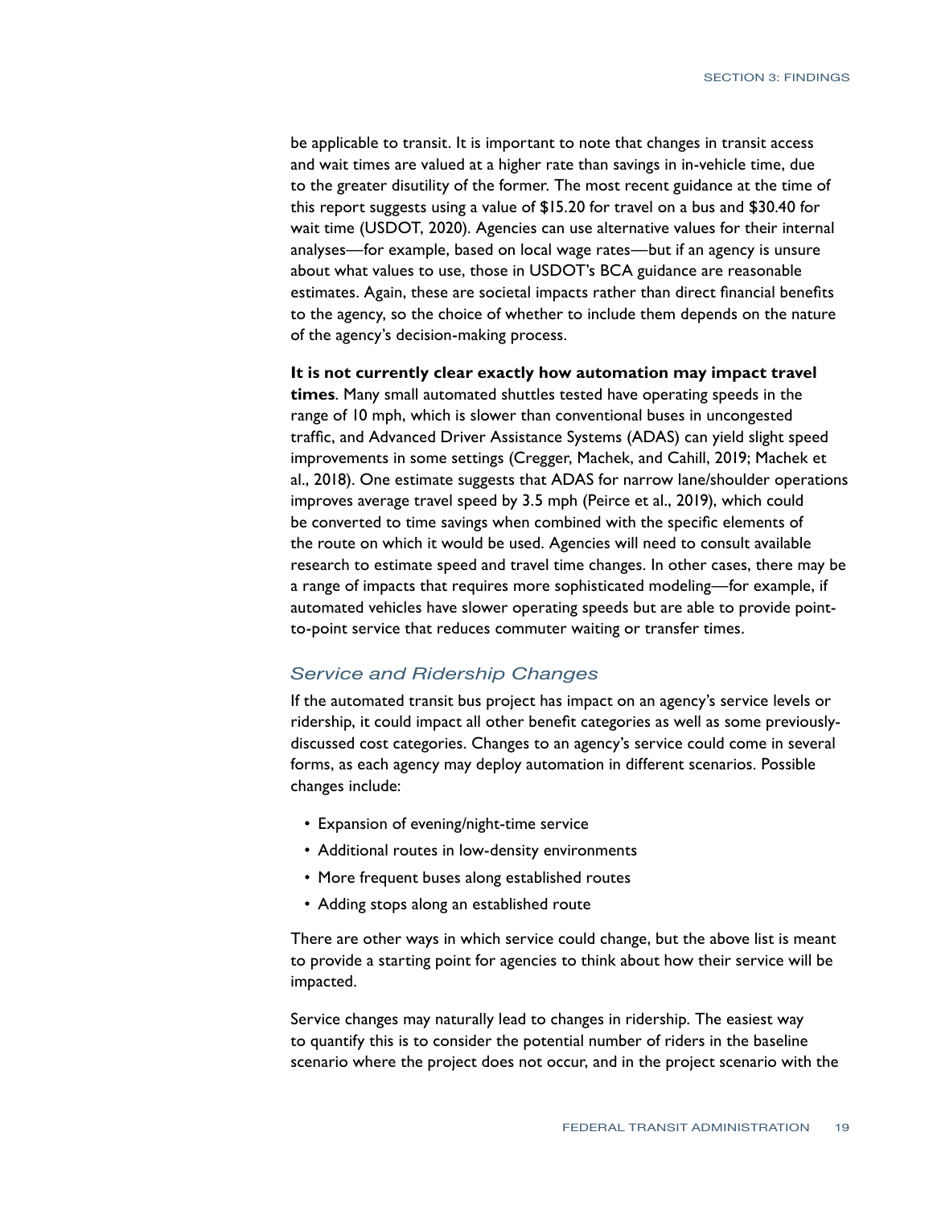be applicable to transit. It is important to note that changes in transit access and wait times are valued at a higher rate than savings in in-vehicle time, due to the greater disutility of the former. The most recent guidance at the time of this report suggests using a value of $15.20 for travel on a bus and $30.40 for wait time (USDOT, 2020). Agencies can use alternative values for their internal analyses—for example, based on local wage rates—but if an agency is unsure about what values to use, those in USDOT's BCA guidance are reasonable estimates. Again, these are societal impacts rather than direct financial benefits to the agency, so the choice of whether to include them depends on the nature of the agency's decision-making process.

**It is not currently clear exactly how automation may impact travel times**. Many small automated shuttles tested have operating speeds in the range of 10 mph, which is slower than conventional buses in uncongested traffic, and Advanced Driver Assistance Systems (ADAS) can yield slight speed improvements in some settings (Cregger, Machek, and Cahill, 2019; Machek et al., 2018). One estimate suggests that ADAS for narrow lane/shoulder operations improves average travel speed by 3.5 mph (Peirce et al., 2019), which could be converted to time savings when combined with the specific elements of the route on which it would be used. Agencies will need to consult available research to estimate speed and travel time changes. In other cases, there may be a range of impacts that requires more sophisticated modeling—for example, if automated vehicles have slower operating speeds but are able to provide point-to-point service that reduces commuter waiting or transfer times.

### *Service and Ridership Changes*

If the automated transit bus project has impact on an agency's service levels or ridership, it could impact all other benefit categories as well as some previously-discussed cost categories. Changes to an agency's service could come in several forms, as each agency may deploy automation in different scenarios. Possible changes include:

- Expansion of evening/night-time service
- Additional routes in low-density environments
- More frequent buses along established routes
- Adding stops along an established route

There are other ways in which service could change, but the above list is meant to provide a starting point for agencies to think about how their service will be impacted.

Service changes may naturally lead to changes in ridership. The easiest way to quantify this is to consider the potential number of riders in the baseline scenario where the project does not occur, and in the project scenario with the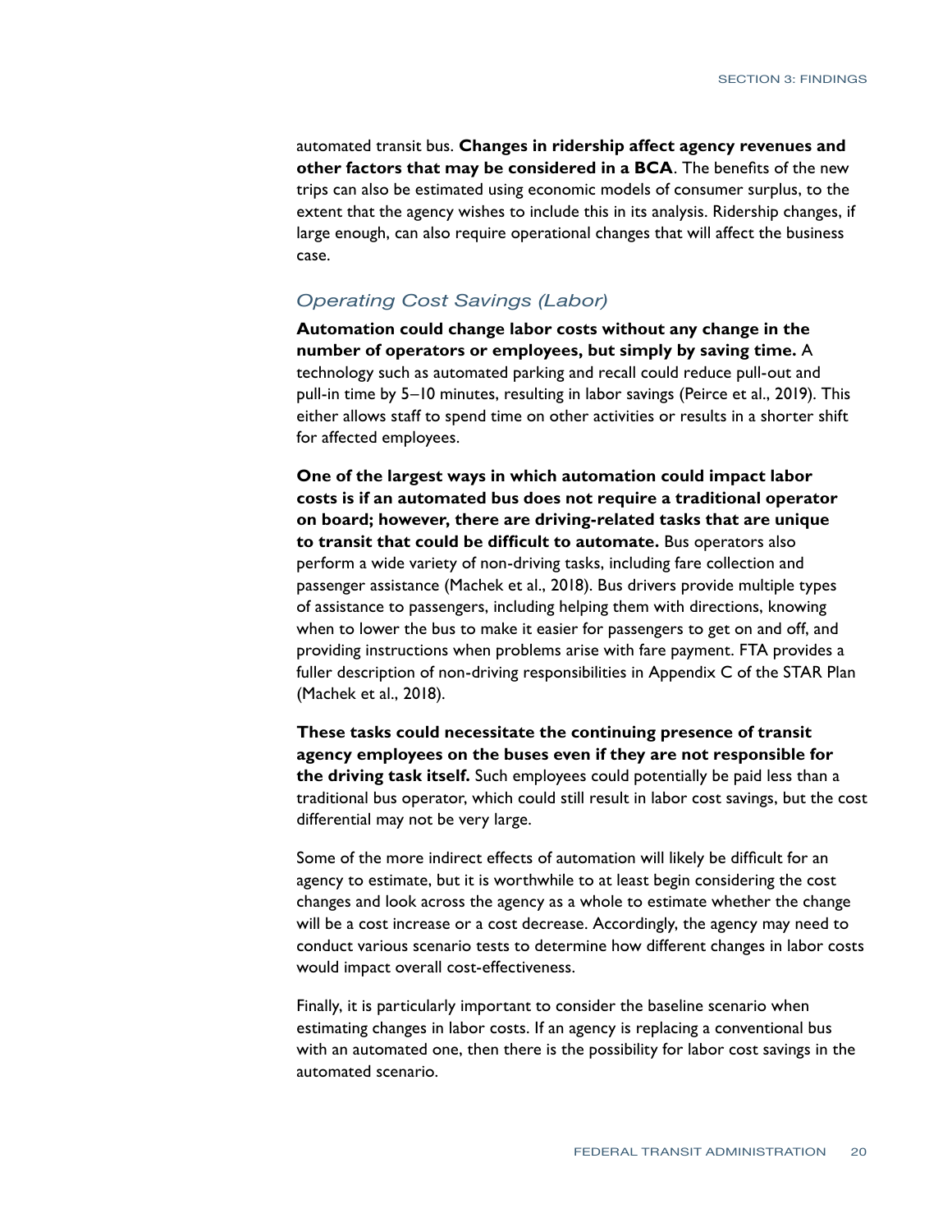automated transit bus. **Changes in ridership affect agency revenues and other factors that may be considered in a BCA**. The benefits of the new trips can also be estimated using economic models of consumer surplus, to the extent that the agency wishes to include this in its analysis. Ridership changes, if large enough, can also require operational changes that will affect the business case.

### *Operating Cost Savings (Labor)*

**Automation could change labor costs without any change in the number of operators or employees, but simply by saving time.** A technology such as automated parking and recall could reduce pull-out and pull-in time by 5–10 minutes, resulting in labor savings (Peirce et al., 2019). This either allows staff to spend time on other activities or results in a shorter shift for affected employees.

**One of the largest ways in which automation could impact labor costs is if an automated bus does not require a traditional operator on board; however, there are driving-related tasks that are unique to transit that could be difficult to automate.** Bus operators also perform a wide variety of non-driving tasks, including fare collection and passenger assistance (Machek et al., 2018). Bus drivers provide multiple types of assistance to passengers, including helping them with directions, knowing when to lower the bus to make it easier for passengers to get on and off, and providing instructions when problems arise with fare payment. FTA provides a fuller description of non-driving responsibilities in Appendix C of the STAR Plan (Machek et al., 2018).

**These tasks could necessitate the continuing presence of transit agency employees on the buses even if they are not responsible for the driving task itself.** Such employees could potentially be paid less than a traditional bus operator, which could still result in labor cost savings, but the cost differential may not be very large.

Some of the more indirect effects of automation will likely be difficult for an agency to estimate, but it is worthwhile to at least begin considering the cost changes and look across the agency as a whole to estimate whether the change will be a cost increase or a cost decrease. Accordingly, the agency may need to conduct various scenario tests to determine how different changes in labor costs would impact overall cost-effectiveness.

Finally, it is particularly important to consider the baseline scenario when estimating changes in labor costs. If an agency is replacing a conventional bus with an automated one, then there is the possibility for labor cost savings in the automated scenario.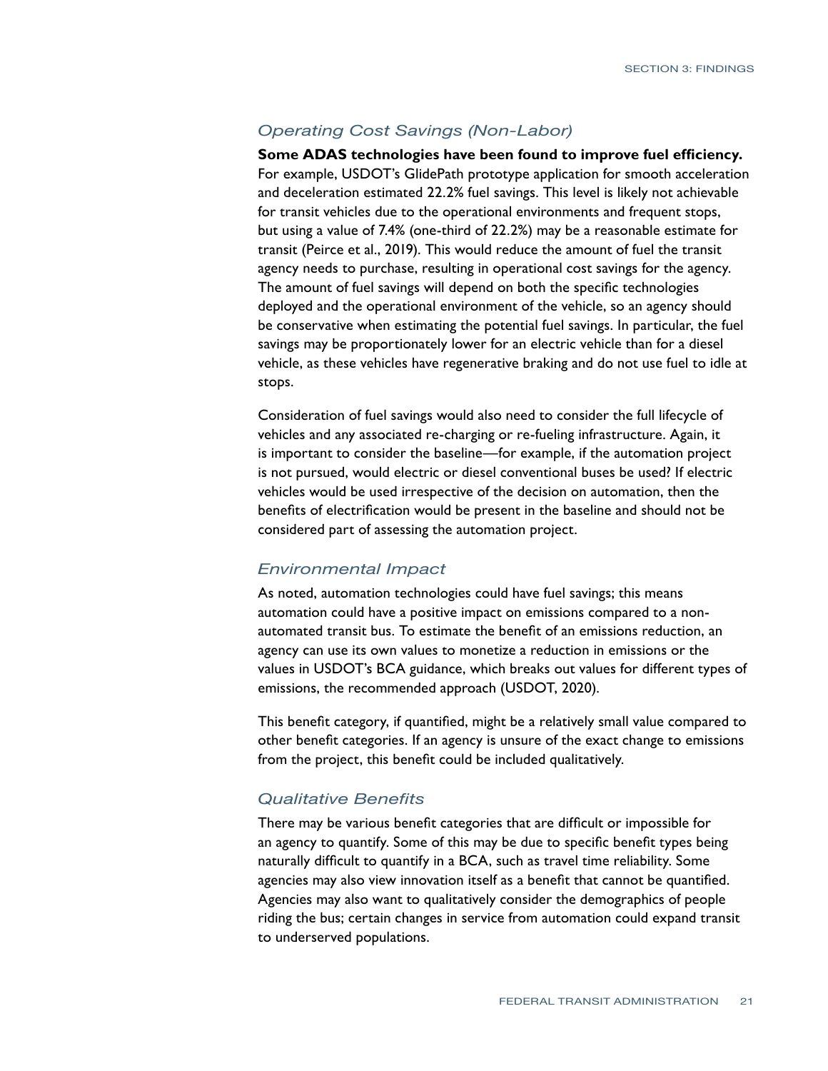### *Operating Cost Savings (Non-Labor)*

**Some ADAS technologies have been found to improve fuel efficiency.** For example, USDOT's GlidePath prototype application for smooth acceleration and deceleration estimated 22.2% fuel savings. This level is likely not achievable for transit vehicles due to the operational environments and frequent stops, but using a value of 7.4% (one-third of 22.2%) may be a reasonable estimate for transit (Peirce et al., 2019). This would reduce the amount of fuel the transit agency needs to purchase, resulting in operational cost savings for the agency. The amount of fuel savings will depend on both the specific technologies deployed and the operational environment of the vehicle, so an agency should be conservative when estimating the potential fuel savings. In particular, the fuel savings may be proportionately lower for an electric vehicle than for a diesel vehicle, as these vehicles have regenerative braking and do not use fuel to idle at stops.

Consideration of fuel savings would also need to consider the full lifecycle of vehicles and any associated re-charging or re-fueling infrastructure. Again, it is important to consider the baseline—for example, if the automation project is not pursued, would electric or diesel conventional buses be used? If electric vehicles would be used irrespective of the decision on automation, then the benefits of electrification would be present in the baseline and should not be considered part of assessing the automation project.

### *Environmental Impact*

As noted, automation technologies could have fuel savings; this means automation could have a positive impact on emissions compared to a non-automated transit bus. To estimate the benefit of an emissions reduction, an agency can use its own values to monetize a reduction in emissions or the values in USDOT's BCA guidance, which breaks out values for different types of emissions, the recommended approach (USDOT, 2020).

This benefit category, if quantified, might be a relatively small value compared to other benefit categories. If an agency is unsure of the exact change to emissions from the project, this benefit could be included qualitatively.

### *Qualitative Benefits*

There may be various benefit categories that are difficult or impossible for an agency to quantify. Some of this may be due to specific benefit types being naturally difficult to quantify in a BCA, such as travel time reliability. Some agencies may also view innovation itself as a benefit that cannot be quantified. Agencies may also want to qualitatively consider the demographics of people riding the bus; certain changes in service from automation could expand transit to underserved populations.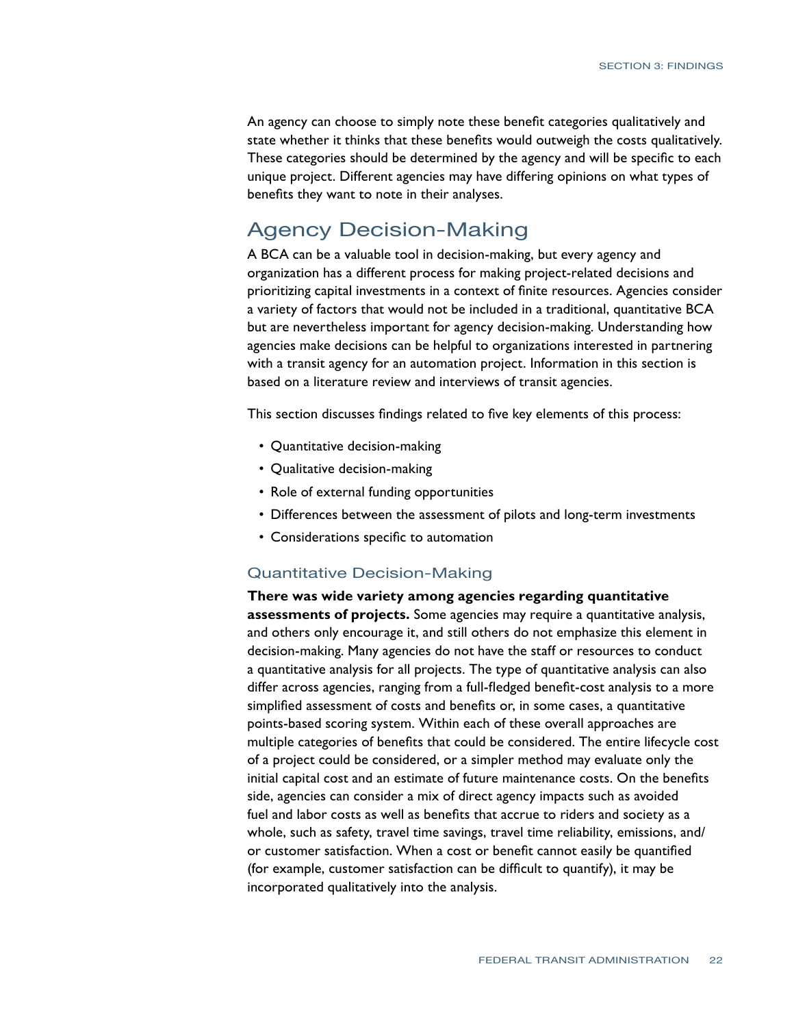An agency can choose to simply note these benefit categories qualitatively and state whether it thinks that these benefits would outweigh the costs qualitatively. These categories should be determined by the agency and will be specific to each unique project. Different agencies may have differing opinions on what types of benefits they want to note in their analyses.

## Agency Decision-Making

A BCA can be a valuable tool in decision-making, but every agency and organization has a different process for making project-related decisions and prioritizing capital investments in a context of finite resources. Agencies consider a variety of factors that would not be included in a traditional, quantitative BCA but are nevertheless important for agency decision-making. Understanding how agencies make decisions can be helpful to organizations interested in partnering with a transit agency for an automation project. Information in this section is based on a literature review and interviews of transit agencies.

This section discusses findings related to five key elements of this process:

- Quantitative decision-making
- Qualitative decision-making
- Role of external funding opportunities
- Differences between the assessment of pilots and long-term investments
- Considerations specific to automation

### Quantitative Decision-Making

**There was wide variety among agencies regarding quantitative assessments of projects.** Some agencies may require a quantitative analysis, and others only encourage it, and still others do not emphasize this element in decision-making. Many agencies do not have the staff or resources to conduct a quantitative analysis for all projects. The type of quantitative analysis can also differ across agencies, ranging from a full-fledged benefit-cost analysis to a more simplified assessment of costs and benefits or, in some cases, a quantitative points-based scoring system. Within each of these overall approaches are multiple categories of benefits that could be considered. The entire lifecycle cost of a project could be considered, or a simpler method may evaluate only the initial capital cost and an estimate of future maintenance costs. On the benefits side, agencies can consider a mix of direct agency impacts such as avoided fuel and labor costs as well as benefits that accrue to riders and society as a whole, such as safety, travel time savings, travel time reliability, emissions, and/or customer satisfaction. When a cost or benefit cannot easily be quantified (for example, customer satisfaction can be difficult to quantify), it may be incorporated qualitatively into the analysis.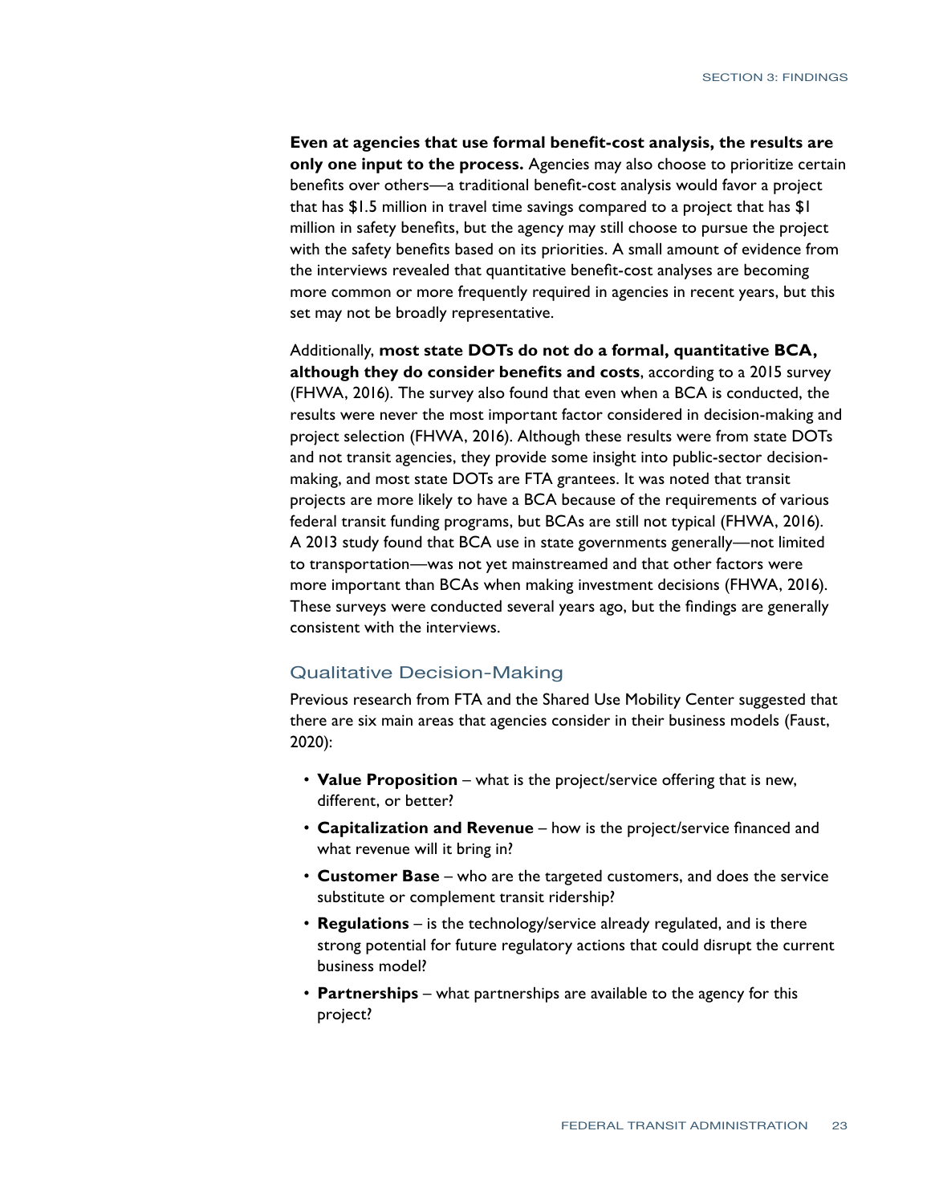**Even at agencies that use formal benefit-cost analysis, the results are only one input to the process.** Agencies may also choose to prioritize certain benefits over others—a traditional benefit-cost analysis would favor a project that has $1.5 million in travel time savings compared to a project that has $1 million in safety benefits, but the agency may still choose to pursue the project with the safety benefits based on its priorities. A small amount of evidence from the interviews revealed that quantitative benefit-cost analyses are becoming more common or more frequently required in agencies in recent years, but this set may not be broadly representative.

Additionally, **most state DOTs do not do a formal, quantitative BCA, although they do consider benefits and costs**, according to a 2015 survey (FHWA, 2016). The survey also found that even when a BCA is conducted, the results were never the most important factor considered in decision-making and project selection (FHWA, 2016). Although these results were from state DOTs and not transit agencies, they provide some insight into public-sector decision-making, and most state DOTs are FTA grantees. It was noted that transit projects are more likely to have a BCA because of the requirements of various federal transit funding programs, but BCAs are still not typical (FHWA, 2016). A 2013 study found that BCA use in state governments generally—not limited to transportation—was not yet mainstreamed and that other factors were more important than BCAs when making investment decisions (FHWA, 2016). These surveys were conducted several years ago, but the findings are generally consistent with the interviews.

## Qualitative Decision-Making

Previous research from FTA and the Shared Use Mobility Center suggested that there are six main areas that agencies consider in their business models (Faust, 2020):

- **Value Proposition** – what is the project/service offering that is new, different, or better?
- **Capitalization and Revenue** – how is the project/service financed and what revenue will it bring in?
- **Customer Base** – who are the targeted customers, and does the service substitute or complement transit ridership?
- **Regulations** – is the technology/service already regulated, and is there strong potential for future regulatory actions that could disrupt the current business model?
- **Partnerships** – what partnerships are available to the agency for this project?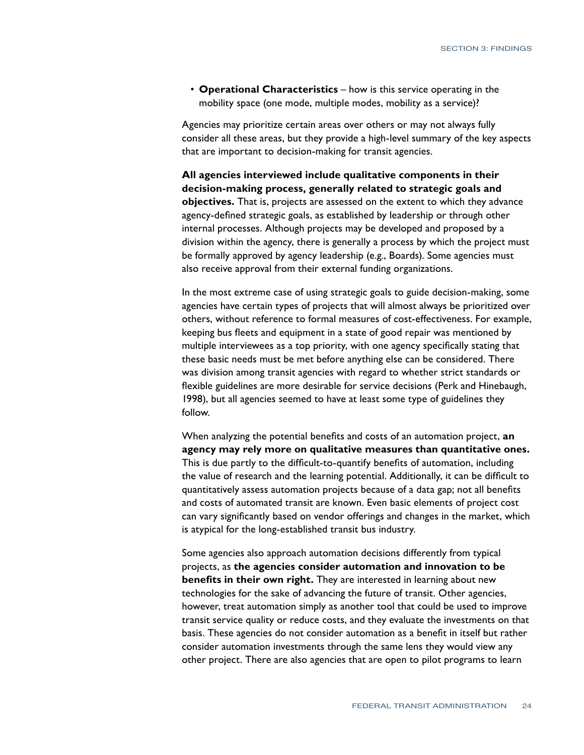- **Operational Characteristics** – how is this service operating in the mobility space (one mode, multiple modes, mobility as a service)?

Agencies may prioritize certain areas over others or may not always fully consider all these areas, but they provide a high-level summary of the key aspects that are important to decision-making for transit agencies.

**All agencies interviewed include qualitative components in their decision-making process, generally related to strategic goals and objectives.** That is, projects are assessed on the extent to which they advance agency-defined strategic goals, as established by leadership or through other internal processes. Although projects may be developed and proposed by a division within the agency, there is generally a process by which the project must be formally approved by agency leadership (e.g., Boards). Some agencies must also receive approval from their external funding organizations.

In the most extreme case of using strategic goals to guide decision-making, some agencies have certain types of projects that will almost always be prioritized over others, without reference to formal measures of cost-effectiveness. For example, keeping bus fleets and equipment in a state of good repair was mentioned by multiple interviewees as a top priority, with one agency specifically stating that these basic needs must be met before anything else can be considered. There was division among transit agencies with regard to whether strict standards or flexible guidelines are more desirable for service decisions (Perk and Hinebaugh, 1998), but all agencies seemed to have at least some type of guidelines they follow.

When analyzing the potential benefits and costs of an automation project, **an agency may rely more on qualitative measures than quantitative ones.** This is due partly to the difficult-to-quantify benefits of automation, including the value of research and the learning potential. Additionally, it can be difficult to quantitatively assess automation projects because of a data gap; not all benefits and costs of automated transit are known. Even basic elements of project cost can vary significantly based on vendor offerings and changes in the market, which is atypical for the long-established transit bus industry.

Some agencies also approach automation decisions differently from typical projects, as **the agencies consider automation and innovation to be benefits in their own right.** They are interested in learning about new technologies for the sake of advancing the future of transit. Other agencies, however, treat automation simply as another tool that could be used to improve transit service quality or reduce costs, and they evaluate the investments on that basis. These agencies do not consider automation as a benefit in itself but rather consider automation investments through the same lens they would view any other project. There are also agencies that are open to pilot programs to learn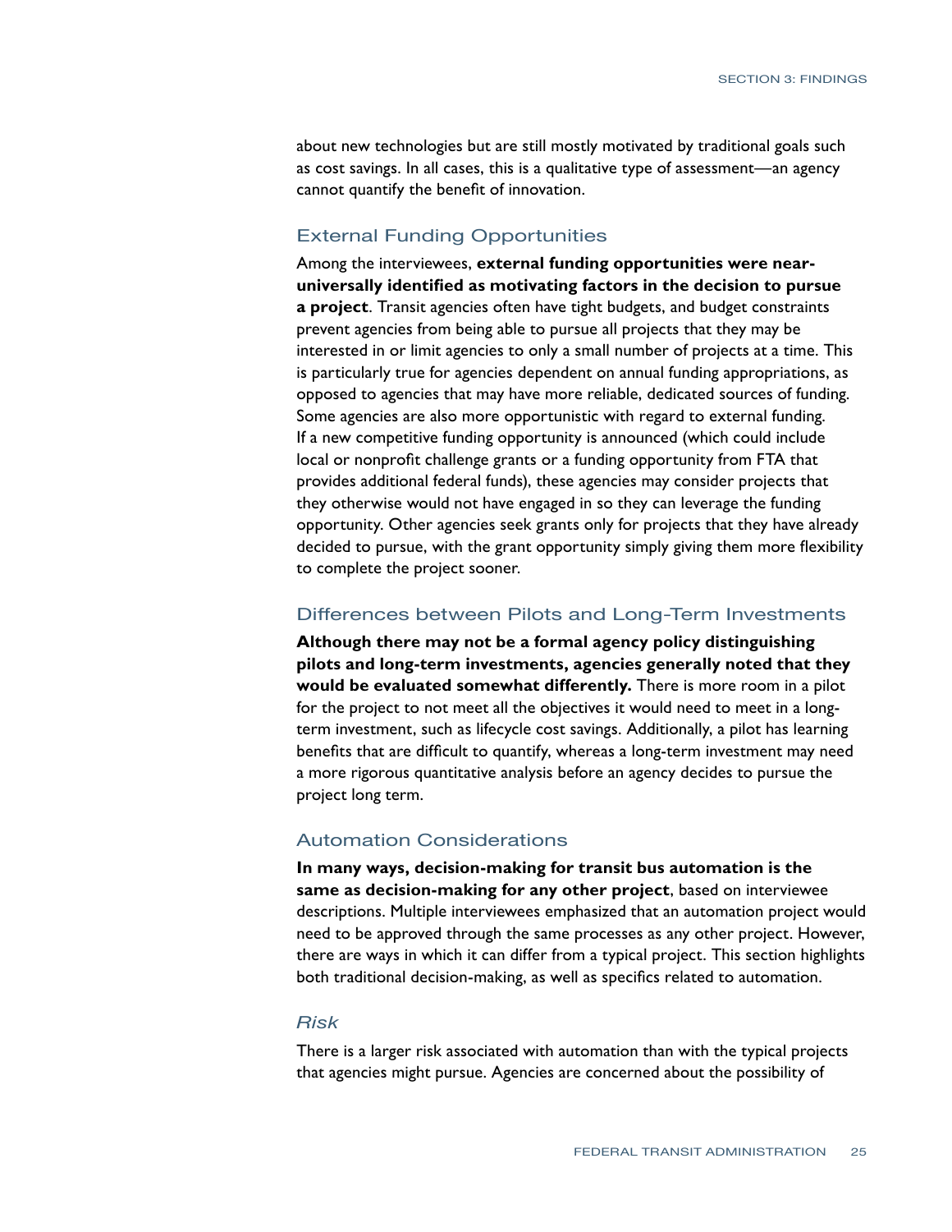about new technologies but are still mostly motivated by traditional goals such as cost savings. In all cases, this is a qualitative type of assessment—an agency cannot quantify the benefit of innovation.

### External Funding Opportunities

Among the interviewees, **external funding opportunities were near-universally identified as motivating factors in the decision to pursue a project**. Transit agencies often have tight budgets, and budget constraints prevent agencies from being able to pursue all projects that they may be interested in or limit agencies to only a small number of projects at a time. This is particularly true for agencies dependent on annual funding appropriations, as opposed to agencies that may have more reliable, dedicated sources of funding. Some agencies are also more opportunistic with regard to external funding. If a new competitive funding opportunity is announced (which could include local or nonprofit challenge grants or a funding opportunity from FTA that provides additional federal funds), these agencies may consider projects that they otherwise would not have engaged in so they can leverage the funding opportunity. Other agencies seek grants only for projects that they have already decided to pursue, with the grant opportunity simply giving them more flexibility to complete the project sooner.

### Differences between Pilots and Long-Term Investments

**Although there may not be a formal agency policy distinguishing pilots and long-term investments, agencies generally noted that they would be evaluated somewhat differently.** There is more room in a pilot for the project to not meet all the objectives it would need to meet in a long-term investment, such as lifecycle cost savings. Additionally, a pilot has learning benefits that are difficult to quantify, whereas a long-term investment may need a more rigorous quantitative analysis before an agency decides to pursue the project long term.

### Automation Considerations

**In many ways, decision-making for transit bus automation is the same as decision-making for any other project**, based on interviewee descriptions. Multiple interviewees emphasized that an automation project would need to be approved through the same processes as any other project. However, there are ways in which it can differ from a typical project. This section highlights both traditional decision-making, as well as specifics related to automation.

#### *Risk*

There is a larger risk associated with automation than with the typical projects that agencies might pursue. Agencies are concerned about the possibility of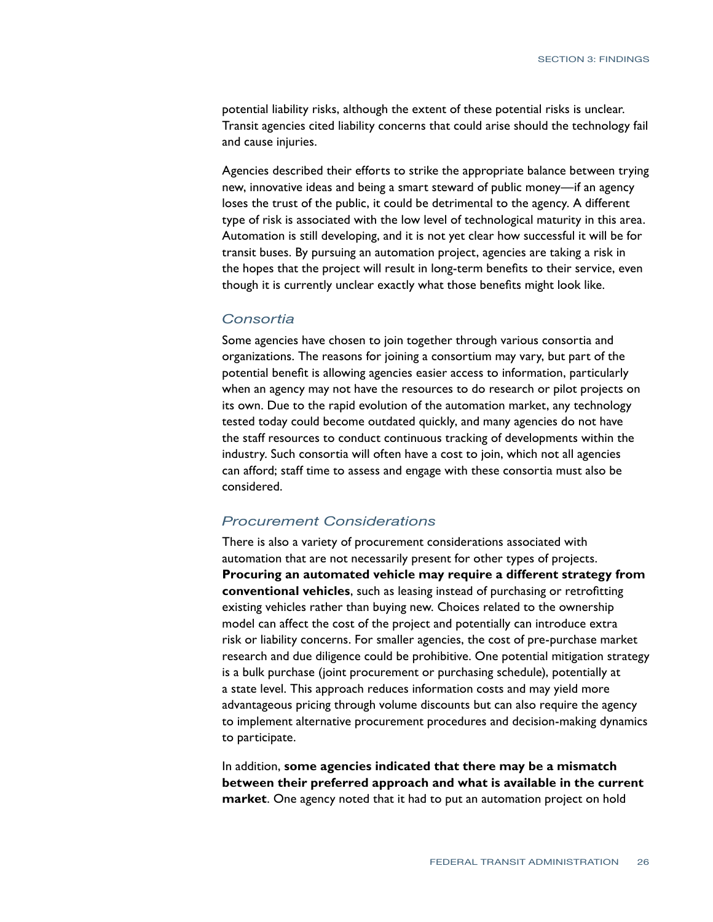potential liability risks, although the extent of these potential risks is unclear. Transit agencies cited liability concerns that could arise should the technology fail and cause injuries.

Agencies described their efforts to strike the appropriate balance between trying new, innovative ideas and being a smart steward of public money—if an agency loses the trust of the public, it could be detrimental to the agency. A different type of risk is associated with the low level of technological maturity in this area. Automation is still developing, and it is not yet clear how successful it will be for transit buses. By pursuing an automation project, agencies are taking a risk in the hopes that the project will result in long-term benefits to their service, even though it is currently unclear exactly what those benefits might look like.

### *Consortia*

Some agencies have chosen to join together through various consortia and organizations. The reasons for joining a consortium may vary, but part of the potential benefit is allowing agencies easier access to information, particularly when an agency may not have the resources to do research or pilot projects on its own. Due to the rapid evolution of the automation market, any technology tested today could become outdated quickly, and many agencies do not have the staff resources to conduct continuous tracking of developments within the industry. Such consortia will often have a cost to join, which not all agencies can afford; staff time to assess and engage with these consortia must also be considered.

### *Procurement Considerations*

There is also a variety of procurement considerations associated with automation that are not necessarily present for other types of projects. **Procuring an automated vehicle may require a different strategy from conventional vehicles**, such as leasing instead of purchasing or retrofitting existing vehicles rather than buying new. Choices related to the ownership model can affect the cost of the project and potentially can introduce extra risk or liability concerns. For smaller agencies, the cost of pre-purchase market research and due diligence could be prohibitive. One potential mitigation strategy is a bulk purchase (joint procurement or purchasing schedule), potentially at a state level. This approach reduces information costs and may yield more advantageous pricing through volume discounts but can also require the agency to implement alternative procurement procedures and decision-making dynamics to participate.

In addition, **some agencies indicated that there may be a mismatch between their preferred approach and what is available in the current market**. One agency noted that it had to put an automation project on hold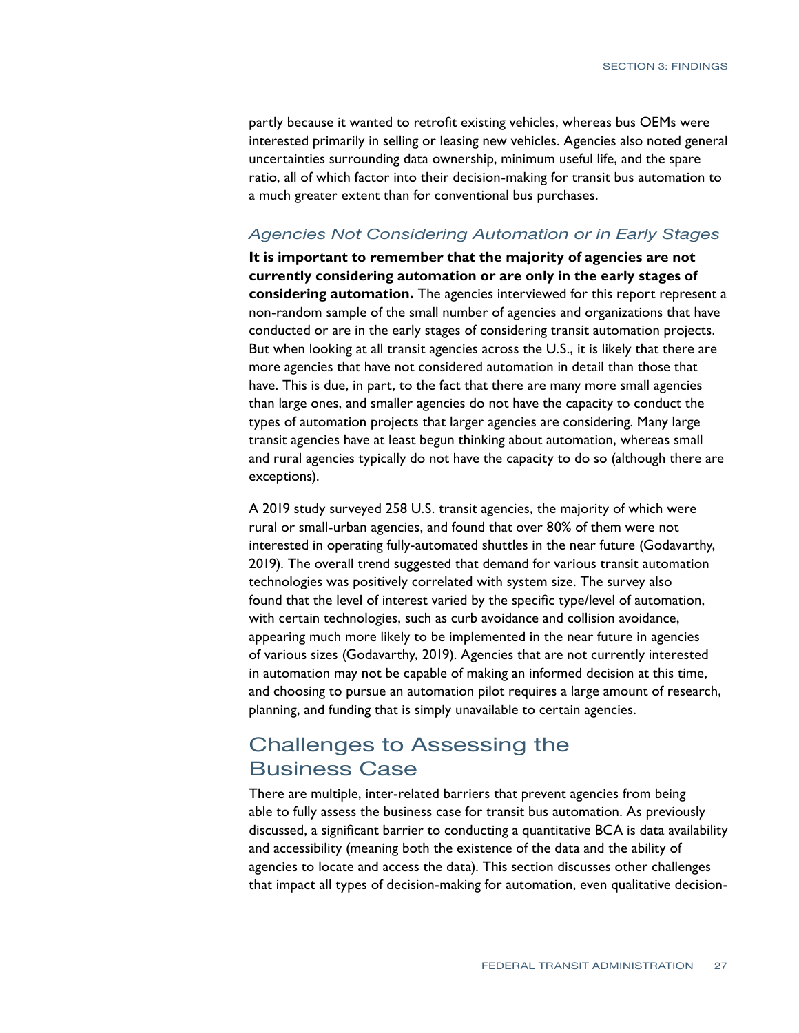partly because it wanted to retrofit existing vehicles, whereas bus OEMs were interested primarily in selling or leasing new vehicles. Agencies also noted general uncertainties surrounding data ownership, minimum useful life, and the spare ratio, all of which factor into their decision-making for transit bus automation to a much greater extent than for conventional bus purchases.

### *Agencies Not Considering Automation or in Early Stages*

**It is important to remember that the majority of agencies are not currently considering automation or are only in the early stages of considering automation.** The agencies interviewed for this report represent a non-random sample of the small number of agencies and organizations that have conducted or are in the early stages of considering transit automation projects. But when looking at all transit agencies across the U.S., it is likely that there are more agencies that have not considered automation in detail than those that have. This is due, in part, to the fact that there are many more small agencies than large ones, and smaller agencies do not have the capacity to conduct the types of automation projects that larger agencies are considering. Many large transit agencies have at least begun thinking about automation, whereas small and rural agencies typically do not have the capacity to do so (although there are exceptions).

A 2019 study surveyed 258 U.S. transit agencies, the majority of which were rural or small-urban agencies, and found that over 80% of them were not interested in operating fully-automated shuttles in the near future (Godavarthy, 2019). The overall trend suggested that demand for various transit automation technologies was positively correlated with system size. The survey also found that the level of interest varied by the specific type/level of automation, with certain technologies, such as curb avoidance and collision avoidance, appearing much more likely to be implemented in the near future in agencies of various sizes (Godavarthy, 2019). Agencies that are not currently interested in automation may not be capable of making an informed decision at this time, and choosing to pursue an automation pilot requires a large amount of research, planning, and funding that is simply unavailable to certain agencies.

## Challenges to Assessing the Business Case

There are multiple, inter-related barriers that prevent agencies from being able to fully assess the business case for transit bus automation. As previously discussed, a significant barrier to conducting a quantitative BCA is data availability and accessibility (meaning both the existence of the data and the ability of agencies to locate and access the data). This section discusses other challenges that impact all types of decision-making for automation, even qualitative decision-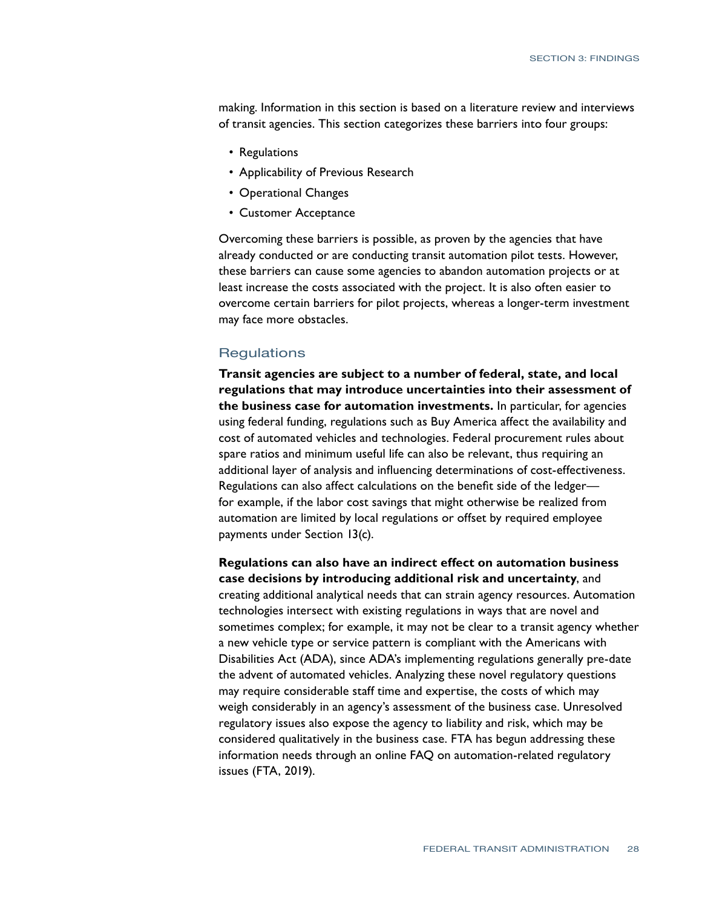making. Information in this section is based on a literature review and interviews of transit agencies. This section categorizes these barriers into four groups:

- Regulations
- Applicability of Previous Research
- Operational Changes
- Customer Acceptance

Overcoming these barriers is possible, as proven by the agencies that have already conducted or are conducting transit automation pilot tests. However, these barriers can cause some agencies to abandon automation projects or at least increase the costs associated with the project. It is also often easier to overcome certain barriers for pilot projects, whereas a longer-term investment may face more obstacles.

## Regulations

**Transit agencies are subject to a number of federal, state, and local regulations that may introduce uncertainties into their assessment of the business case for automation investments.** In particular, for agencies using federal funding, regulations such as Buy America affect the availability and cost of automated vehicles and technologies. Federal procurement rules about spare ratios and minimum useful life can also be relevant, thus requiring an additional layer of analysis and influencing determinations of cost-effectiveness. Regulations can also affect calculations on the benefit side of the ledger—for example, if the labor cost savings that might otherwise be realized from automation are limited by local regulations or offset by required employee payments under Section 13(c).

**Regulations can also have an indirect effect on automation business case decisions by introducing additional risk and uncertainty**, and creating additional analytical needs that can strain agency resources. Automation technologies intersect with existing regulations in ways that are novel and sometimes complex; for example, it may not be clear to a transit agency whether a new vehicle type or service pattern is compliant with the Americans with Disabilities Act (ADA), since ADA's implementing regulations generally pre-date the advent of automated vehicles. Analyzing these novel regulatory questions may require considerable staff time and expertise, the costs of which may weigh considerably in an agency's assessment of the business case. Unresolved regulatory issues also expose the agency to liability and risk, which may be considered qualitatively in the business case. FTA has begun addressing these information needs through an online FAQ on automation-related regulatory issues (FTA, 2019).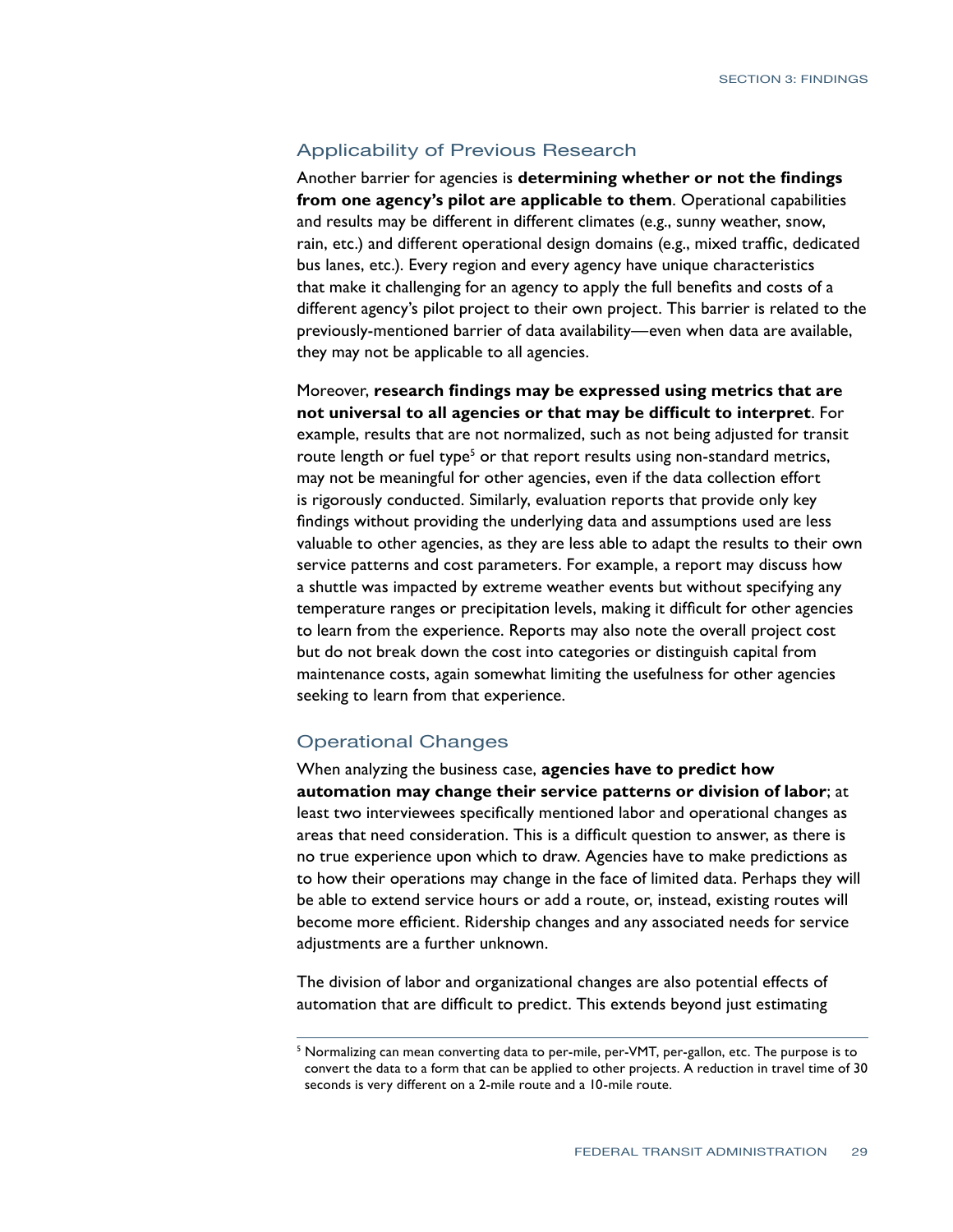## Applicability of Previous Research

Another barrier for agencies is **determining whether or not the findings from one agency's pilot are applicable to them**. Operational capabilities and results may be different in different climates (e.g., sunny weather, snow, rain, etc.) and different operational design domains (e.g., mixed traffic, dedicated bus lanes, etc.). Every region and every agency have unique characteristics that make it challenging for an agency to apply the full benefits and costs of a different agency's pilot project to their own project. This barrier is related to the previously-mentioned barrier of data availability—even when data are available, they may not be applicable to all agencies.

Moreover, **research findings may be expressed using metrics that are not universal to all agencies or that may be difficult to interpret**. For example, results that are not normalized, such as not being adjusted for transit route length or fuel type[5] or that report results using non-standard metrics, may not be meaningful for other agencies, even if the data collection effort is rigorously conducted. Similarly, evaluation reports that provide only key findings without providing the underlying data and assumptions used are less valuable to other agencies, as they are less able to adapt the results to their own service patterns and cost parameters. For example, a report may discuss how a shuttle was impacted by extreme weather events but without specifying any temperature ranges or precipitation levels, making it difficult for other agencies to learn from the experience. Reports may also note the overall project cost but do not break down the cost into categories or distinguish capital from maintenance costs, again somewhat limiting the usefulness for other agencies seeking to learn from that experience.

## Operational Changes

When analyzing the business case, **agencies have to predict how automation may change their service patterns or division of labor**; at least two interviewees specifically mentioned labor and operational changes as areas that need consideration. This is a difficult question to answer, as there is no true experience upon which to draw. Agencies have to make predictions as to how their operations may change in the face of limited data. Perhaps they will be able to extend service hours or add a route, or, instead, existing routes will become more efficient. Ridership changes and any associated needs for service adjustments are a further unknown.

The division of labor and organizational changes are also potential effects of automation that are difficult to predict. This extends beyond just estimating

[5] Normalizing can mean converting data to per-mile, per-VMT, per-gallon, etc. The purpose is to convert the data to a form that can be applied to other projects. A reduction in travel time of 30 seconds is very different on a 2-mile route and a 10-mile route.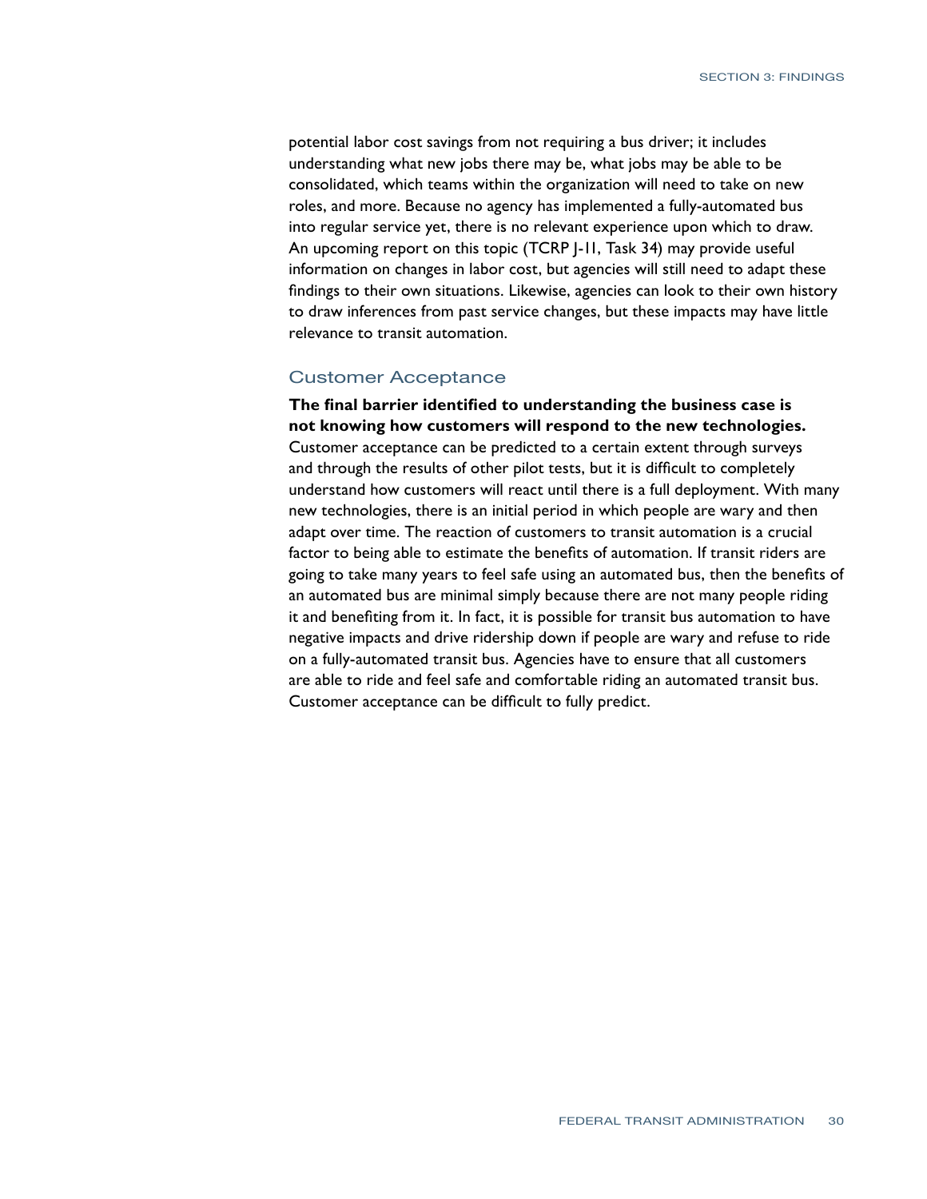potential labor cost savings from not requiring a bus driver; it includes understanding what new jobs there may be, what jobs may be able to be consolidated, which teams within the organization will need to take on new roles, and more. Because no agency has implemented a fully-automated bus into regular service yet, there is no relevant experience upon which to draw. An upcoming report on this topic (TCRP J-11, Task 34) may provide useful information on changes in labor cost, but agencies will still need to adapt these findings to their own situations. Likewise, agencies can look to their own history to draw inferences from past service changes, but these impacts may have little relevance to transit automation.

### Customer Acceptance

**The final barrier identified to understanding the business case is not knowing how customers will respond to the new technologies.** Customer acceptance can be predicted to a certain extent through surveys and through the results of other pilot tests, but it is difficult to completely understand how customers will react until there is a full deployment. With many new technologies, there is an initial period in which people are wary and then adapt over time. The reaction of customers to transit automation is a crucial factor to being able to estimate the benefits of automation. If transit riders are going to take many years to feel safe using an automated bus, then the benefits of an automated bus are minimal simply because there are not many people riding it and benefiting from it. In fact, it is possible for transit bus automation to have negative impacts and drive ridership down if people are wary and refuse to ride on a fully-automated transit bus. Agencies have to ensure that all customers are able to ride and feel safe and comfortable riding an automated transit bus. Customer acceptance can be difficult to fully predict.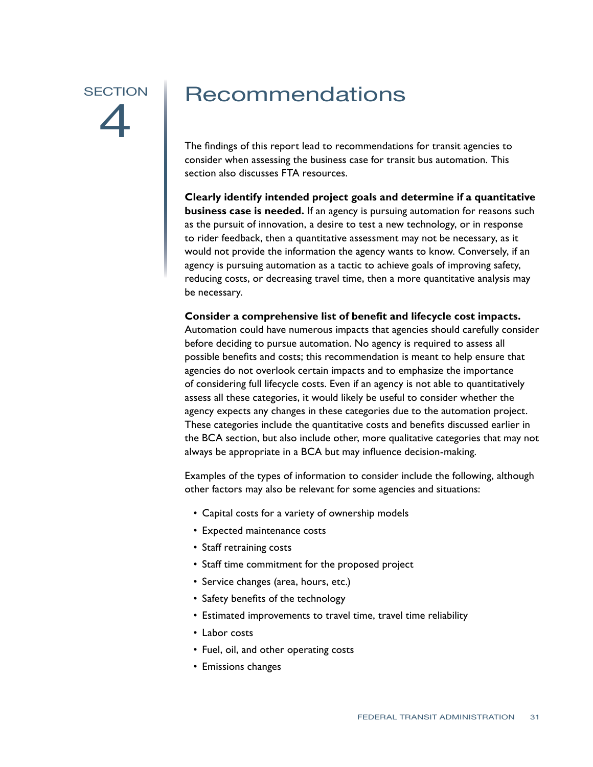# SECTION 4 Recommendations

The findings of this report lead to recommendations for transit agencies to consider when assessing the business case for transit bus automation. This section also discusses FTA resources.

**Clearly identify intended project goals and determine if a quantitative business case is needed.** If an agency is pursuing automation for reasons such as the pursuit of innovation, a desire to test a new technology, or in response to rider feedback, then a quantitative assessment may not be necessary, as it would not provide the information the agency wants to know. Conversely, if an agency is pursuing automation as a tactic to achieve goals of improving safety, reducing costs, or decreasing travel time, then a more quantitative analysis may be necessary.

**Consider a comprehensive list of benefit and lifecycle cost impacts.** Automation could have numerous impacts that agencies should carefully consider before deciding to pursue automation. No agency is required to assess all possible benefits and costs; this recommendation is meant to help ensure that agencies do not overlook certain impacts and to emphasize the importance of considering full lifecycle costs. Even if an agency is not able to quantitatively assess all these categories, it would likely be useful to consider whether the agency expects any changes in these categories due to the automation project. These categories include the quantitative costs and benefits discussed earlier in the BCA section, but also include other, more qualitative categories that may not always be appropriate in a BCA but may influence decision-making.

Examples of the types of information to consider include the following, although other factors may also be relevant for some agencies and situations:

- Capital costs for a variety of ownership models
- Expected maintenance costs
- Staff retraining costs
- Staff time commitment for the proposed project
- Service changes (area, hours, etc.)
- Safety benefits of the technology
- Estimated improvements to travel time, travel time reliability
- Labor costs
- Fuel, oil, and other operating costs
- Emissions changes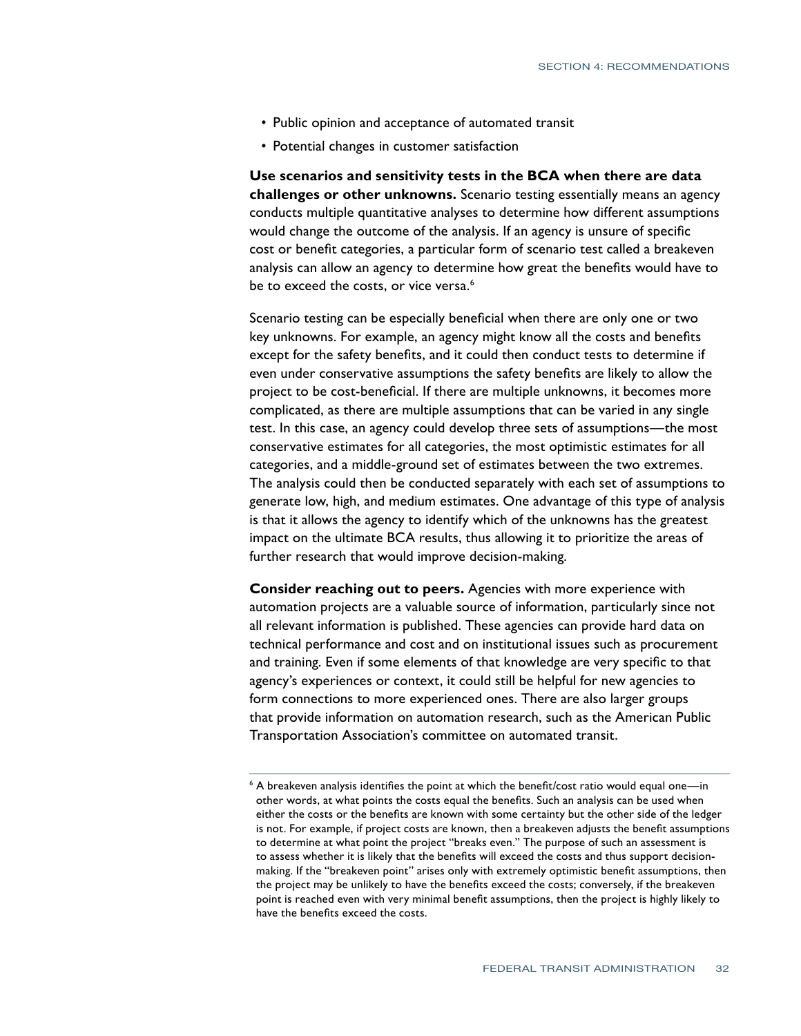- Public opinion and acceptance of automated transit
- Potential changes in customer satisfaction

**Use scenarios and sensitivity tests in the BCA when there are data challenges or other unknowns.** Scenario testing essentially means an agency conducts multiple quantitative analyses to determine how different assumptions would change the outcome of the analysis. If an agency is unsure of specific cost or benefit categories, a particular form of scenario test called a breakeven analysis can allow an agency to determine how great the benefits would have to be to exceed the costs, or vice versa.[6]

Scenario testing can be especially beneficial when there are only one or two key unknowns. For example, an agency might know all the costs and benefits except for the safety benefits, and it could then conduct tests to determine if even under conservative assumptions the safety benefits are likely to allow the project to be cost-beneficial. If there are multiple unknowns, it becomes more complicated, as there are multiple assumptions that can be varied in any single test. In this case, an agency could develop three sets of assumptions—the most conservative estimates for all categories, the most optimistic estimates for all categories, and a middle-ground set of estimates between the two extremes. The analysis could then be conducted separately with each set of assumptions to generate low, high, and medium estimates. One advantage of this type of analysis is that it allows the agency to identify which of the unknowns has the greatest impact on the ultimate BCA results, thus allowing it to prioritize the areas of further research that would improve decision-making.

**Consider reaching out to peers.** Agencies with more experience with automation projects are a valuable source of information, particularly since not all relevant information is published. These agencies can provide hard data on technical performance and cost and on institutional issues such as procurement and training. Even if some elements of that knowledge are very specific to that agency's experiences or context, it could still be helpful for new agencies to form connections to more experienced ones. There are also larger groups that provide information on automation research, such as the American Public Transportation Association's committee on automated transit.

---

[6] A breakeven analysis identifies the point at which the benefit/cost ratio would equal one—in other words, at what points the costs equal the benefits. Such an analysis can be used when either the costs or the benefits are known with some certainty but the other side of the ledger is not. For example, if project costs are known, then a breakeven adjusts the benefit assumptions to determine at what point the project "breaks even." The purpose of such an assessment is to assess whether it is likely that the benefits will exceed the costs and thus support decision-making. If the "breakeven point" arises only with extremely optimistic benefit assumptions, then the project may be unlikely to have the benefits exceed the costs; conversely, if the breakeven point is reached even with very minimal benefit assumptions, then the project is highly likely to have the benefits exceed the costs.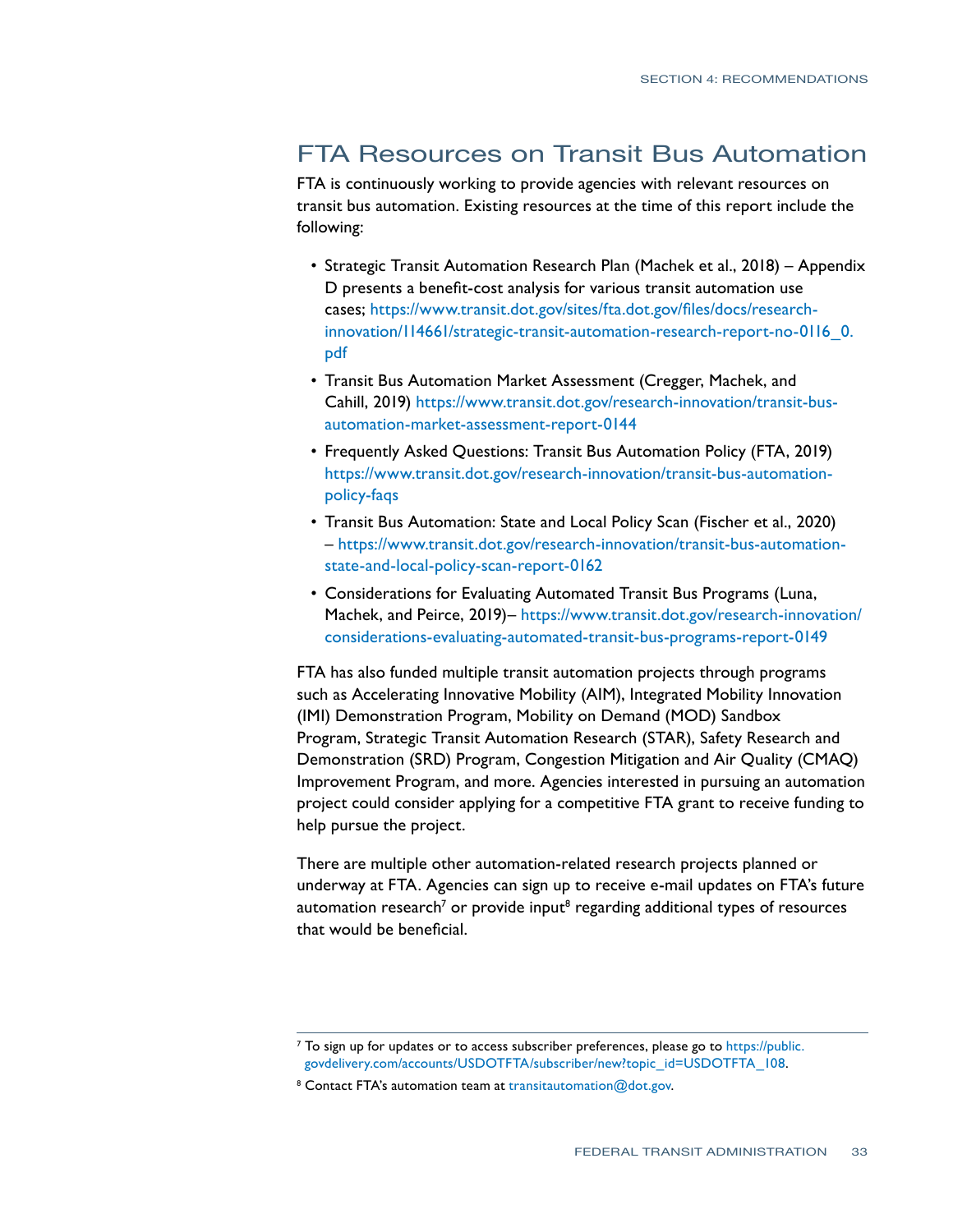## FTA Resources on Transit Bus Automation

FTA is continuously working to provide agencies with relevant resources on transit bus automation. Existing resources at the time of this report include the following:

- Strategic Transit Automation Research Plan (Machek et al., 2018) – Appendix D presents a benefit-cost analysis for various transit automation use cases; https://www.transit.dot.gov/sites/fta.dot.gov/files/docs/research-innovation/114661/strategic-transit-automation-research-report-no-0116_0.pdf
- Transit Bus Automation Market Assessment (Cregger, Machek, and Cahill, 2019) https://www.transit.dot.gov/research-innovation/transit-bus-automation-market-assessment-report-0144
- Frequently Asked Questions: Transit Bus Automation Policy (FTA, 2019) https://www.transit.dot.gov/research-innovation/transit-bus-automation-policy-faqs
- Transit Bus Automation: State and Local Policy Scan (Fischer et al., 2020) – https://www.transit.dot.gov/research-innovation/transit-bus-automation-state-and-local-policy-scan-report-0162
- Considerations for Evaluating Automated Transit Bus Programs (Luna, Machek, and Peirce, 2019)– https://www.transit.dot.gov/research-innovation/considerations-evaluating-automated-transit-bus-programs-report-0149

FTA has also funded multiple transit automation projects through programs such as Accelerating Innovative Mobility (AIM), Integrated Mobility Innovation (IMI) Demonstration Program, Mobility on Demand (MOD) Sandbox Program, Strategic Transit Automation Research (STAR), Safety Research and Demonstration (SRD) Program, Congestion Mitigation and Air Quality (CMAQ) Improvement Program, and more. Agencies interested in pursuing an automation project could consider applying for a competitive FTA grant to receive funding to help pursue the project.

There are multiple other automation-related research projects planned or underway at FTA. Agencies can sign up to receive e-mail updates on FTA's future automation research[7] or provide input[8] regarding additional types of resources that would be beneficial.

---

[7] To sign up for updates or to access subscriber preferences, please go to https://public.govdelivery.com/accounts/USDOTFTA/subscriber/new?topic_id=USDOTFTA_108.

[8] Contact FTA's automation team at transitautomation@dot.gov.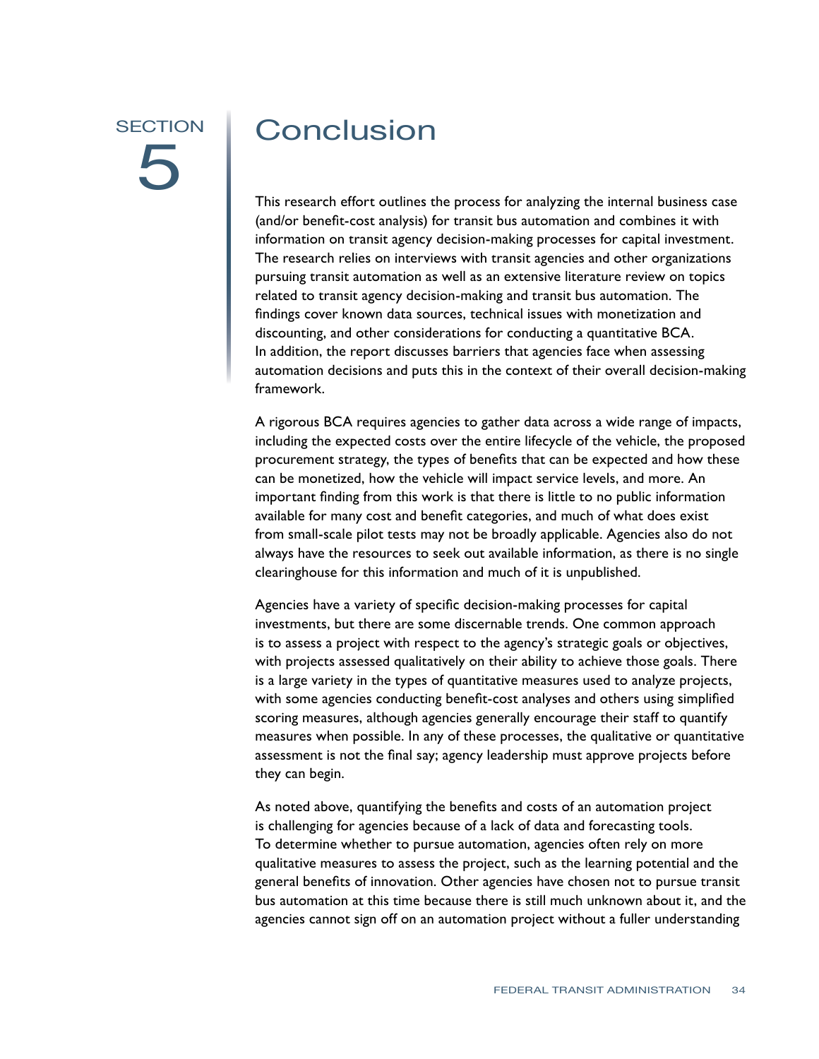# SECTION 5 Conclusion

This research effort outlines the process for analyzing the internal business case (and/or benefit-cost analysis) for transit bus automation and combines it with information on transit agency decision-making processes for capital investment. The research relies on interviews with transit agencies and other organizations pursuing transit automation as well as an extensive literature review on topics related to transit agency decision-making and transit bus automation. The findings cover known data sources, technical issues with monetization and discounting, and other considerations for conducting a quantitative BCA. In addition, the report discusses barriers that agencies face when assessing automation decisions and puts this in the context of their overall decision-making framework.

A rigorous BCA requires agencies to gather data across a wide range of impacts, including the expected costs over the entire lifecycle of the vehicle, the proposed procurement strategy, the types of benefits that can be expected and how these can be monetized, how the vehicle will impact service levels, and more. An important finding from this work is that there is little to no public information available for many cost and benefit categories, and much of what does exist from small-scale pilot tests may not be broadly applicable. Agencies also do not always have the resources to seek out available information, as there is no single clearinghouse for this information and much of it is unpublished.

Agencies have a variety of specific decision-making processes for capital investments, but there are some discernable trends. One common approach is to assess a project with respect to the agency's strategic goals or objectives, with projects assessed qualitatively on their ability to achieve those goals. There is a large variety in the types of quantitative measures used to analyze projects, with some agencies conducting benefit-cost analyses and others using simplified scoring measures, although agencies generally encourage their staff to quantify measures when possible. In any of these processes, the qualitative or quantitative assessment is not the final say; agency leadership must approve projects before they can begin.

As noted above, quantifying the benefits and costs of an automation project is challenging for agencies because of a lack of data and forecasting tools. To determine whether to pursue automation, agencies often rely on more qualitative measures to assess the project, such as the learning potential and the general benefits of innovation. Other agencies have chosen not to pursue transit bus automation at this time because there is still much unknown about it, and the agencies cannot sign off on an automation project without a fuller understanding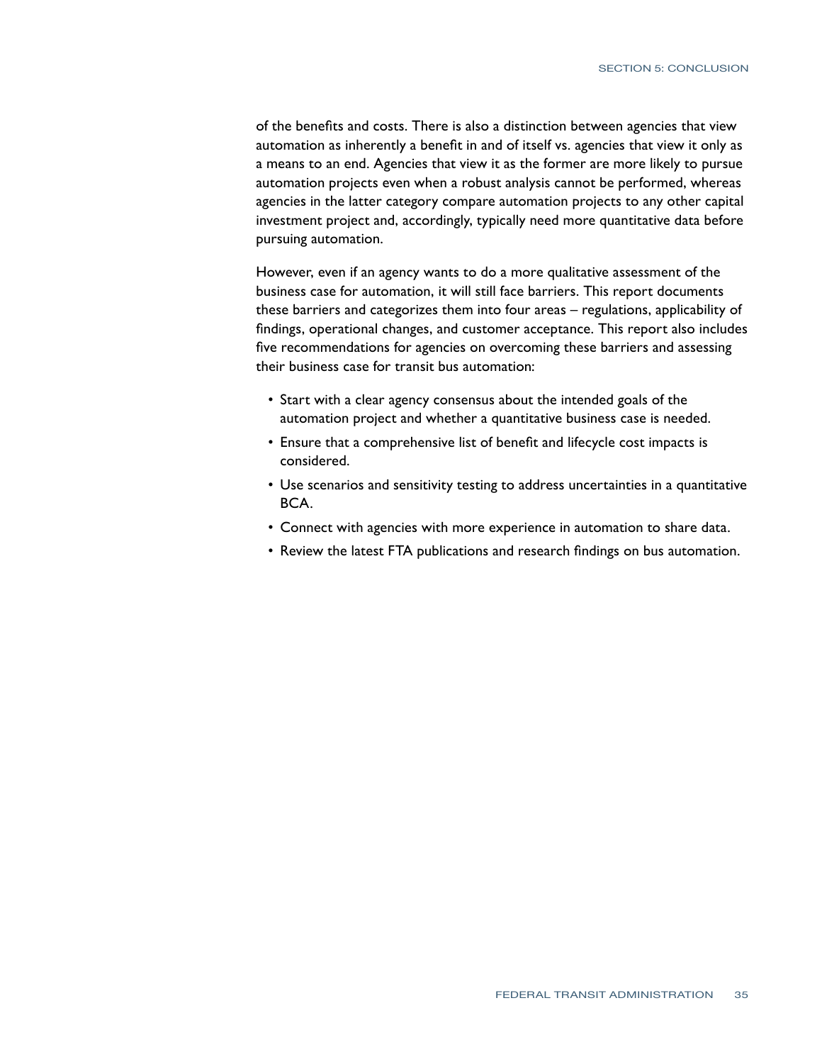of the benefits and costs. There is also a distinction between agencies that view automation as inherently a benefit in and of itself vs. agencies that view it only as a means to an end. Agencies that view it as the former are more likely to pursue automation projects even when a robust analysis cannot be performed, whereas agencies in the latter category compare automation projects to any other capital investment project and, accordingly, typically need more quantitative data before pursuing automation.

However, even if an agency wants to do a more qualitative assessment of the business case for automation, it will still face barriers. This report documents these barriers and categorizes them into four areas – regulations, applicability of findings, operational changes, and customer acceptance. This report also includes five recommendations for agencies on overcoming these barriers and assessing their business case for transit bus automation:

- Start with a clear agency consensus about the intended goals of the automation project and whether a quantitative business case is needed.
- Ensure that a comprehensive list of benefit and lifecycle cost impacts is considered.
- Use scenarios and sensitivity testing to address uncertainties in a quantitative BCA.
- Connect with agencies with more experience in automation to share data.
- Review the latest FTA publications and research findings on bus automation.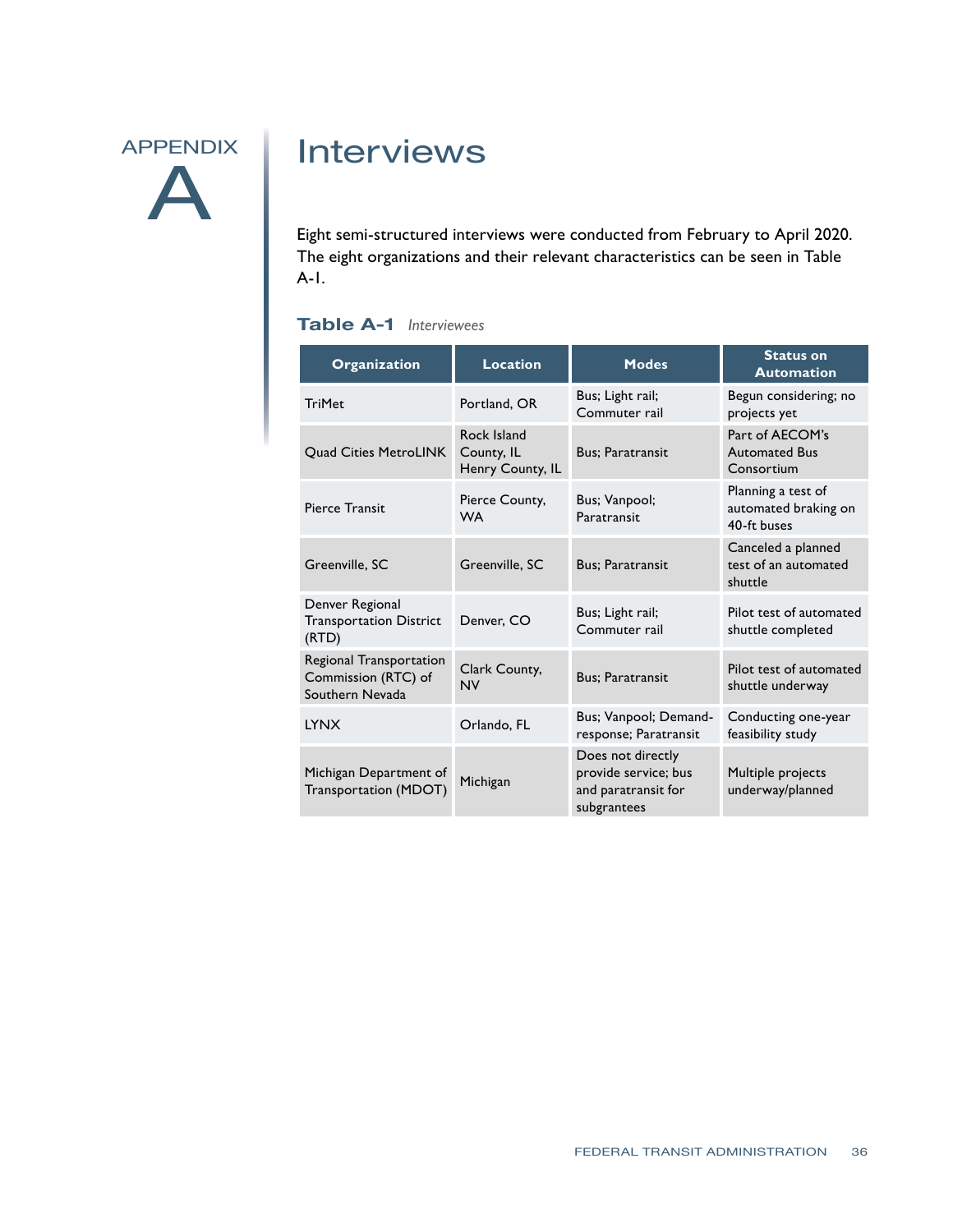# APPENDIX A

# Interviews

Eight semi-structured interviews were conducted from February to April 2020. The eight organizations and their relevant characteristics can be seen in Table A-1.

**Table A-1** *Interviewees*

| Organization | Location | Modes | Status on Automation |
|---|---|---|---|
| TriMet | Portland, OR | Bus; Light rail; Commuter rail | Begun considering; no projects yet |
| Quad Cities MetroLINK | Rock Island County, IL Henry County, IL | Bus; Paratransit | Part of AECOM's Automated Bus Consortium |
| Pierce Transit | Pierce County, WA | Bus; Vanpool; Paratransit | Planning a test of automated braking on 40-ft buses |
| Greenville, SC | Greenville, SC | Bus; Paratransit | Canceled a planned test of an automated shuttle |
| Denver Regional Transportation District (RTD) | Denver, CO | Bus; Light rail; Commuter rail | Pilot test of automated shuttle completed |
| Regional Transportation Commission (RTC) of Southern Nevada | Clark County, NV | Bus; Paratransit | Pilot test of automated shuttle underway |
| LYNX | Orlando, FL | Bus; Vanpool; Demand-response; Paratransit | Conducting one-year feasibility study |
| Michigan Department of Transportation (MDOT) | Michigan | Does not directly provide service; bus and paratransit for subgrantees | Multiple projects underway/planned |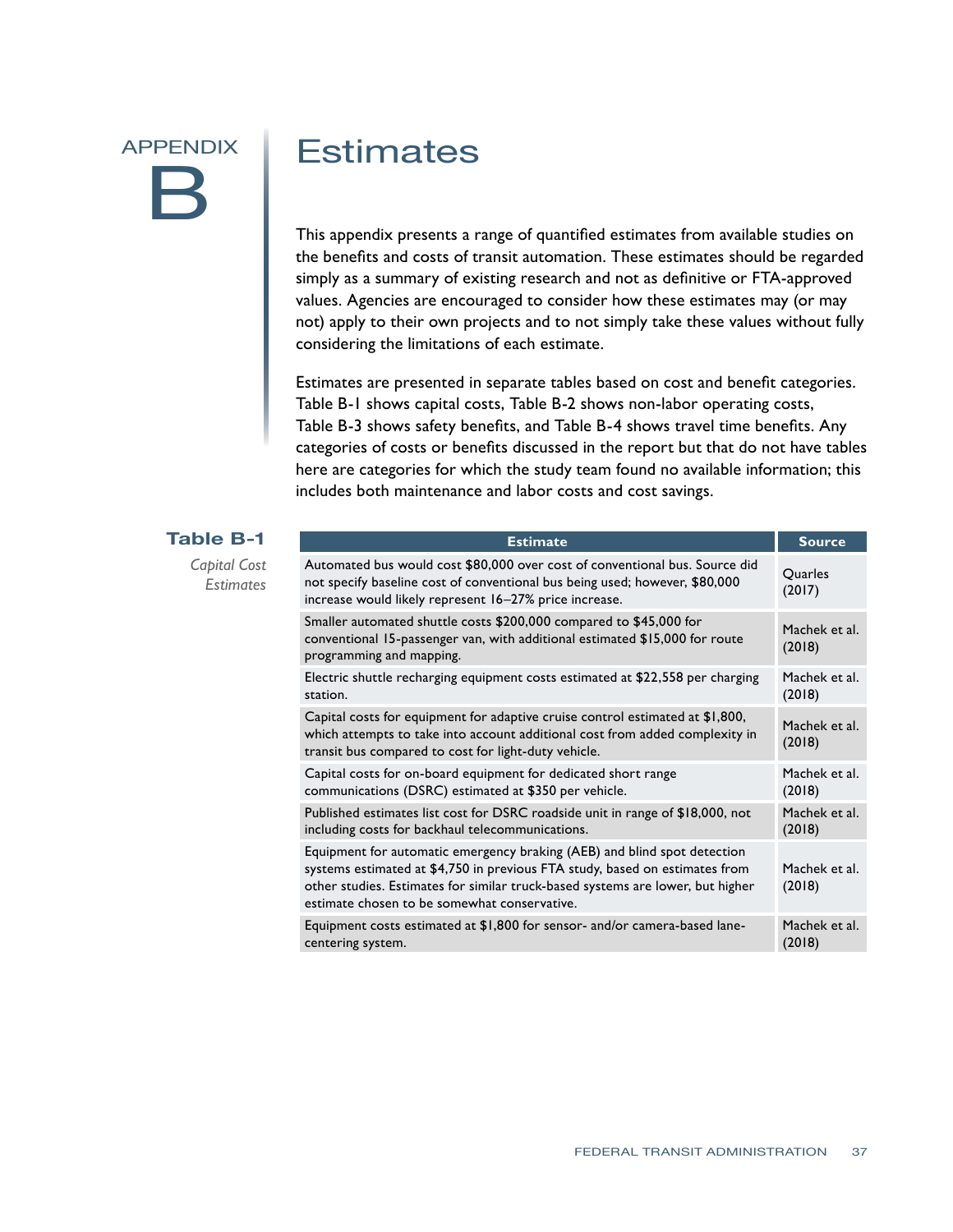# APPENDIX B

# Estimates

This appendix presents a range of quantified estimates from available studies on the benefits and costs of transit automation. These estimates should be regarded simply as a summary of existing research and not as definitive or FTA-approved values. Agencies are encouraged to consider how these estimates may (or may not) apply to their own projects and to not simply take these values without fully considering the limitations of each estimate.

Estimates are presented in separate tables based on cost and benefit categories. Table B-1 shows capital costs, Table B-2 shows non-labor operating costs, Table B-3 shows safety benefits, and Table B-4 shows travel time benefits. Any categories of costs or benefits discussed in the report but that do not have tables here are categories for which the study team found no available information; this includes both maintenance and labor costs and cost savings.

**Table B-1**

*Capital Cost Estimates*

| Estimate | Source |
|---|---|
| Automated bus would cost $80,000 over cost of conventional bus. Source did not specify baseline cost of conventional bus being used; however, $80,000 increase would likely represent 16–27% price increase. | Quarles (2017) |
| Smaller automated shuttle costs $200,000 compared to $45,000 for conventional 15-passenger van, with additional estimated $15,000 for route programming and mapping. | Machek et al. (2018) |
| Electric shuttle recharging equipment costs estimated at $22,558 per charging station. | Machek et al. (2018) |
| Capital costs for equipment for adaptive cruise control estimated at $1,800, which attempts to take into account additional cost from added complexity in transit bus compared to cost for light-duty vehicle. | Machek et al. (2018) |
| Capital costs for on-board equipment for dedicated short range communications (DSRC) estimated at $350 per vehicle. | Machek et al. (2018) |
| Published estimates list cost for DSRC roadside unit in range of $18,000, not including costs for backhaul telecommunications. | Machek et al. (2018) |
| Equipment for automatic emergency braking (AEB) and blind spot detection systems estimated at $4,750 in previous FTA study, based on estimates from other studies. Estimates for similar truck-based systems are lower, but higher estimate chosen to be somewhat conservative. | Machek et al. (2018) |
| Equipment costs estimated at $1,800 for sensor- and/or camera-based lane-centering system. | Machek et al. (2018) |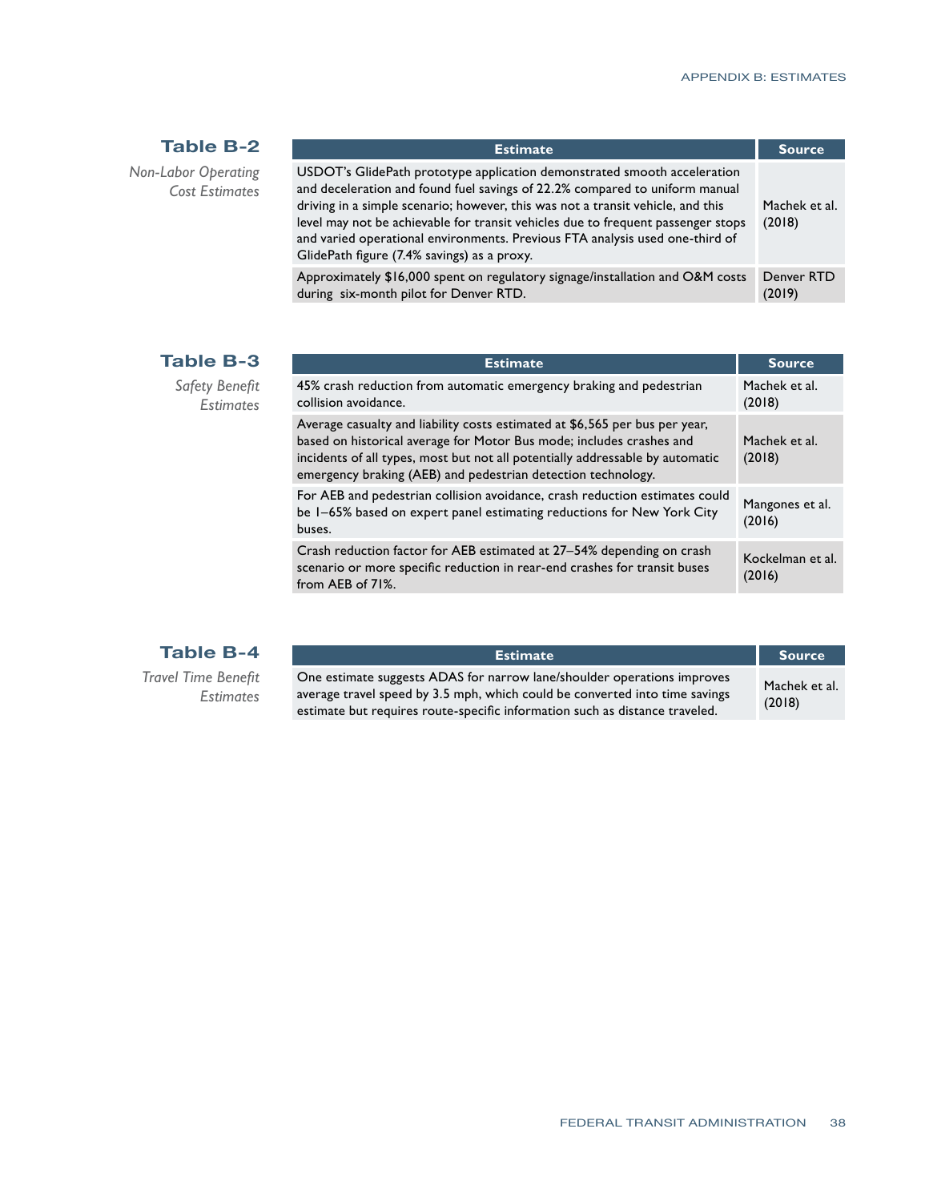**Table B-2**

*Non-Labor Operating Cost Estimates*

| Estimate | Source |
| --- | --- |
| USDOT's GlidePath prototype application demonstrated smooth acceleration and deceleration and found fuel savings of 22.2% compared to uniform manual driving in a simple scenario; however, this was not a transit vehicle, and this level may not be achievable for transit vehicles due to frequent passenger stops and varied operational environments. Previous FTA analysis used one-third of GlidePath figure (7.4% savings) as a proxy. | Machek et al. (2018) |
| Approximately $16,000 spent on regulatory signage/installation and O&M costs during six-month pilot for Denver RTD. | Denver RTD (2019) |

**Table B-3**

*Safety Benefit Estimates*

| Estimate | Source |
| --- | --- |
| 45% crash reduction from automatic emergency braking and pedestrian collision avoidance. | Machek et al. (2018) |
| Average casualty and liability costs estimated at $6,565 per bus per year, based on historical average for Motor Bus mode; includes crashes and incidents of all types, most but not all potentially addressable by automatic emergency braking (AEB) and pedestrian detection technology. | Machek et al. (2018) |
| For AEB and pedestrian collision avoidance, crash reduction estimates could be 1–65% based on expert panel estimating reductions for New York City buses. | Mangones et al. (2016) |
| Crash reduction factor for AEB estimated at 27–54% depending on crash scenario or more specific reduction in rear-end crashes for transit buses from AEB of 71%. | Kockelman et al. (2016) |

**Table B-4**

*Travel Time Benefit Estimates*

| Estimate | Source |
| --- | --- |
| One estimate suggests ADAS for narrow lane/shoulder operations improves average travel speed by 3.5 mph, which could be converted into time savings estimate but requires route-specific information such as distance traveled. | Machek et al. (2018) |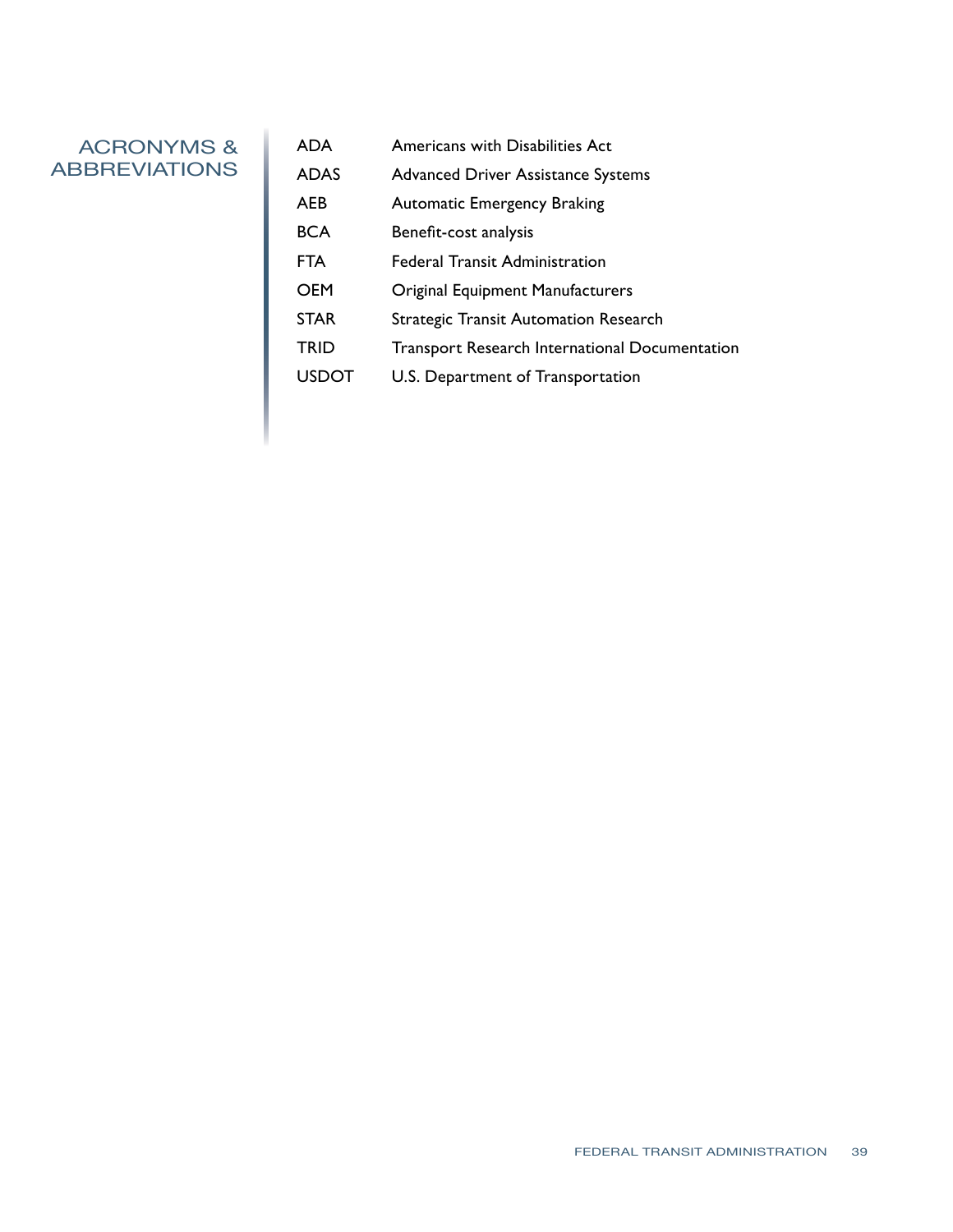# ACRONYMS & ABBREVIATIONS

| | |
|---|---|
| ADA | Americans with Disabilities Act |
| ADAS | Advanced Driver Assistance Systems |
| AEB | Automatic Emergency Braking |
| BCA | Benefit-cost analysis |
| FTA | Federal Transit Administration |
| OEM | Original Equipment Manufacturers |
| STAR | Strategic Transit Automation Research |
| TRID | Transport Research International Documentation |
| USDOT | U.S. Department of Transportation |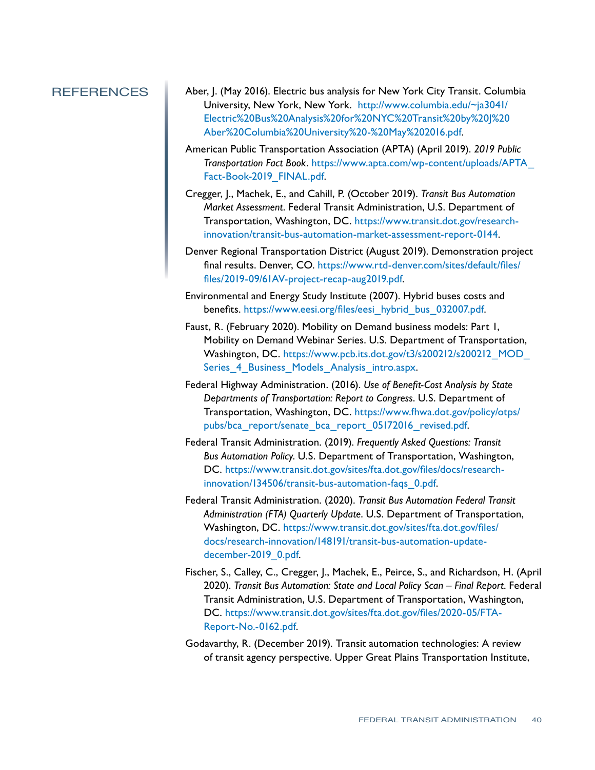## REFERENCES

Aber, J. (May 2016). Electric bus analysis for New York City Transit. Columbia University, New York, New York. http://www.columbia.edu/~ja3041/Electric%20Bus%20Analysis%20for%20NYC%20Transit%20by%20J%20Aber%20Columbia%20University%20-%20May%202016.pdf.

American Public Transportation Association (APTA) (April 2019). *2019 Public Transportation Fact Book*. https://www.apta.com/wp-content/uploads/APTA_Fact-Book-2019_FINAL.pdf.

Cregger, J., Machek, E., and Cahill, P. (October 2019). *Transit Bus Automation Market Assessment*. Federal Transit Administration, U.S. Department of Transportation, Washington, DC. https://www.transit.dot.gov/research-innovation/transit-bus-automation-market-assessment-report-0144.

Denver Regional Transportation District (August 2019). Demonstration project final results. Denver, CO. https://www.rtd-denver.com/sites/default/files/files/2019-09/61AV-project-recap-aug2019.pdf.

Environmental and Energy Study Institute (2007). Hybrid buses costs and benefits. https://www.eesi.org/files/eesi_hybrid_bus_032007.pdf.

Faust, R. (February 2020). Mobility on Demand business models: Part 1, Mobility on Demand Webinar Series. U.S. Department of Transportation, Washington, DC. https://www.pcb.its.dot.gov/t3/s200212/s200212_MOD_Series_4_Business_Models_Analysis_intro.aspx.

Federal Highway Administration. (2016). *Use of Benefit-Cost Analysis by State Departments of Transportation: Report to Congress*. U.S. Department of Transportation, Washington, DC. https://www.fhwa.dot.gov/policy/otps/pubs/bca_report/senate_bca_report_05172016_revised.pdf.

Federal Transit Administration. (2019). *Frequently Asked Questions: Transit Bus Automation Policy*. U.S. Department of Transportation, Washington, DC. https://www.transit.dot.gov/sites/fta.dot.gov/files/docs/research-innovation/134506/transit-bus-automation-faqs_0.pdf.

Federal Transit Administration. (2020). *Transit Bus Automation Federal Transit Administration (FTA) Quarterly Update*. U.S. Department of Transportation, Washington, DC. https://www.transit.dot.gov/sites/fta.dot.gov/files/docs/research-innovation/148191/transit-bus-automation-update-december-2019_0.pdf.

Fischer, S., Calley, C., Cregger, J., Machek, E., Peirce, S., and Richardson, H. (April 2020). *Transit Bus Automation: State and Local Policy Scan – Final Report*. Federal Transit Administration, U.S. Department of Transportation, Washington, DC. https://www.transit.dot.gov/sites/fta.dot.gov/files/2020-05/FTA-Report-No.-0162.pdf.

Godavarthy, R. (December 2019). Transit automation technologies: A review of transit agency perspective. Upper Great Plains Transportation Institute,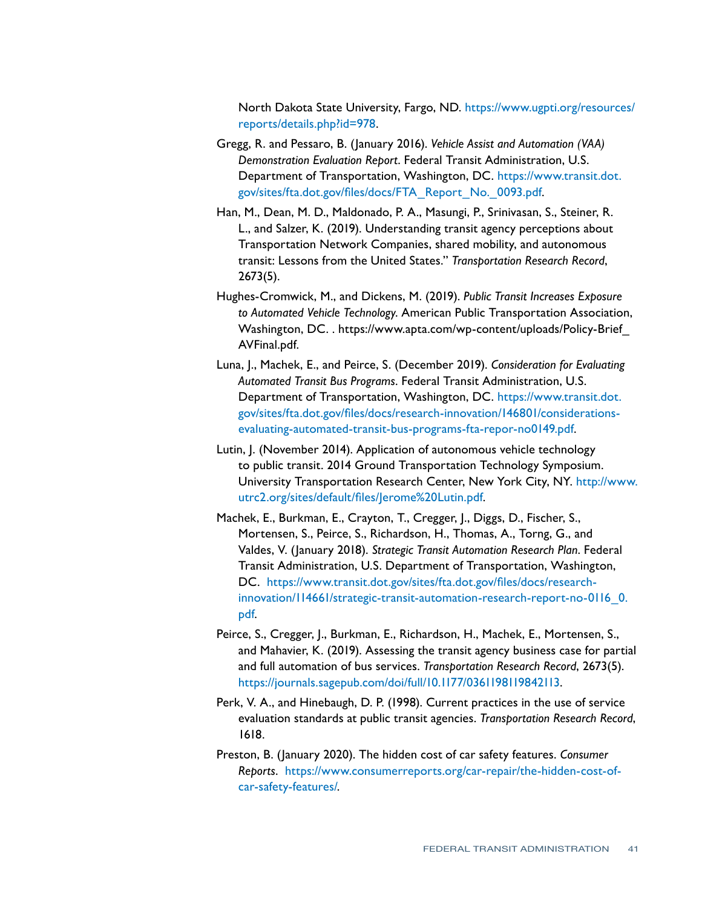North Dakota State University, Fargo, ND. https://www.ugpti.org/resources/reports/details.php?id=978.

Gregg, R. and Pessaro, B. (January 2016). *Vehicle Assist and Automation (VAA) Demonstration Evaluation Report*. Federal Transit Administration, U.S. Department of Transportation, Washington, DC. https://www.transit.dot.gov/sites/fta.dot.gov/files/docs/FTA_Report_No._0093.pdf.

Han, M., Dean, M. D., Maldonado, P. A., Masungi, P., Srinivasan, S., Steiner, R. L., and Salzer, K. (2019). Understanding transit agency perceptions about Transportation Network Companies, shared mobility, and autonomous transit: Lessons from the United States." *Transportation Research Record*, 2673(5).

Hughes-Cromwick, M., and Dickens, M. (2019). *Public Transit Increases Exposure to Automated Vehicle Technology*. American Public Transportation Association, Washington, DC. . https://www.apta.com/wp-content/uploads/Policy-Brief_AVFinal.pdf.

Luna, J., Machek, E., and Peirce, S. (December 2019). *Consideration for Evaluating Automated Transit Bus Programs*. Federal Transit Administration, U.S. Department of Transportation, Washington, DC. https://www.transit.dot.gov/sites/fta.dot.gov/files/docs/research-innovation/146801/considerations-evaluating-automated-transit-bus-programs-fta-repor-no0149.pdf.

Lutin, J. (November 2014). Application of autonomous vehicle technology to public transit. 2014 Ground Transportation Technology Symposium. University Transportation Research Center, New York City, NY. http://www.utrc2.org/sites/default/files/Jerome%20Lutin.pdf.

Machek, E., Burkman, E., Crayton, T., Cregger, J., Diggs, D., Fischer, S., Mortensen, S., Peirce, S., Richardson, H., Thomas, A., Torng, G., and Valdes, V. (January 2018). *Strategic Transit Automation Research Plan*. Federal Transit Administration, U.S. Department of Transportation, Washington, DC. https://www.transit.dot.gov/sites/fta.dot.gov/files/docs/research-innovation/114661/strategic-transit-automation-research-report-no-0116_0.pdf.

Peirce, S., Cregger, J., Burkman, E., Richardson, H., Machek, E., Mortensen, S., and Mahavier, K. (2019). Assessing the transit agency business case for partial and full automation of bus services. *Transportation Research Record*, 2673(5). https://journals.sagepub.com/doi/full/10.1177/0361198119842113.

Perk, V. A., and Hinebaugh, D. P. (1998). Current practices in the use of service evaluation standards at public transit agencies. *Transportation Research Record*, 1618.

Preston, B. (January 2020). The hidden cost of car safety features. *Consumer Reports*. https://www.consumerreports.org/car-repair/the-hidden-cost-of-car-safety-features/.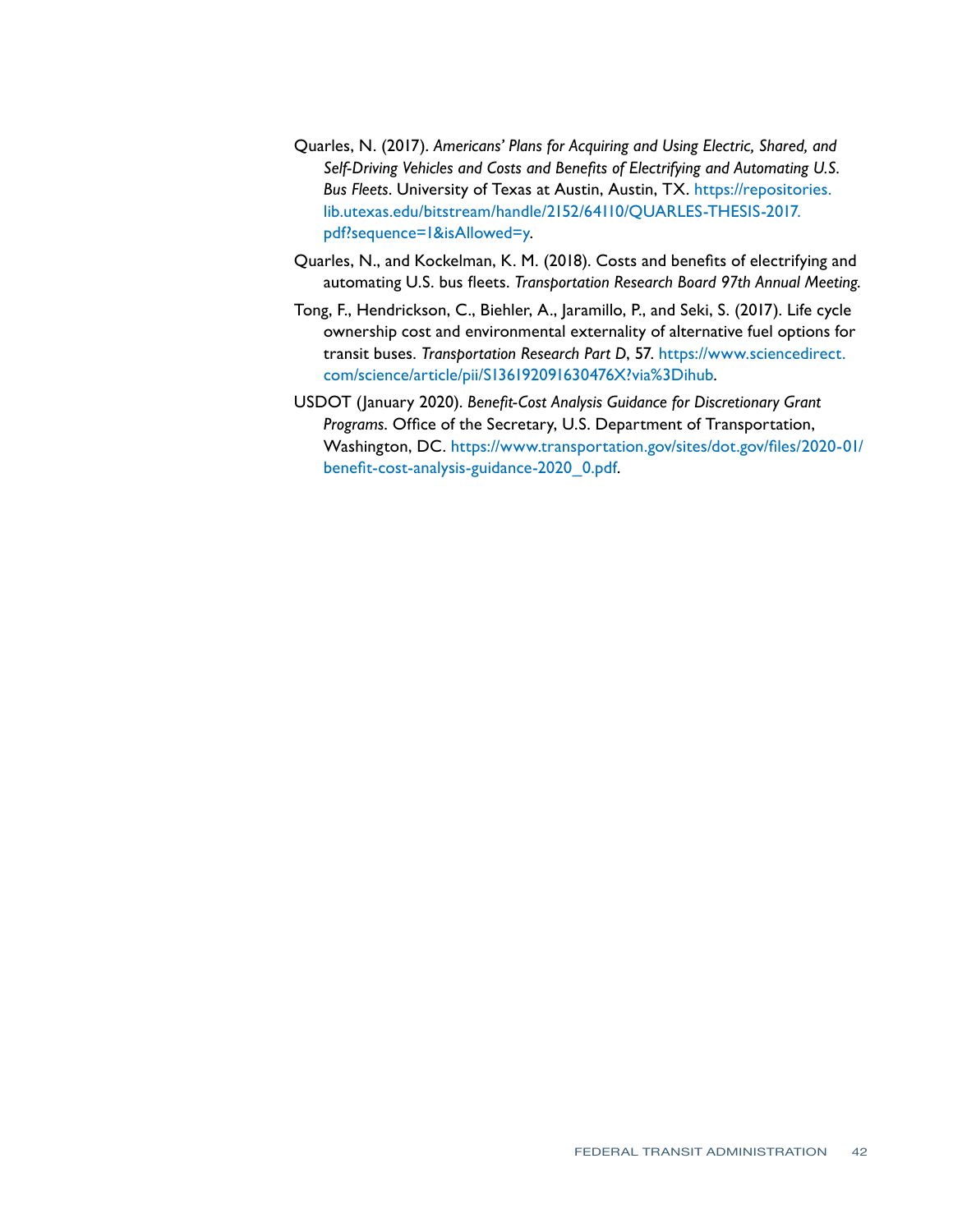Quarles, N. (2017). *Americans' Plans for Acquiring and Using Electric, Shared, and Self-Driving Vehicles and Costs and Benefits of Electrifying and Automating U.S. Bus Fleets*. University of Texas at Austin, Austin, TX. https://repositories.lib.utexas.edu/bitstream/handle/2152/64110/QUARLES-THESIS-2017.pdf?sequence=1&isAllowed=y.

Quarles, N., and Kockelman, K. M. (2018). Costs and benefits of electrifying and automating U.S. bus fleets. *Transportation Research Board 97th Annual Meeting*.

Tong, F., Hendrickson, C., Biehler, A., Jaramillo, P., and Seki, S. (2017). Life cycle ownership cost and environmental externality of alternative fuel options for transit buses. *Transportation Research Part D*, 57. https://www.sciencedirect.com/science/article/pii/S136192091630476X?via%3Dihub.

USDOT (January 2020). *Benefit-Cost Analysis Guidance for Discretionary Grant Programs*. Office of the Secretary, U.S. Department of Transportation, Washington, DC. https://www.transportation.gov/sites/dot.gov/files/2020-01/benefit-cost-analysis-guidance-2020_0.pdf.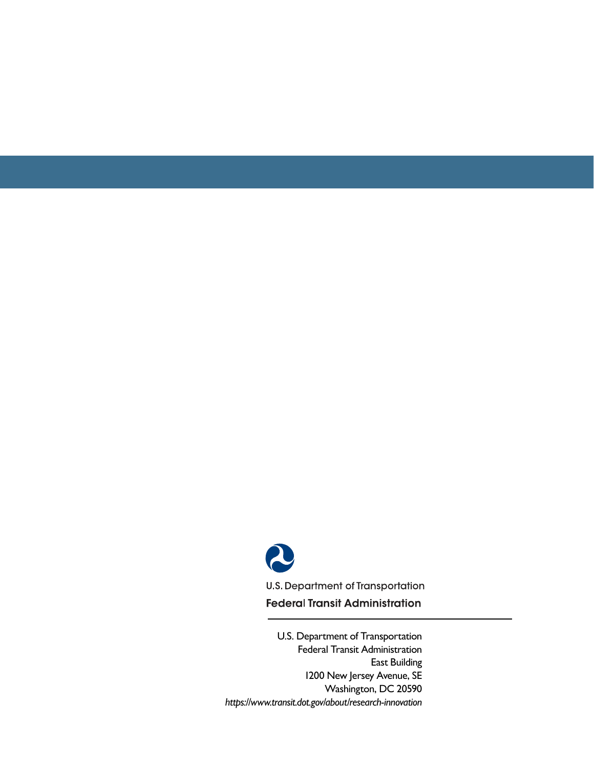U.S. Department of Transportation

**Federal Transit Administration**

U.S. Department of Transportation
Federal Transit Administration
East Building
1200 New Jersey Avenue, SE
Washington, DC 20590
*https://www.transit.dot.gov/about/research-innovation*